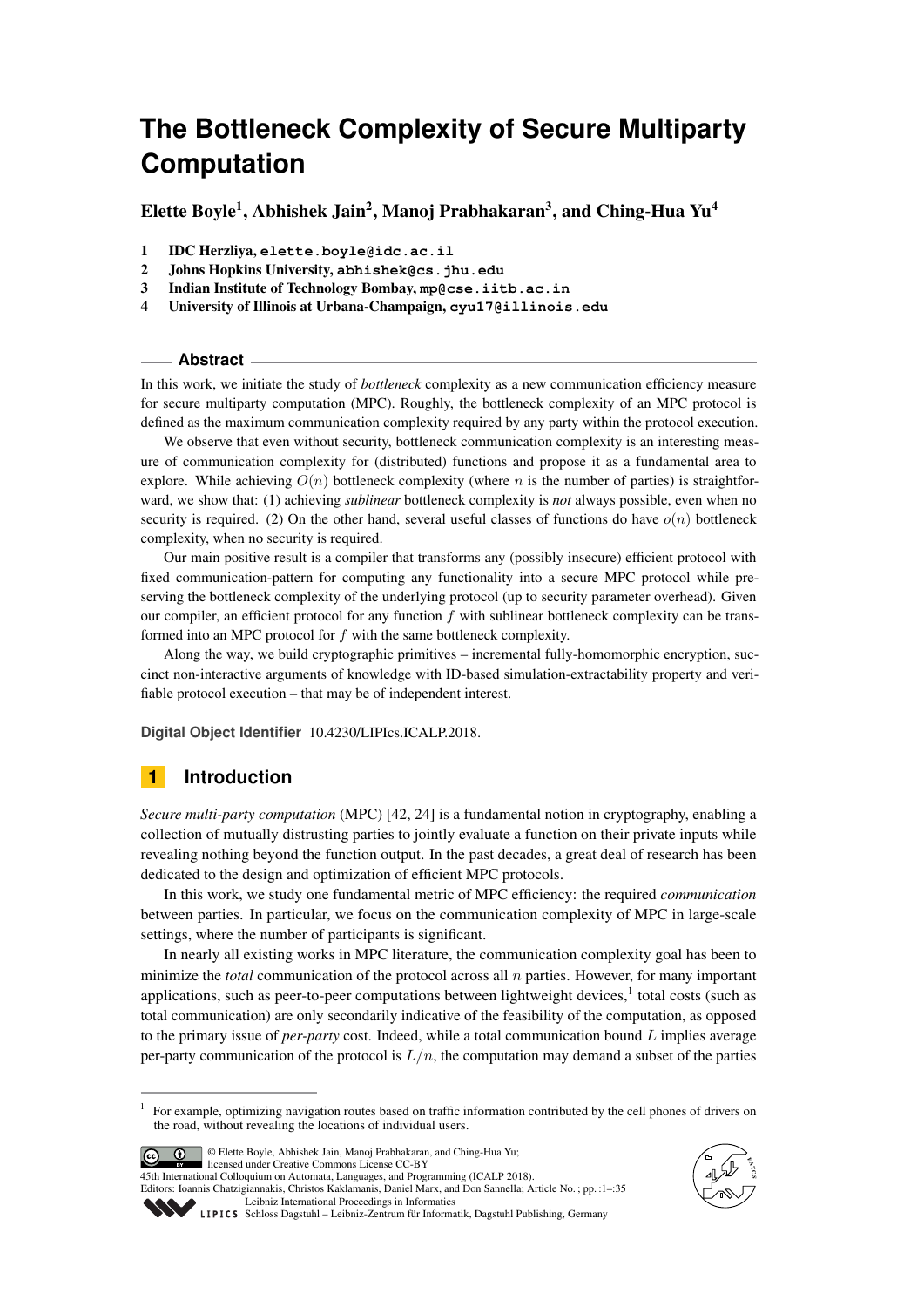# The Bottleneck Complexity of Secure Multiparty Computation

**Elette Boyle[1], Abhishek Jain[2], Manoj Prabhakaran[3], and Ching-Hua Yu[4]**

1 **IDC Herzliya, elette.boyle@idc.ac.il**
2 **Johns Hopkins University, abhishek@cs.jhu.edu**
3 **Indian Institute of Technology Bombay, mp@cse.iitb.ac.in**
4 **University of Illinois at Urbana-Champaign, cyu17@illinois.edu**

## Abstract

In this work, we initiate the study of *bottleneck* complexity as a new communication efficiency measure for secure multiparty computation (MPC). Roughly, the bottleneck complexity of an MPC protocol is defined as the maximum communication complexity required by any party within the protocol execution.

We observe that even without security, bottleneck communication complexity is an interesting measure of communication complexity for (distributed) functions and propose it as a fundamental area to explore. While achieving $O(n)$ bottleneck complexity (where $n$ is the number of parties) is straightforward, we show that: (1) achieving *sublinear* bottleneck complexity is *not* always possible, even when no security is required. (2) On the other hand, several useful classes of functions do have $o(n)$ bottleneck complexity, when no security is required.

Our main positive result is a compiler that transforms any (possibly insecure) efficient protocol with fixed communication-pattern for computing any functionality into a secure MPC protocol while preserving the bottleneck complexity of the underlying protocol (up to security parameter overhead). Given our compiler, an efficient protocol for any function $f$ with sublinear bottleneck complexity can be transformed into an MPC protocol for $f$ with the same bottleneck complexity.

Along the way, we build cryptographic primitives – incremental fully-homomorphic encryption, succinct non-interactive arguments of knowledge with ID-based simulation-extractability property and verifiable protocol execution – that may be of independent interest.

**Digital Object Identifier** 10.4230/LIPIcs.ICALP.2018.

## 1 Introduction

*Secure multi-party computation* (MPC) [42, 24] is a fundamental notion in cryptography, enabling a collection of mutually distrusting parties to jointly evaluate a function on their private inputs while revealing nothing beyond the function output. In the past decades, a great deal of research has been dedicated to the design and optimization of efficient MPC protocols.

In this work, we study one fundamental metric of MPC efficiency: the required *communication* between parties. In particular, we focus on the communication complexity of MPC in large-scale settings, where the number of participants is significant.

In nearly all existing works in MPC literature, the communication complexity goal has been to minimize the *total* communication of the protocol across all $n$ parties. However, for many important applications, such as peer-to-peer computations between lightweight devices,[1] total costs (such as total communication) are only secondarily indicative of the feasibility of the computation, as opposed to the primary issue of *per-party* cost. Indeed, while a total communication bound $L$ implies average per-party communication of the protocol is $L/n$, the computation may demand a subset of the parties

[1] For example, optimizing navigation routes based on traffic information contributed by the cell phones of drivers on the road, without revealing the locations of individual users.

© Elette Boyle, Abhishek Jain, Manoj Prabhakaran, and Ching-Hua Yu;
licensed under Creative Commons License CC-BY
45th International Colloquium on Automata, Languages, and Programming (ICALP 2018).
Editors: Ioannis Chatzigiannakis, Christos Kaklamanis, Daniel Marx, and Don Sannella; Article No. ; pp. :1–:35
Leibniz International Proceedings in Informatics
LIPICS Schloss Dagstuhl – Leibniz-Zentrum für Informatik, Dagstuhl Publishing, Germany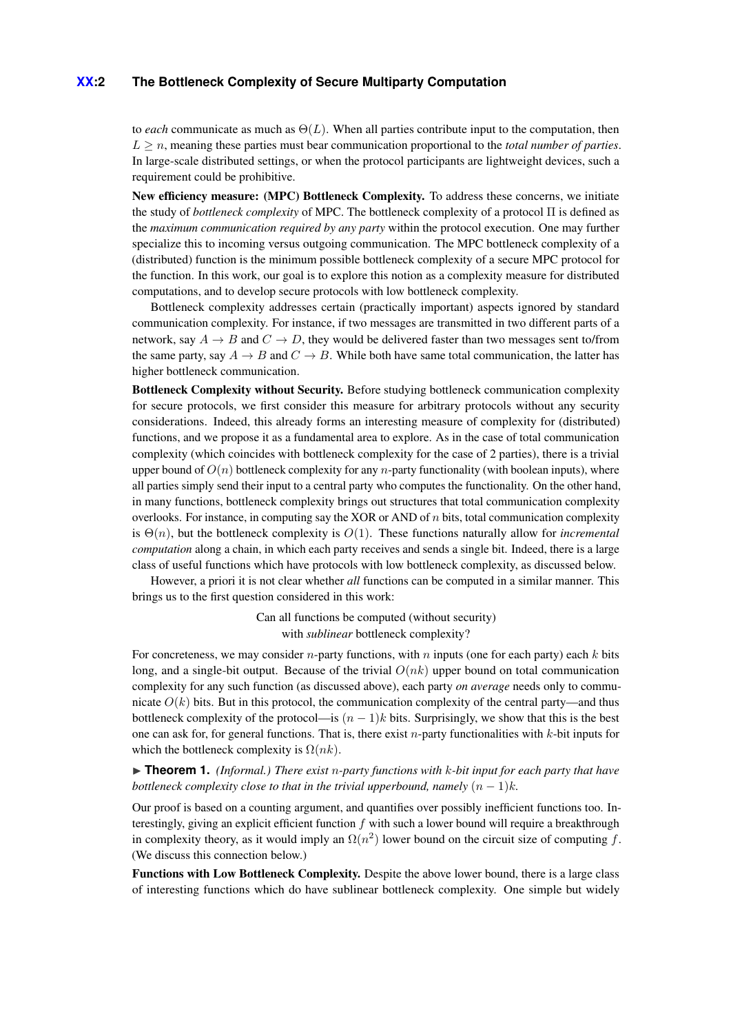to *each* communicate as much as $\Theta(L)$. When all parties contribute input to the computation, then $L \geq n$, meaning these parties must bear communication proportional to the *total number of parties*. In large-scale distributed settings, or when the protocol participants are lightweight devices, such a requirement could be prohibitive.

**New efficiency measure: (MPC) Bottleneck Complexity.** To address these concerns, we initiate the study of *bottleneck complexity* of MPC. The bottleneck complexity of a protocol $\Pi$ is defined as the *maximum communication required by any party* within the protocol execution. One may further specialize this to incoming versus outgoing communication. The MPC bottleneck complexity of a (distributed) function is the minimum possible bottleneck complexity of a secure MPC protocol for the function. In this work, our goal is to explore this notion as a complexity measure for distributed computations, and to develop secure protocols with low bottleneck complexity.

Bottleneck complexity addresses certain (practically important) aspects ignored by standard communication complexity. For instance, if two messages are transmitted in two different parts of a network, say $A \to B$ and $C \to D$, they would be delivered faster than two messages sent to/from the same party, say $A \to B$ and $C \to B$. While both have same total communication, the latter has higher bottleneck communication.

**Bottleneck Complexity without Security.** Before studying bottleneck communication complexity for secure protocols, we first consider this measure for arbitrary protocols without any security considerations. Indeed, this already forms an interesting measure of complexity for (distributed) functions, and we propose it as a fundamental area to explore. As in the case of total communication complexity (which coincides with bottleneck complexity for the case of 2 parties), there is a trivial upper bound of $O(n)$ bottleneck complexity for any $n$-party functionality (with boolean inputs), where all parties simply send their input to a central party who computes the functionality. On the other hand, in many functions, bottleneck complexity brings out structures that total communication complexity overlooks. For instance, in computing say the XOR or AND of $n$ bits, total communication complexity is $\Theta(n)$, but the bottleneck complexity is $O(1)$. These functions naturally allow for *incremental computation* along a chain, in which each party receives and sends a single bit. Indeed, there is a large class of useful functions which have protocols with low bottleneck complexity, as discussed below.

However, a priori it is not clear whether *all* functions can be computed in a similar manner. This brings us to the first question considered in this work:

Can all functions be computed (without security)
with *sublinear* bottleneck complexity?

For concreteness, we may consider $n$-party functions, with $n$ inputs (one for each party) each $k$ bits long, and a single-bit output. Because of the trivial $O(nk)$ upper bound on total communication complexity for any such function (as discussed above), each party *on average* needs only to communicate $O(k)$ bits. But in this protocol, the communication complexity of the central party—and thus bottleneck complexity of the protocol—is $(n-1)k$ bits. Surprisingly, we show that this is the best one can ask for, for general functions. That is, there exist $n$-party functionalities with $k$-bit inputs for which the bottleneck complexity is $\Omega(nk)$.

► **Theorem 1.** *(Informal.) There exist $n$-party functions with $k$-bit input for each party that have bottleneck complexity close to that in the trivial upperbound, namely $(n-1)k$.*

Our proof is based on a counting argument, and quantifies over possibly inefficient functions too. Interestingly, giving an explicit efficient function $f$ with such a lower bound will require a breakthrough in complexity theory, as it would imply an $\Omega(n^2)$ lower bound on the circuit size of computing $f$. (We discuss this connection below.)

**Functions with Low Bottleneck Complexity.** Despite the above lower bound, there is a large class of interesting functions which do have sublinear bottleneck complexity. One simple but widely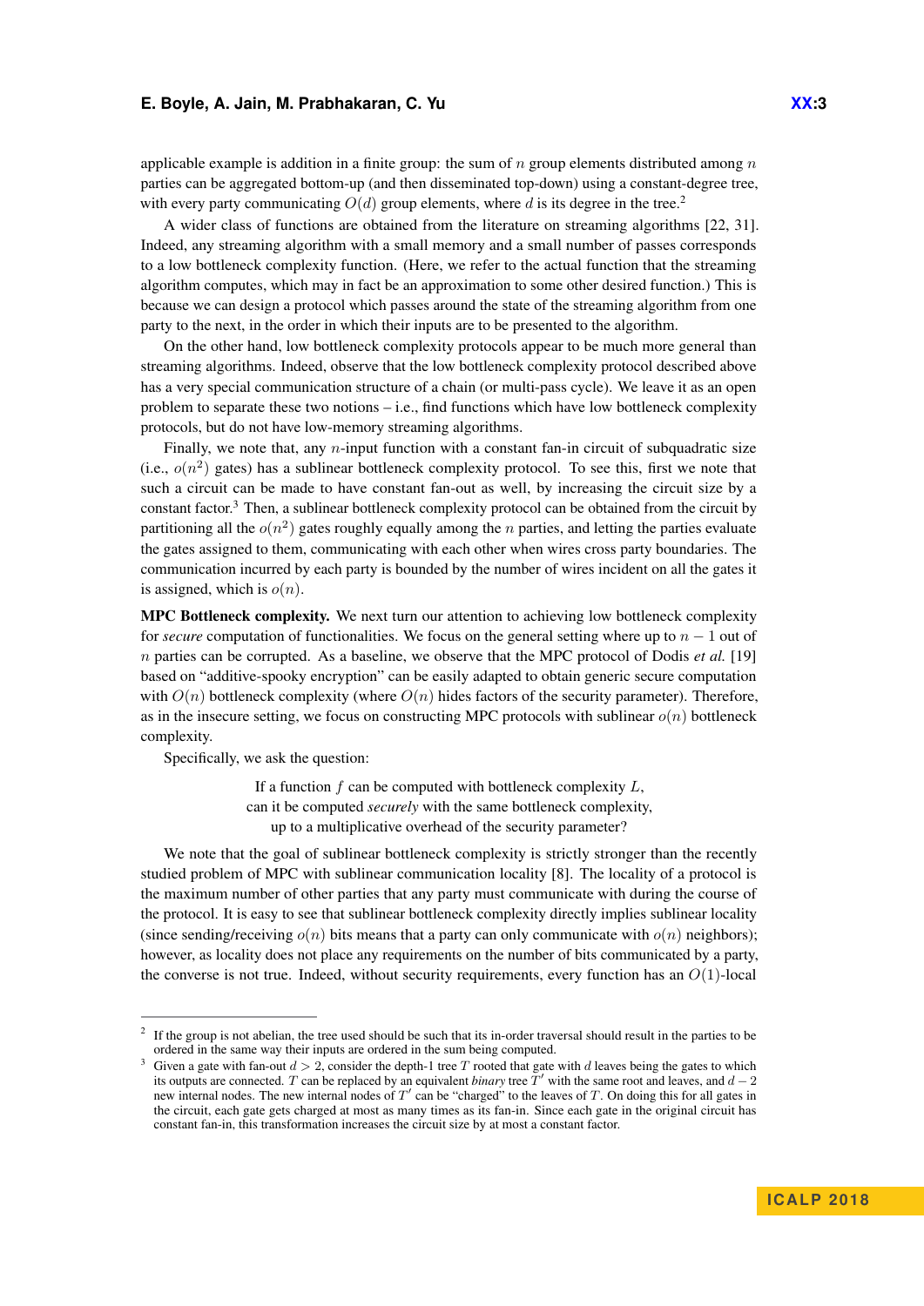applicable example is addition in a finite group: the sum of $n$ group elements distributed among $n$ parties can be aggregated bottom-up (and then disseminated top-down) using a constant-degree tree, with every party communicating $O(d)$ group elements, where $d$ is its degree in the tree.[2]

A wider class of functions are obtained from the literature on streaming algorithms [22, 31]. Indeed, any streaming algorithm with a small memory and a small number of passes corresponds to a low bottleneck complexity function. (Here, we refer to the actual function that the streaming algorithm computes, which may in fact be an approximation to some other desired function.) This is because we can design a protocol which passes around the state of the streaming algorithm from one party to the next, in the order in which their inputs are to be presented to the algorithm.

On the other hand, low bottleneck complexity protocols appear to be much more general than streaming algorithms. Indeed, observe that the low bottleneck complexity protocol described above has a very special communication structure of a chain (or multi-pass cycle). We leave it as an open problem to separate these two notions – i.e., find functions which have low bottleneck complexity protocols, but do not have low-memory streaming algorithms.

Finally, we note that, any $n$-input function with a constant fan-in circuit of subquadratic size (i.e., $o(n^2)$ gates) has a sublinear bottleneck complexity protocol. To see this, first we note that such a circuit can be made to have constant fan-out as well, by increasing the circuit size by a constant factor.[3] Then, a sublinear bottleneck complexity protocol can be obtained from the circuit by partitioning all the $o(n^2)$ gates roughly equally among the $n$ parties, and letting the parties evaluate the gates assigned to them, communicating with each other when wires cross party boundaries. The communication incurred by each party is bounded by the number of wires incident on all the gates it is assigned, which is $o(n)$.

**MPC Bottleneck complexity.** We next turn our attention to achieving low bottleneck complexity for *secure* computation of functionalities. We focus on the general setting where up to $n-1$ out of $n$ parties can be corrupted. As a baseline, we observe that the MPC protocol of Dodis *et al.* [19] based on "additive-spooky encryption" can be easily adapted to obtain generic secure computation with $O(n)$ bottleneck complexity (where $O(n)$ hides factors of the security parameter). Therefore, as in the insecure setting, we focus on constructing MPC protocols with sublinear $o(n)$ bottleneck complexity.

Specifically, we ask the question:

> If a function $f$ can be computed with bottleneck complexity $L$,
> can it be computed *securely* with the same bottleneck complexity,
> up to a multiplicative overhead of the security parameter?

We note that the goal of sublinear bottleneck complexity is strictly stronger than the recently studied problem of MPC with sublinear communication locality [8]. The locality of a protocol is the maximum number of other parties that any party must communicate with during the course of the protocol. It is easy to see that sublinear bottleneck complexity directly implies sublinear locality (since sending/receiving $o(n)$ bits means that a party can only communicate with $o(n)$ neighbors); however, as locality does not place any requirements on the number of bits communicated by a party, the converse is not true. Indeed, without security requirements, every function has an $O(1)$-local

---

[2] If the group is not abelian, the tree used should be such that its in-order traversal should result in the parties to be ordered in the same way their inputs are ordered in the sum being computed.

[3] Given a gate with fan-out $d > 2$, consider the depth-1 tree $T$ rooted that gate with $d$ leaves being the gates to which its outputs are connected. $T$ can be replaced by an equivalent *binary* tree $T'$ with the same root and leaves, and $d-2$ new internal nodes. The new internal nodes of $T'$ can be "charged" to the leaves of $T$. On doing this for all gates in the circuit, each gate gets charged at most as many times as its fan-in. Since each gate in the original circuit has constant fan-in, this transformation increases the circuit size by at most a constant factor.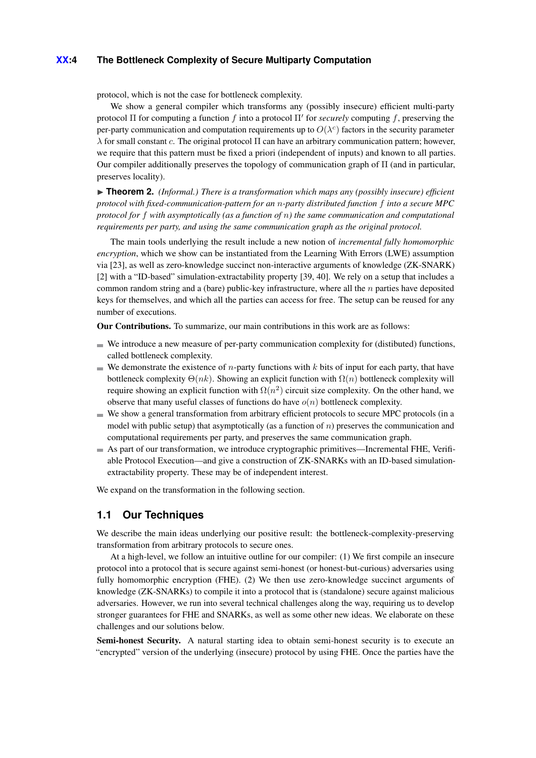protocol, which is not the case for bottleneck complexity.

We show a general compiler which transforms any (possibly insecure) efficient multi-party protocol $\Pi$ for computing a function $f$ into a protocol $\Pi'$ for *securely* computing $f$, preserving the per-party communication and computation requirements up to $O(\lambda^c)$ factors in the security parameter $\lambda$ for small constant $c$. The original protocol $\Pi$ can have an arbitrary communication pattern; however, we require that this pattern must be fixed a priori (independent of inputs) and known to all parties. Our compiler additionally preserves the topology of communication graph of $\Pi$ (and in particular, preserves locality).

▶ **Theorem 2.** *(Informal.) There is a transformation which maps any (possibly insecure) efficient protocol with fixed-communication-pattern for an $n$-party distributed function $f$ into a secure MPC protocol for $f$ with asymptotically (as a function of $n$) the same communication and computational requirements per party, and using the same communication graph as the original protocol.*

The main tools underlying the result include a new notion of *incremental fully homomorphic encryption*, which we show can be instantiated from the Learning With Errors (LWE) assumption via [23], as well as zero-knowledge succinct non-interactive arguments of knowledge (ZK-SNARK) [2] with a "ID-based" simulation-extractability property [39, 40]. We rely on a setup that includes a common random string and a (bare) public-key infrastructure, where all the $n$ parties have deposited keys for themselves, and which all the parties can access for free. The setup can be reused for any number of executions.

**Our Contributions.** To summarize, our main contributions in this work are as follows:

- We introduce a new measure of per-party communication complexity for (distibuted) functions, called bottleneck complexity.
- We demonstrate the existence of $n$-party functions with $k$ bits of input for each party, that have bottleneck complexity $\Theta(nk)$. Showing an explicit function with $\Omega(n)$ bottleneck complexity will require showing an explicit function with $\Omega(n^2)$ circuit size complexity. On the other hand, we observe that many useful classes of functions do have $o(n)$ bottleneck complexity.
- We show a general transformation from arbitrary efficient protocols to secure MPC protocols (in a model with public setup) that asymptotically (as a function of $n$) preserves the communication and computational requirements per party, and preserves the same communication graph.
- As part of our transformation, we introduce cryptographic primitives—Incremental FHE, Verifiable Protocol Execution—and give a construction of ZK-SNARKs with an ID-based simulation-extractability property. These may be of independent interest.

We expand on the transformation in the following section.

## 1.1 Our Techniques

We describe the main ideas underlying our positive result: the bottleneck-complexity-preserving transformation from arbitrary protocols to secure ones.

At a high-level, we follow an intuitive outline for our compiler: (1) We first compile an insecure protocol into a protocol that is secure against semi-honest (or honest-but-curious) adversaries using fully homomorphic encryption (FHE). (2) We then use zero-knowledge succinct arguments of knowledge (ZK-SNARKs) to compile it into a protocol that is (standalone) secure against malicious adversaries. However, we run into several technical challenges along the way, requiring us to develop stronger guarantees for FHE and SNARKs, as well as some other new ideas. We elaborate on these challenges and our solutions below.

**Semi-honest Security.** A natural starting idea to obtain semi-honest security is to execute an "encrypted" version of the underlying (insecure) protocol by using FHE. Once the parties have the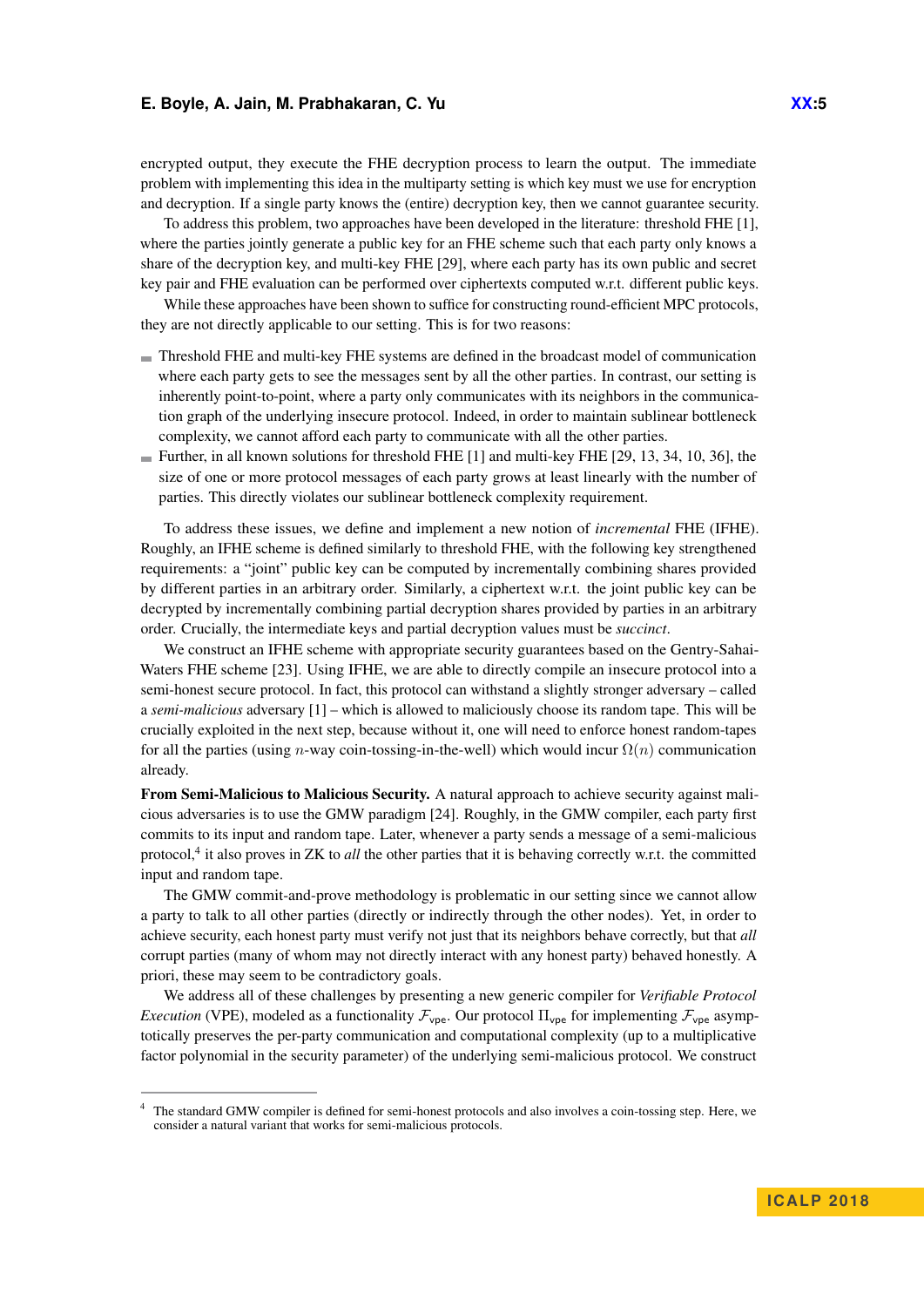encrypted output, they execute the FHE decryption process to learn the output. The immediate problem with implementing this idea in the multiparty setting is which key must we use for encryption and decryption. If a single party knows the (entire) decryption key, then we cannot guarantee security.

To address this problem, two approaches have been developed in the literature: threshold FHE [1], where the parties jointly generate a public key for an FHE scheme such that each party only knows a share of the decryption key, and multi-key FHE [29], where each party has its own public and secret key pair and FHE evaluation can be performed over ciphertexts computed w.r.t. different public keys.

While these approaches have been shown to suffice for constructing round-efficient MPC protocols, they are not directly applicable to our setting. This is for two reasons:

- Threshold FHE and multi-key FHE systems are defined in the broadcast model of communication where each party gets to see the messages sent by all the other parties. In contrast, our setting is inherently point-to-point, where a party only communicates with its neighbors in the communication graph of the underlying insecure protocol. Indeed, in order to maintain sublinear bottleneck complexity, we cannot afford each party to communicate with all the other parties.
- Further, in all known solutions for threshold FHE [1] and multi-key FHE [29, 13, 34, 10, 36], the size of one or more protocol messages of each party grows at least linearly with the number of parties. This directly violates our sublinear bottleneck complexity requirement.

To address these issues, we define and implement a new notion of *incremental* FHE (IFHE). Roughly, an IFHE scheme is defined similarly to threshold FHE, with the following key strengthened requirements: a "joint" public key can be computed by incrementally combining shares provided by different parties in an arbitrary order. Similarly, a ciphertext w.r.t. the joint public key can be decrypted by incrementally combining partial decryption shares provided by parties in an arbitrary order. Crucially, the intermediate keys and partial decryption values must be *succinct*.

We construct an IFHE scheme with appropriate security guarantees based on the Gentry-Sahai-Waters FHE scheme [23]. Using IFHE, we are able to directly compile an insecure protocol into a semi-honest secure protocol. In fact, this protocol can withstand a slightly stronger adversary – called a *semi-malicious* adversary [1] – which is allowed to maliciously choose its random tape. This will be crucially exploited in the next step, because without it, one will need to enforce honest random-tapes for all the parties (using $n$-way coin-tossing-in-the-well) which would incur $\Omega(n)$ communication already.

**From Semi-Malicious to Malicious Security.** A natural approach to achieve security against malicious adversaries is to use the GMW paradigm [24]. Roughly, in the GMW compiler, each party first commits to its input and random tape. Later, whenever a party sends a message of a semi-malicious protocol,[4] it also proves in ZK to *all* the other parties that it is behaving correctly w.r.t. the committed input and random tape.

The GMW commit-and-prove methodology is problematic in our setting since we cannot allow a party to talk to all other parties (directly or indirectly through the other nodes). Yet, in order to achieve security, each honest party must verify not just that its neighbors behave correctly, but that *all* corrupt parties (many of whom may not directly interact with any honest party) behaved honestly. A priori, these may seem to be contradictory goals.

We address all of these challenges by presenting a new generic compiler for *Verifiable Protocol Execution* (VPE), modeled as a functionality $\mathcal{F}_{\mathsf{vpe}}$. Our protocol $\Pi_{\mathsf{vpe}}$ for implementing $\mathcal{F}_{\mathsf{vpe}}$ asymptotically preserves the per-party communication and computational complexity (up to a multiplicative factor polynomial in the security parameter) of the underlying semi-malicious protocol. We construct

[4] The standard GMW compiler is defined for semi-honest protocols and also involves a coin-tossing step. Here, we consider a natural variant that works for semi-malicious protocols.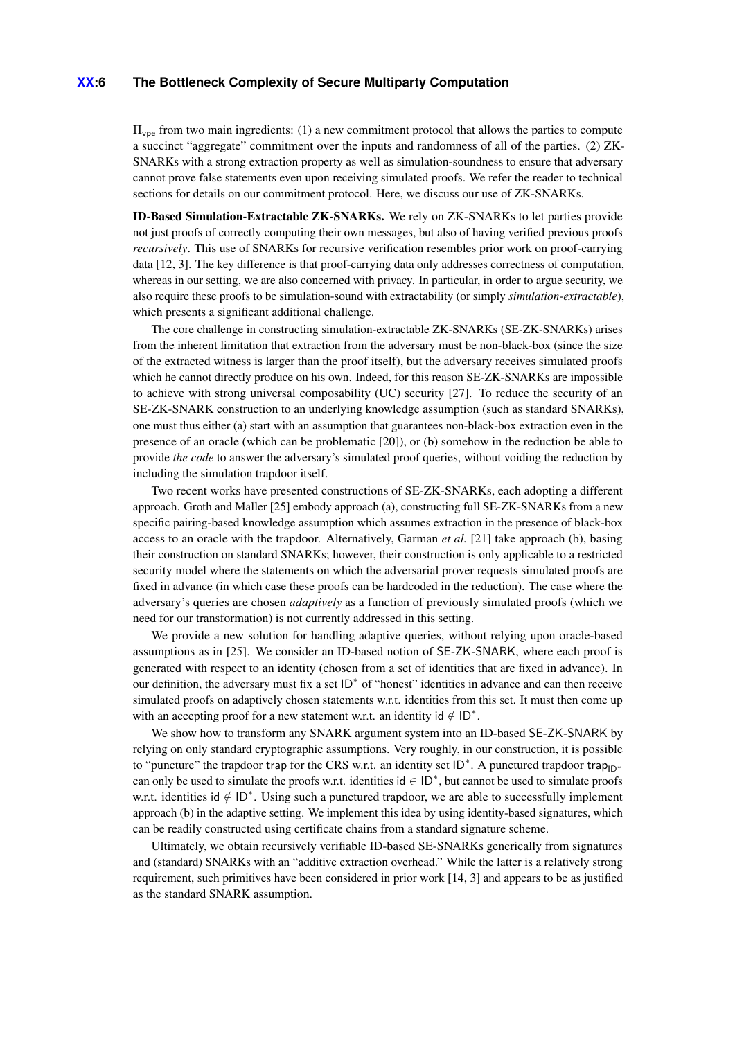$\Pi_{\mathsf{vpe}}$ from two main ingredients: (1) a new commitment protocol that allows the parties to compute a succinct "aggregate" commitment over the inputs and randomness of all of the parties. (2) ZK-SNARKs with a strong extraction property as well as simulation-soundness to ensure that adversary cannot prove false statements even upon receiving simulated proofs. We refer the reader to technical sections for details on our commitment protocol. Here, we discuss our use of ZK-SNARKs.

**ID-Based Simulation-Extractable ZK-SNARKs.** We rely on ZK-SNARKs to let parties provide not just proofs of correctly computing their own messages, but also of having verified previous proofs *recursively*. This use of SNARKs for recursive verification resembles prior work on proof-carrying data [12, 3]. The key difference is that proof-carrying data only addresses correctness of computation, whereas in our setting, we are also concerned with privacy. In particular, in order to argue security, we also require these proofs to be simulation-sound with extractability (or simply *simulation-extractable*), which presents a significant additional challenge.

The core challenge in constructing simulation-extractable ZK-SNARKs (SE-ZK-SNARKs) arises from the inherent limitation that extraction from the adversary must be non-black-box (since the size of the extracted witness is larger than the proof itself), but the adversary receives simulated proofs which he cannot directly produce on his own. Indeed, for this reason SE-ZK-SNARKs are impossible to achieve with strong universal composability (UC) security [27]. To reduce the security of an SE-ZK-SNARK construction to an underlying knowledge assumption (such as standard SNARKs), one must thus either (a) start with an assumption that guarantees non-black-box extraction even in the presence of an oracle (which can be problematic [20]), or (b) somehow in the reduction be able to provide *the code* to answer the adversary's simulated proof queries, without voiding the reduction by including the simulation trapdoor itself.

Two recent works have presented constructions of SE-ZK-SNARKs, each adopting a different approach. Groth and Maller [25] embody approach (a), constructing full SE-ZK-SNARKs from a new specific pairing-based knowledge assumption which assumes extraction in the presence of black-box access to an oracle with the trapdoor. Alternatively, Garman *et al.* [21] take approach (b), basing their construction on standard SNARKs; however, their construction is only applicable to a restricted security model where the statements on which the adversarial prover requests simulated proofs are fixed in advance (in which case these proofs can be hardcoded in the reduction). The case where the adversary's queries are chosen *adaptively* as a function of previously simulated proofs (which we need for our transformation) is not currently addressed in this setting.

We provide a new solution for handling adaptive queries, without relying upon oracle-based assumptions as in [25]. We consider an ID-based notion of $\mathsf{SE}$-$\mathsf{ZK}$-$\mathsf{SNARK}$, where each proof is generated with respect to an identity (chosen from a set of identities that are fixed in advance). In our definition, the adversary must fix a set $\mathsf{ID}^*$ of "honest" identities in advance and can then receive simulated proofs on adaptively chosen statements w.r.t. identities from this set. It must then come up with an accepting proof for a new statement w.r.t. an identity $\mathsf{id} \notin \mathsf{ID}^*$.

We show how to transform any SNARK argument system into an ID-based $\mathsf{SE}$-$\mathsf{ZK}$-$\mathsf{SNARK}$ by relying on only standard cryptographic assumptions. Very roughly, in our construction, it is possible to "puncture" the trapdoor $\mathsf{trap}$ for the CRS w.r.t. an identity set $\mathsf{ID}^*$. A punctured trapdoor $\mathsf{trap}_{\mathsf{ID}^*}$ can only be used to simulate the proofs w.r.t. identities $\mathsf{id} \in \mathsf{ID}^*$, but cannot be used to simulate proofs w.r.t. identities $\mathsf{id} \notin \mathsf{ID}^*$. Using such a punctured trapdoor, we are able to successfully implement approach (b) in the adaptive setting. We implement this idea by using identity-based signatures, which can be readily constructed using certificate chains from a standard signature scheme.

Ultimately, we obtain recursively verifiable ID-based SE-SNARKs generically from signatures and (standard) SNARKs with an "additive extraction overhead." While the latter is a relatively strong requirement, such primitives have been considered in prior work [14, 3] and appears to be as justified as the standard SNARK assumption.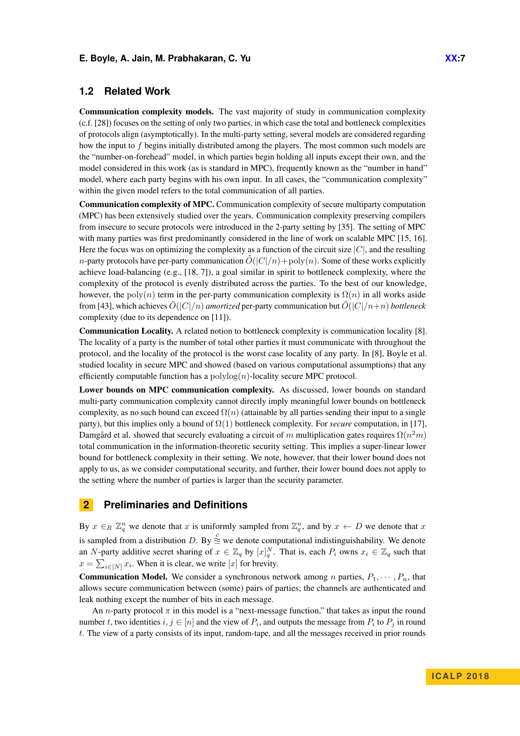## 1.2 Related Work

**Communication complexity models.** The vast majority of study in communication complexity (c.f. [28]) focuses on the setting of only two parties, in which case the total and bottleneck complexities of protocols align (asymptotically). In the multi-party setting, several models are considered regarding how the input to $f$ begins initially distributed among the players. The most common such models are the "number-on-forehead" model, in which parties begin holding all inputs except their own, and the model considered in this work (as is standard in MPC), frequently known as the "number in hand" model, where each party begins with his own input. In all cases, the "communication complexity" within the given model refers to the total communication of all parties.

**Communication complexity of MPC.** Communication complexity of secure multiparty computation (MPC) has been extensively studied over the years. Communication complexity preserving compilers from insecure to secure protocols were introduced in the 2-party setting by [35]. The setting of MPC with many parties was first predominantly considered in the line of work on scalable MPC [15, 16]. Here the focus was on optimizing the complexity as a function of the circuit size $|C|$, and the resulting $n$-party protocols have per-party communication $\tilde{O}(|C|/n)+\mathrm{poly}(n)$. Some of these works explicitly achieve load-balancing (e.g., [18, 7]), a goal similar in spirit to bottleneck complexity, where the complexity of the protocol is evenly distributed across the parties. To the best of our knowledge, however, the $\mathrm{poly}(n)$ term in the per-party communication complexity is $\Omega(n)$ in all works aside from [43], which achieves $\tilde{O}(|C|/n)$ *amortized* per-party communication but $\tilde{O}(|C|/n+n)$ *bottleneck* complexity (due to its dependence on [11]).

**Communication Locality.** A related notion to bottleneck complexity is communication locality [8]. The locality of a party is the number of total other parties it must communicate with throughout the protocol, and the locality of the protocol is the worst case locality of any party. In [8], Boyle et al. studied locality in secure MPC and showed (based on various computational assumptions) that any efficiently computable function has a $\mathrm{polylog}(n)$-locality secure MPC protocol.

**Lower bounds on MPC communication complexity.** As discussed, lower bounds on standard multi-party communication complexity cannot directly imply meaningful lower bounds on bottleneck complexity, as no such bound can exceed $\Omega(n)$ (attainable by all parties sending their input to a single party), but this implies only a bound of $\Omega(1)$ bottleneck complexity. For *secure* computation, in [17], Damgård et al. showed that securely evaluating a circuit of $m$ multiplication gates requires $\Omega(n^2m)$ total communication in the information-theoretic security setting. This implies a super-linear lower bound for bottleneck complexity in their setting. We note, however, that their lower bound does not apply to us, as we consider computational security, and further, their lower bound does not apply to the setting where the number of parties is larger than the security parameter.

# 2 Preliminaries and Definitions

By $x \in_R \mathbb{Z}_q^n$ we denote that $x$ is uniformly sampled from $\mathbb{Z}_q^n$, and by $x \leftarrow D$ we denote that $x$ is sampled from a distribution $D$. By $\overset{c}{\approx}$ we denote computational indistinguishability. We denote an $N$-party additive secret sharing of $x \in \mathbb{Z}_q$ by $[x]_q^N$. That is, each $P_i$ owns $x_i \in \mathbb{Z}_q$ such that $x = \sum_{i\in[N]} x_i$. When it is clear, we write $[x]$ for brevity.

**Communication Model.** We consider a synchronous network among $n$ parties, $P_1, \cdots, P_n$, that allows secure communication between (some) pairs of parties; the channels are authenticated and leak nothing except the number of bits in each message.

An $n$-party protocol $\pi$ in this model is a "next-message function," that takes as input the round number $t$, two identities $i, j \in [n]$ and the view of $P_i$, and outputs the message from $P_i$ to $P_j$ in round $t$. The view of a party consists of its input, random-tape, and all the messages received in prior rounds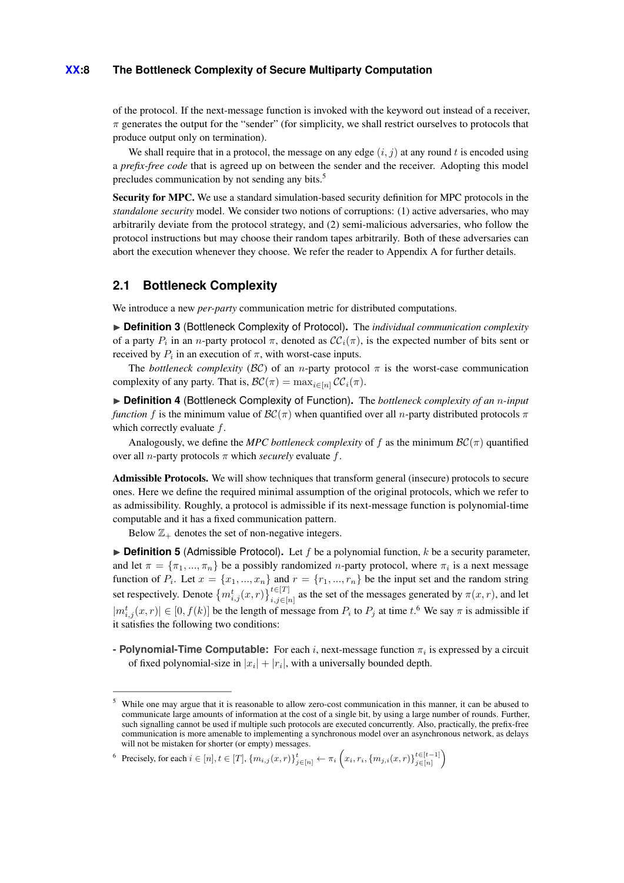of the protocol. If the next-message function is invoked with the keyword out instead of a receiver, $\pi$ generates the output for the "sender" (for simplicity, we shall restrict ourselves to protocols that produce output only on termination).

We shall require that in a protocol, the message on any edge $(i, j)$ at any round $t$ is encoded using a *prefix-free code* that is agreed up on between the sender and the receiver. Adopting this model precludes communication by not sending any bits.[5]

**Security for MPC.** We use a standard simulation-based security definition for MPC protocols in the *standalone security* model. We consider two notions of corruptions: (1) active adversaries, who may arbitrarily deviate from the protocol strategy, and (2) semi-malicious adversaries, who follow the protocol instructions but may choose their random tapes arbitrarily. Both of these adversaries can abort the execution whenever they choose. We refer the reader to Appendix A for further details.

## 2.1 Bottleneck Complexity

We introduce a new *per-party* communication metric for distributed computations.

► **Definition 3** (Bottleneck Complexity of Protocol)**.** The *individual communication complexity* of a party $P_i$ in an $n$-party protocol $\pi$, denoted as $\mathcal{CC}_i(\pi)$, is the expected number of bits sent or received by $P_i$ in an execution of $\pi$, with worst-case inputs.

The *bottleneck complexity* ($\mathcal{BC}$) of an $n$-party protocol $\pi$ is the worst-case communication complexity of any party. That is, $\mathcal{BC}(\pi) = \max_{i \in [n]} \mathcal{CC}_i(\pi)$.

► **Definition 4** (Bottleneck Complexity of Function)**.** The *bottleneck complexity of an $n$-input function* $f$ is the minimum value of $\mathcal{BC}(\pi)$ when quantified over all $n$-party distributed protocols $\pi$ which correctly evaluate $f$.

Analogously, we define the *MPC bottleneck complexity* of $f$ as the minimum $\mathcal{BC}(\pi)$ quantified over all $n$-party protocols $\pi$ which *securely* evaluate $f$.

**Admissible Protocols.** We will show techniques that transform general (insecure) protocols to secure ones. Here we define the required minimal assumption of the original protocols, which we refer to as admissibility. Roughly, a protocol is admissible if its next-message function is polynomial-time computable and it has a fixed communication pattern.

Below $\mathbb{Z}_+$ denotes the set of non-negative integers.

► **Definition 5** (Admissible Protocol)**.** Let $f$ be a polynomial function, $k$ be a security parameter, and let $\pi = \{\pi_1, ..., \pi_n\}$ be a possibly randomized $n$-party protocol, where $\pi_i$ is a next message function of $P_i$. Let $x = \{x_1, ..., x_n\}$ and $r = \{r_1, ..., r_n\}$ be the input set and the random string set respectively. Denote $\left\{m_{i,j}^t(x,r)\right\}_{i,j \in [n]}^{t \in [T]}$ as the set of the messages generated by $\pi(x, r)$, and let $|m_{i,j}^t(x,r)| \in [0, f(k)]$ be the length of message from $P_i$ to $P_j$ at time $t$.[6] We say $\pi$ is admissible if it satisfies the following two conditions:

- **Polynomial-Time Computable:** For each $i$, next-message function $\pi_i$ is expressed by a circuit of fixed polynomial-size in $|x_i| + |r_i|$, with a universally bounded depth.

---

[5] While one may argue that it is reasonable to allow zero-cost communication in this manner, it can be abused to communicate large amounts of information at the cost of a single bit, by using a large number of rounds. Further, such signalling cannot be used if multiple such protocols are executed concurrently. Also, practically, the prefix-free communication is more amenable to implementing a synchronous model over an asynchronous network, as delays will not be mistaken for shorter (or empty) messages.

[6] Precisely, for each $i \in [n], t \in [T]$, $\{m_{i,j}(x,r)\}_{j \in [n]}^{t} \leftarrow \pi_i \left( x_i, r_i, \{m_{j,i}(x,r)\}_{j \in [n]}^{t \in [t-1]} \right)$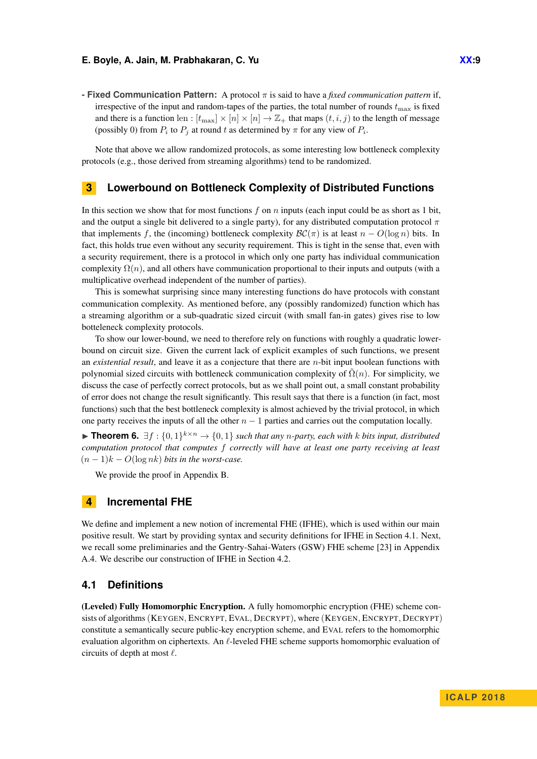- **Fixed Communication Pattern:** A protocol $\pi$ is said to have a *fixed communication pattern* if, irrespective of the input and random-tapes of the parties, the total number of rounds $t_{\max}$ is fixed and there is a function $\text{len} : [t_{\max}] \times [n] \times [n] \to \mathbb{Z}_+$ that maps $(t, i, j)$ to the length of message (possibly 0) from $P_i$ to $P_j$ at round $t$ as determined by $\pi$ for any view of $P_i$.

Note that above we allow randomized protocols, as some interesting low bottleneck complexity protocols (e.g., those derived from streaming algorithms) tend to be randomized.

## 3 Lowerbound on Bottleneck Complexity of Distributed Functions

In this section we show that for most functions $f$ on $n$ inputs (each input could be as short as 1 bit, and the output a single bit delivered to a single party), for any distributed computation protocol $\pi$ that implements $f$, the (incoming) bottleneck complexity $\mathcal{BC}(\pi)$ is at least $n - O(\log n)$ bits. In fact, this holds true even without any security requirement. This is tight in the sense that, even with a security requirement, there is a protocol in which only one party has individual communication complexity $\Omega(n)$, and all others have communication proportional to their inputs and outputs (with a multiplicative overhead independent of the number of parties).

This is somewhat surprising since many interesting functions do have protocols with constant communication complexity. As mentioned before, any (possibly randomized) function which has a streaming algorithm or a sub-quadratic sized circuit (with small fan-in gates) gives rise to low botteleneck complexity protocols.

To show our lower-bound, we need to therefore rely on functions with roughly a quadratic lower-bound on circuit size. Given the current lack of explicit examples of such functions, we present an *existential result*, and leave it as a conjecture that there are $n$-bit input boolean functions with polynomial sized circuits with bottleneck communication complexity of $\tilde{\Omega}(n)$. For simplicity, we discuss the case of perfectly correct protocols, but as we shall point out, a small constant probability of error does not change the result significantly. This result says that there is a function (in fact, most functions) such that the best bottleneck complexity is almost achieved by the trivial protocol, in which one party receives the inputs of all the other $n - 1$ parties and carries out the computation locally.

▶ **Theorem 6.** *$\exists f : \{0,1\}^{k \times n} \to \{0,1\}$ such that any $n$-party, each with $k$ bits input, distributed computation protocol that computes $f$ correctly will have at least one party receiving at least $(n-1)k - O(\log nk)$ bits in the worst-case.*

We provide the proof in Appendix B.

## 4 Incremental FHE

We define and implement a new notion of incremental FHE (IFHE), which is used within our main positive result. We start by providing syntax and security definitions for IFHE in Section 4.1. Next, we recall some preliminaries and the Gentry-Sahai-Waters (GSW) FHE scheme [23] in Appendix A.4. We describe our construction of IFHE in Section 4.2.

### 4.1 Definitions

**(Leveled) Fully Homomorphic Encryption.** A fully homomorphic encryption (FHE) scheme consists of algorithms (KeyGen, Encrypt, Eval, Decrypt), where (KeyGen, Encrypt, Decrypt) constitute a semantically secure public-key encryption scheme, and Eval refers to the homomorphic evaluation algorithm on ciphertexts. An $\ell$-leveled FHE scheme supports homomorphic evaluation of circuits of depth at most $\ell$.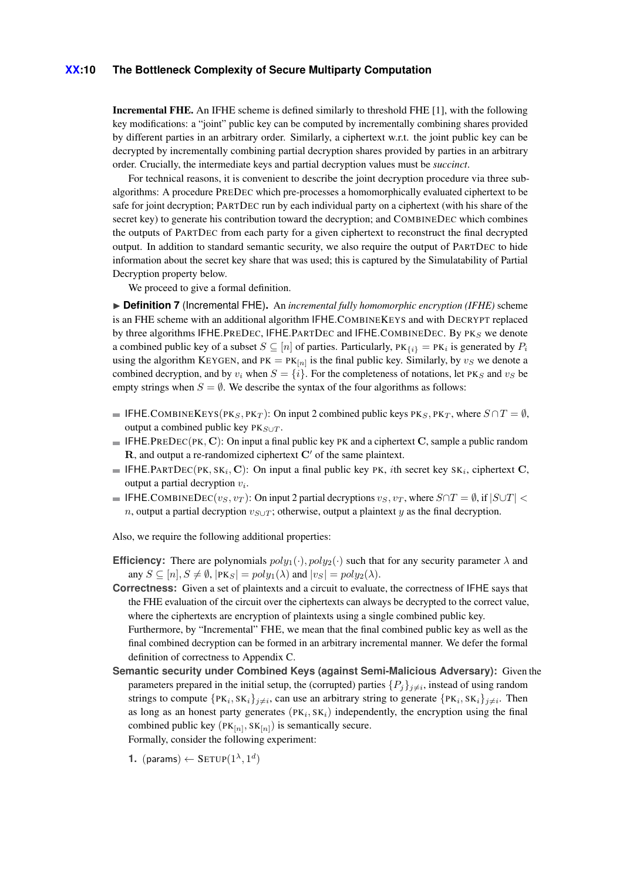**Incremental FHE.** An IFHE scheme is defined similarly to threshold FHE [1], with the following key modifications: a "joint" public key can be computed by incrementally combining shares provided by different parties in an arbitrary order. Similarly, a ciphertext w.r.t. the joint public key can be decrypted by incrementally combining partial decryption shares provided by parties in an arbitrary order. Crucially, the intermediate keys and partial decryption values must be *succinct*.

For technical reasons, it is convenient to describe the joint decryption procedure via three sub-algorithms: A procedure PREDEC which pre-processes a homomorphically evaluated ciphertext to be safe for joint decryption; PARTDEC run by each individual party on a ciphertext (with his share of the secret key) to generate his contribution toward the decryption; and COMBINEDEC which combines the outputs of PARTDEC from each party for a given ciphertext to reconstruct the final decrypted output. In addition to standard semantic security, we also require the output of PARTDEC to hide information about the secret key share that was used; this is captured by the Simulatability of Partial Decryption property below.

We proceed to give a formal definition.

▶ **Definition 7** (Incremental FHE)**.** An *incremental fully homomorphic encryption (IFHE)* scheme is an FHE scheme with an additional algorithm IFHE.COMBINEKEYS and with DECRYPT replaced by three algorithms IFHE.PREDEC, IFHE.PARTDEC and IFHE.COMBINEDEC. By $\mathrm{PK}_S$ we denote a combined public key of a subset $S \subseteq [n]$ of parties. Particularly, $\mathrm{PK}_{\{i\}} = \mathrm{PK}_i$ is generated by $P_i$ using the algorithm KEYGEN, and $\mathrm{PK} = \mathrm{PK}_{[n]}$ is the final public key. Similarly, by $v_S$ we denote a combined decryption, and by $v_i$ when $S = \{i\}$. For the completeness of notations, let $\mathrm{PK}_S$ and $v_S$ be empty strings when $S = \emptyset$. We describe the syntax of the four algorithms as follows:

- IFHE.COMBINEKEYS($\mathrm{PK}_S, \mathrm{PK}_T$): On input 2 combined public keys $\mathrm{PK}_S, \mathrm{PK}_T$, where $S \cap T = \emptyset$, output a combined public key $\mathrm{PK}_{S\cup T}$.
- IFHE.PREDEC($\mathrm{PK}, \mathbf{C}$): On input a final public key PK and a ciphertext $\mathbf{C}$, sample a public random $\mathbf{R}$, and output a re-randomized ciphertext $\mathbf{C}'$ of the same plaintext.
- IFHE.PARTDEC($\mathrm{PK}, \mathrm{SK}_i, \mathbf{C}$): On input a final public key PK, $i$th secret key $\mathrm{SK}_i$, ciphertext $\mathbf{C}$, output a partial decryption $v_i$.
- IFHE.COMBINEDEC($v_S, v_T$): On input 2 partial decryptions $v_S, v_T$, where $S\cap T = \emptyset$, if $|S\cup T| < n$, output a partial decryption $v_{S\cup T}$; otherwise, output a plaintext $y$ as the final decryption.

Also, we require the following additional properties:

**Efficiency:** There are polynomials $poly_1(\cdot), poly_2(\cdot)$ such that for any security parameter $\lambda$ and any $S \subseteq [n], S \neq \emptyset$, $|\mathrm{PK}_S| = poly_1(\lambda)$ and $|v_S| = poly_2(\lambda)$.

**Correctness:** Given a set of plaintexts and a circuit to evaluate, the correctness of IFHE says that the FHE evaluation of the circuit over the ciphertexts can always be decrypted to the correct value, where the ciphertexts are encryption of plaintexts using a single combined public key. Furthermore, by "Incremental" FHE, we mean that the final combined public key as well as the final combined decryption can be formed in an arbitrary incremental manner. We defer the formal definition of correctness to Appendix C.

**Semantic security under Combined Keys (against Semi-Malicious Adversary):** Given the parameters prepared in the initial setup, the (corrupted) parties $\{P_j\}_{j\neq i}$, instead of using random strings to compute $\{\mathrm{PK}_i, \mathrm{SK}_i\}_{j\neq i}$, can use an arbitrary string to generate $\{\mathrm{PK}_i, \mathrm{SK}_i\}_{j\neq i}$. Then as long as an honest party generates $(\mathrm{PK}_i, \mathrm{SK}_i)$ independently, the encryption using the final combined public key $(\mathrm{PK}_{[n]}, \mathrm{SK}_{[n]})$ is semantically secure.
Formally, consider the following experiment:

1. (params) $\leftarrow$ SETUP$(1^\lambda, 1^d)$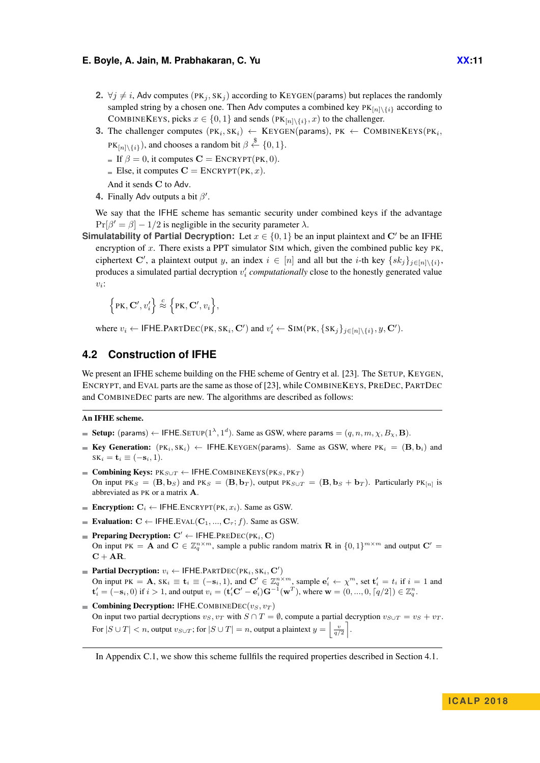2. $\forall j \neq i$, Adv computes $(\text{PK}_j, \text{SK}_j)$ according to KEYGEN(params) but replaces the randomly sampled string by a chosen one. Then Adv computes a combined key $\text{PK}_{[n]\setminus\{i\}}$ according to COMBINEKEYS, picks $x \in \{0,1\}$ and sends $(\text{PK}_{[n]\setminus\{i\}}, x)$ to the challenger.
3. The challenger computes $(\text{PK}_i, \text{SK}_i) \leftarrow$ KEYGEN(params), $\text{PK} \leftarrow$ COMBINEKEYS$(\text{PK}_i, \text{PK}_{[n]\setminus\{i\}})$, and chooses a random bit $\beta \xleftarrow{\$} \{0,1\}$.
   - If $\beta = 0$, it computes $\mathbf{C} = \text{ENCRYPT}(\text{PK}, 0)$.
   - Else, it computes $\mathbf{C} = \text{ENCRYPT}(\text{PK}, x)$.

   And it sends $\mathbf{C}$ to Adv.
4. Finally Adv outputs a bit $\beta'$.

We say that the IFHE scheme has semantic security under combined keys if the advantage $\Pr[\beta' = \beta] - 1/2$ is negligible in the security parameter $\lambda$.

**Simulatability of Partial Decryption:** Let $x \in \{0,1\}$ be an input plaintext and $\mathbf{C}'$ be an IFHE encryption of $x$. There exists a PPT simulator SIM which, given the combined public key PK, ciphertext $\mathbf{C}'$, a plaintext output $y$, an index $i \in [n]$ and all but the $i$-th key $\{sk_j\}_{j\in[n]\setminus\{i\}}$, produces a simulated partial decryption $v'_i$ *computationally* close to the honestly generated value $v_i$:

$$\left\{\text{PK}, \mathbf{C}', v'_i\right\} \overset{c}{\approx} \left\{\text{PK}, \mathbf{C}', v_i\right\},$$

where $v_i \leftarrow \text{IFHE.PARTDEC}(\text{PK}, \text{SK}_i, \mathbf{C}')$ and $v'_i \leftarrow \text{SIM}(\text{PK}, \{\text{SK}_j\}_{j\in[n]\setminus\{i\}}, y, \mathbf{C}')$.

## 4.2 Construction of IFHE

We present an IFHE scheme building on the FHE scheme of Gentry et al. [23]. The SETUP, KEYGEN, ENCRYPT, and EVAL parts are the same as those of [23], while COMBINEKEYS, PREDEC, PARTDEC and COMBINEDEC parts are new. The algorithms are described as follows:

---

**An IFHE scheme.**

- **Setup:** (params) $\leftarrow$ IFHE.SETUP$(1^\lambda, 1^d)$. Same as GSW, where params $= (q, n, m, \chi, B_\chi, \mathbf{B})$.
- **Key Generation:** $(\text{PK}_i, \text{SK}_i) \leftarrow$ IFHE.KEYGEN(params). Same as GSW, where $\text{PK}_i = (\mathbf{B}, \mathbf{b}_i)$ and $\text{SK}_i = \mathbf{t}_i \equiv (-\mathbf{s}_i, 1)$.
- **Combining Keys:** $\text{PK}_{S\cup T} \leftarrow$ IFHE.COMBINEKEYS$(\text{PK}_S, \text{PK}_T)$
  On input $\text{PK}_S = (\mathbf{B}, \mathbf{b}_S)$ and $\text{PK}_S = (\mathbf{B}, \mathbf{b}_T)$, output $\text{PK}_{S\cup T} = (\mathbf{B}, \mathbf{b}_S + \mathbf{b}_T)$. Particularly $\text{PK}_{[n]}$ is abbreviated as PK or a matrix $\mathbf{A}$.
- **Encryption:** $\mathbf{C}_i \leftarrow$ IFHE.ENCRYPT$(\text{PK}, x_i)$. Same as GSW.
- **Evaluation:** $\mathbf{C} \leftarrow$ IFHE.EVAL$(\mathbf{C}_1, ..., \mathbf{C}_\tau; f)$. Same as GSW.
- **Preparing Decryption:** $\mathbf{C}' \leftarrow$ IFHE.PREDEC$(\text{PK}_i, \mathbf{C})$
  On input $\text{PK} = \mathbf{A}$ and $\mathbf{C} \in \mathbb{Z}_q^{n\times m}$, sample a public random matrix $\mathbf{R}$ in $\{0,1\}^{m\times m}$ and output $\mathbf{C}' = \mathbf{C} + \mathbf{A}\mathbf{R}$.
- **Partial Decryption:** $v_i \leftarrow$ IFHE.PARTDEC$(\text{PK}_i, \text{SK}_i, \mathbf{C}')$
  On input $\text{PK} = \mathbf{A}$, $\text{SK}_i \equiv \mathbf{t}_i \equiv (-\mathbf{s}_i, 1)$, and $\mathbf{C}' \in \mathbb{Z}_q^{n\times m}$, sample $\mathbf{e}'_i \leftarrow \chi^m$, set $\mathbf{t}'_i = t_i$ if $i = 1$ and $\mathbf{t}'_i = (-\mathbf{s}_i, 0)$ if $i > 1$, and output $v_i = (\mathbf{t}'_i\mathbf{C}' - \mathbf{e}'_i)\mathbf{G}^{-1}(\mathbf{w}^T)$, where $\mathbf{w} = (0, ..., 0, \lceil q/2 \rceil) \in \mathbb{Z}_q^n$.
- **Combining Decryption:** IFHE.COMBINEDEC$(v_S, v_T)$
  On input two partial decryptions $v_S, v_T$ with $S \cap T = \emptyset$, compute a partial decryption $v_{S\cup T} = v_S + v_T$. For $|S \cup T| < n$, output $v_{S\cup T}$; for $|S \cup T| = n$, output a plaintext $y = \left\lfloor \frac{v}{q/2} \right\rceil$.

---

In Appendix C.1, we show this scheme fullfils the required properties described in Section 4.1.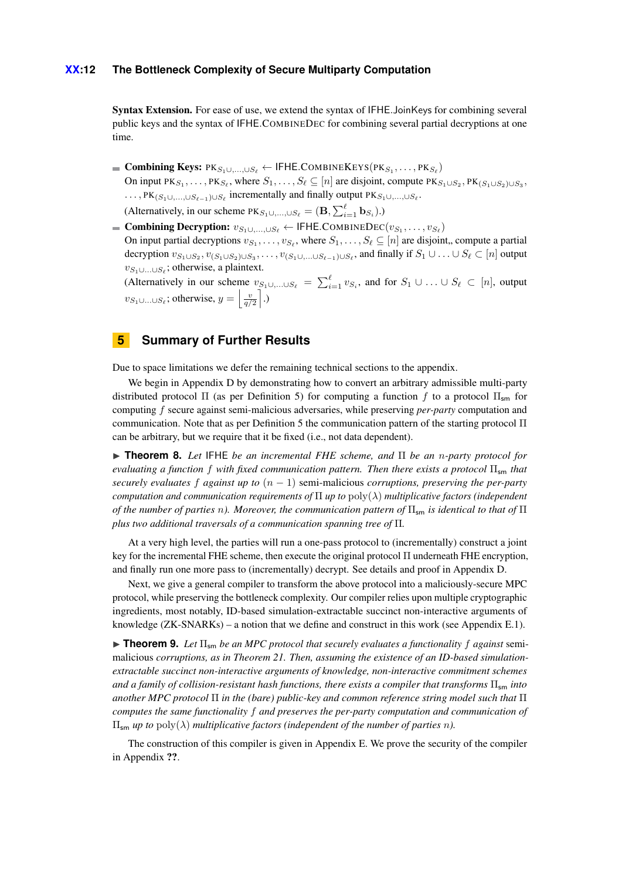**Syntax Extension.** For ease of use, we extend the syntax of IFHE.JoinKeys for combining several public keys and the syntax of IFHE.CombineDec for combining several partial decryptions at one time.

- **Combining Keys:** $\text{PK}_{S_1 \cup,\ldots,\cup S_\ell} \leftarrow \text{IFHE.CombineKeys}(\text{PK}_{S_1}, \ldots, \text{PK}_{S_\ell})$
  On input $\text{PK}_{S_1}, \ldots, \text{PK}_{S_\ell}$, where $S_1, \ldots, S_\ell \subseteq [n]$ are disjoint, compute $\text{PK}_{S_1 \cup S_2}, \text{PK}_{(S_1 \cup S_2) \cup S_3}, \ldots, \text{PK}_{(S_1 \cup,\ldots,\cup S_{\ell-1}) \cup S_\ell}$ incrementally and finally output $\text{PK}_{S_1 \cup,\ldots,\cup S_\ell}$.
  (Alternatively, in our scheme $\text{PK}_{S_1 \cup,\ldots,\cup S_\ell} = (\mathbf{B}, \sum_{i=1}^{\ell} \mathbf{b}_{S_i})$.)
- **Combining Decryption:** $v_{S_1 \cup,\ldots,\cup S_\ell} \leftarrow \text{IFHE.CombineDec}(v_{S_1}, \ldots, v_{S_\ell})$
  On input partial decryptions $v_{S_1}, \ldots, v_{S_\ell}$, where $S_1, \ldots, S_\ell \subseteq [n]$ are disjoint,, compute a partial decryption $v_{S_1 \cup S_2}, v_{(S_1 \cup S_2) \cup S_3}, \ldots, v_{(S_1 \cup,\ldots \cup S_{\ell-1}) \cup S_\ell}$, and finally if $S_1 \cup \ldots \cup S_\ell \subset [n]$ output $v_{S_1 \cup \ldots \cup S_\ell}$; otherwise, a plaintext.
  (Alternatively in our scheme $v_{S_1 \cup,\ldots \cup S_\ell} = \sum_{i=1}^{\ell} v_{S_i}$, and for $S_1 \cup \ldots \cup S_\ell \subset [n]$, output $v_{S_1 \cup \ldots \cup S_\ell}$; otherwise, $y = \left\lfloor \frac{v}{q/2} \right\rceil$.)

## 5 Summary of Further Results

Due to space limitations we defer the remaining technical sections to the appendix.

We begin in Appendix D by demonstrating how to convert an arbitrary admissible multi-party distributed protocol $\Pi$ (as per Definition 5) for computing a function $f$ to a protocol $\Pi_{\mathsf{sm}}$ for computing $f$ secure against semi-malicious adversaries, while preserving *per-party* computation and communication. Note that as per Definition 5 the communication pattern of the starting protocol $\Pi$ can be arbitrary, but we require that it be fixed (i.e., not data dependent).

▶ **Theorem 8.** *Let* IFHE *be an incremental FHE scheme, and* $\Pi$ *be an* $n$*-party protocol for evaluating a function* $f$ *with fixed communication pattern. Then there exists a protocol* $\Pi_{\mathsf{sm}}$ *that securely evaluates* $f$ *against up to* $(n-1)$ semi-malicious *corruptions, preserving the per-party computation and communication requirements of* $\Pi$ *up to* $\text{poly}(\lambda)$ *multiplicative factors (independent of the number of parties* $n$*). Moreover, the communication pattern of* $\Pi_{\mathsf{sm}}$ *is identical to that of* $\Pi$ *plus two additional traversals of a communication spanning tree of* $\Pi$*.*

At a very high level, the parties will run a one-pass protocol to (incrementally) construct a joint key for the incremental FHE scheme, then execute the original protocol $\Pi$ underneath FHE encryption, and finally run one more pass to (incrementally) decrypt. See details and proof in Appendix D.

Next, we give a general compiler to transform the above protocol into a maliciously-secure MPC protocol, while preserving the bottleneck complexity. Our compiler relies upon multiple cryptographic ingredients, most notably, ID-based simulation-extractable succinct non-interactive arguments of knowledge (ZK-SNARKs) – a notion that we define and construct in this work (see Appendix E.1).

▶ **Theorem 9.** *Let* $\Pi_{\mathsf{sm}}$ *be an MPC protocol that securely evaluates a functionality* $f$ *against* semi-malicious *corruptions, as in Theorem 21. Then, assuming the existence of an ID-based simulation-extractable succinct non-interactive arguments of knowledge, non-interactive commitment schemes and a family of collision-resistant hash functions, there exists a compiler that transforms* $\Pi_{\mathsf{sm}}$ *into another MPC protocol* $\Pi$ *in the (bare) public-key and common reference string model such that* $\Pi$ *computes the same functionality* $f$ *and preserves the per-party computation and communication of* $\Pi_{\mathsf{sm}}$ *up to* $\text{poly}(\lambda)$ *multiplicative factors (independent of the number of parties* $n$*).*

The construction of this compiler is given in Appendix E. We prove the security of the compiler in Appendix **??**.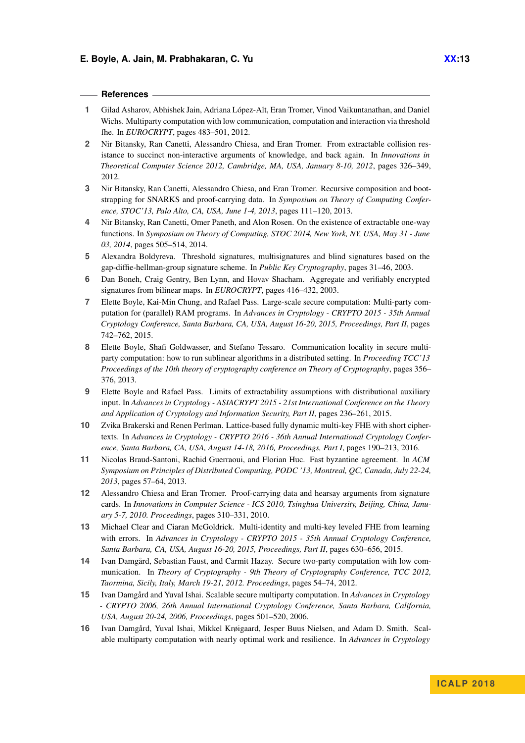## References

1. Gilad Asharov, Abhishek Jain, Adriana López-Alt, Eran Tromer, Vinod Vaikuntanathan, and Daniel Wichs. Multiparty computation with low communication, computation and interaction via threshold fhe. In *EUROCRYPT*, pages 483–501, 2012.
2. Nir Bitansky, Ran Canetti, Alessandro Chiesa, and Eran Tromer. From extractable collision resistance to succinct non-interactive arguments of knowledge, and back again. In *Innovations in Theoretical Computer Science 2012, Cambridge, MA, USA, January 8-10, 2012*, pages 326–349, 2012.
3. Nir Bitansky, Ran Canetti, Alessandro Chiesa, and Eran Tromer. Recursive composition and bootstrapping for SNARKS and proof-carrying data. In *Symposium on Theory of Computing Conference, STOC'13, Palo Alto, CA, USA, June 1-4, 2013*, pages 111–120, 2013.
4. Nir Bitansky, Ran Canetti, Omer Paneth, and Alon Rosen. On the existence of extractable one-way functions. In *Symposium on Theory of Computing, STOC 2014, New York, NY, USA, May 31 - June 03, 2014*, pages 505–514, 2014.
5. Alexandra Boldyreva. Threshold signatures, multisignatures and blind signatures based on the gap-diffie-hellman-group signature scheme. In *Public Key Cryptography*, pages 31–46, 2003.
6. Dan Boneh, Craig Gentry, Ben Lynn, and Hovav Shacham. Aggregate and verifiably encrypted signatures from bilinear maps. In *EUROCRYPT*, pages 416–432, 2003.
7. Elette Boyle, Kai-Min Chung, and Rafael Pass. Large-scale secure computation: Multi-party computation for (parallel) RAM programs. In *Advances in Cryptology - CRYPTO 2015 - 35th Annual Cryptology Conference, Santa Barbara, CA, USA, August 16-20, 2015, Proceedings, Part II*, pages 742–762, 2015.
8. Elette Boyle, Shafi Goldwasser, and Stefano Tessaro. Communication locality in secure multi-party computation: how to run sublinear algorithms in a distributed setting. In *Proceeding TCC'13 Proceedings of the 10th theory of cryptography conference on Theory of Cryptography*, pages 356–376, 2013.
9. Elette Boyle and Rafael Pass. Limits of extractability assumptions with distributional auxiliary input. In *Advances in Cryptology - ASIACRYPT 2015 - 21st International Conference on the Theory and Application of Cryptology and Information Security, Part II*, pages 236–261, 2015.
10. Zvika Brakerski and Renen Perlman. Lattice-based fully dynamic multi-key FHE with short ciphertexts. In *Advances in Cryptology - CRYPTO 2016 - 36th Annual International Cryptology Conference, Santa Barbara, CA, USA, August 14-18, 2016, Proceedings, Part I*, pages 190–213, 2016.
11. Nicolas Braud-Santoni, Rachid Guerraoui, and Florian Huc. Fast byzantine agreement. In *ACM Symposium on Principles of Distributed Computing, PODC '13, Montreal, QC, Canada, July 22-24, 2013*, pages 57–64, 2013.
12. Alessandro Chiesa and Eran Tromer. Proof-carrying data and hearsay arguments from signature cards. In *Innovations in Computer Science - ICS 2010, Tsinghua University, Beijing, China, January 5-7, 2010. Proceedings*, pages 310–331, 2010.
13. Michael Clear and Ciaran McGoldrick. Multi-identity and multi-key leveled FHE from learning with errors. In *Advances in Cryptology - CRYPTO 2015 - 35th Annual Cryptology Conference, Santa Barbara, CA, USA, August 16-20, 2015, Proceedings, Part II*, pages 630–656, 2015.
14. Ivan Damgård, Sebastian Faust, and Carmit Hazay. Secure two-party computation with low communication. In *Theory of Cryptography - 9th Theory of Cryptography Conference, TCC 2012, Taormina, Sicily, Italy, March 19-21, 2012. Proceedings*, pages 54–74, 2012.
15. Ivan Damgård and Yuval Ishai. Scalable secure multiparty computation. In *Advances in Cryptology - CRYPTO 2006, 26th Annual International Cryptology Conference, Santa Barbara, California, USA, August 20-24, 2006, Proceedings*, pages 501–520, 2006.
16. Ivan Damgård, Yuval Ishai, Mikkel Krøigaard, Jesper Buus Nielsen, and Adam D. Smith. Scalable multiparty computation with nearly optimal work and resilience. In *Advances in Cryptology*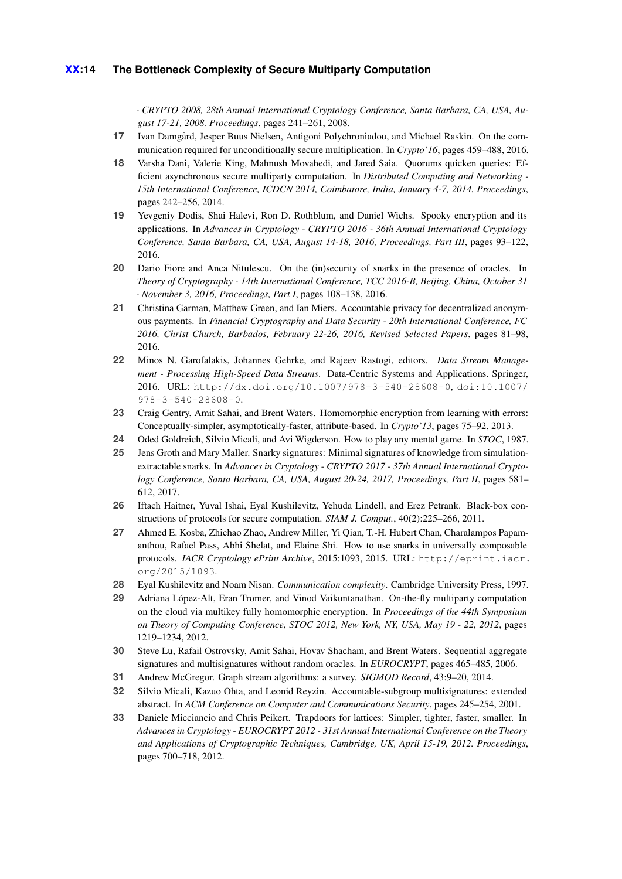- *CRYPTO 2008, 28th Annual International Cryptology Conference, Santa Barbara, CA, USA, August 17-21, 2008. Proceedings*, pages 241–261, 2008.

**17** Ivan Damgård, Jesper Buus Nielsen, Antigoni Polychroniadou, and Michael Raskin. On the communication required for unconditionally secure multiplication. In *Crypto'16*, pages 459–488, 2016.

**18** Varsha Dani, Valerie King, Mahnush Movahedi, and Jared Saia. Quorums quicken queries: Efficient asynchronous secure multiparty computation. In *Distributed Computing and Networking - 15th International Conference, ICDCN 2014, Coimbatore, India, January 4-7, 2014. Proceedings*, pages 242–256, 2014.

**19** Yevgeniy Dodis, Shai Halevi, Ron D. Rothblum, and Daniel Wichs. Spooky encryption and its applications. In *Advances in Cryptology - CRYPTO 2016 - 36th Annual International Cryptology Conference, Santa Barbara, CA, USA, August 14-18, 2016, Proceedings, Part III*, pages 93–122, 2016.

**20** Dario Fiore and Anca Nitulescu. On the (in)security of snarks in the presence of oracles. In *Theory of Cryptography - 14th International Conference, TCC 2016-B, Beijing, China, October 31 - November 3, 2016, Proceedings, Part I*, pages 108–138, 2016.

**21** Christina Garman, Matthew Green, and Ian Miers. Accountable privacy for decentralized anonymous payments. In *Financial Cryptography and Data Security - 20th International Conference, FC 2016, Christ Church, Barbados, February 22-26, 2016, Revised Selected Papers*, pages 81–98, 2016.

**22** Minos N. Garofalakis, Johannes Gehrke, and Rajeev Rastogi, editors. *Data Stream Management - Processing High-Speed Data Streams*. Data-Centric Systems and Applications. Springer, 2016. URL: `http://dx.doi.org/10.1007/978-3-540-28608-0`, `doi:10.1007/978-3-540-28608-0`.

**23** Craig Gentry, Amit Sahai, and Brent Waters. Homomorphic encryption from learning with errors: Conceptually-simpler, asymptotically-faster, attribute-based. In *Crypto'13*, pages 75–92, 2013.

**24** Oded Goldreich, Silvio Micali, and Avi Wigderson. How to play any mental game. In *STOC*, 1987.

**25** Jens Groth and Mary Maller. Snarky signatures: Minimal signatures of knowledge from simulation-extractable snarks. In *Advances in Cryptology - CRYPTO 2017 - 37th Annual International Cryptology Conference, Santa Barbara, CA, USA, August 20-24, 2017, Proceedings, Part II*, pages 581–612, 2017.

**26** Iftach Haitner, Yuval Ishai, Eyal Kushilevitz, Yehuda Lindell, and Erez Petrank. Black-box constructions of protocols for secure computation. *SIAM J. Comput.*, 40(2):225–266, 2011.

**27** Ahmed E. Kosba, Zhichao Zhao, Andrew Miller, Yi Qian, T.-H. Hubert Chan, Charalampos Papamanthou, Rafael Pass, Abhi Shelat, and Elaine Shi. How to use snarks in universally composable protocols. *IACR Cryptology ePrint Archive*, 2015:1093, 2015. URL: `http://eprint.iacr.org/2015/1093`.

**28** Eyal Kushilevitz and Noam Nisan. *Communication complexity*. Cambridge University Press, 1997.

**29** Adriana López-Alt, Eran Tromer, and Vinod Vaikuntanathan. On-the-fly multiparty computation on the cloud via multikey fully homomorphic encryption. In *Proceedings of the 44th Symposium on Theory of Computing Conference, STOC 2012, New York, NY, USA, May 19 - 22, 2012*, pages 1219–1234, 2012.

**30** Steve Lu, Rafail Ostrovsky, Amit Sahai, Hovav Shacham, and Brent Waters. Sequential aggregate signatures and multisignatures without random oracles. In *EUROCRYPT*, pages 465–485, 2006.

**31** Andrew McGregor. Graph stream algorithms: a survey. *SIGMOD Record*, 43:9–20, 2014.

**32** Silvio Micali, Kazuo Ohta, and Leonid Reyzin. Accountable-subgroup multisignatures: extended abstract. In *ACM Conference on Computer and Communications Security*, pages 245–254, 2001.

**33** Daniele Micciancio and Chris Peikert. Trapdoors for lattices: Simpler, tighter, faster, smaller. In *Advances in Cryptology - EUROCRYPT 2012 - 31st Annual International Conference on the Theory and Applications of Cryptographic Techniques, Cambridge, UK, April 15-19, 2012. Proceedings*, pages 700–718, 2012.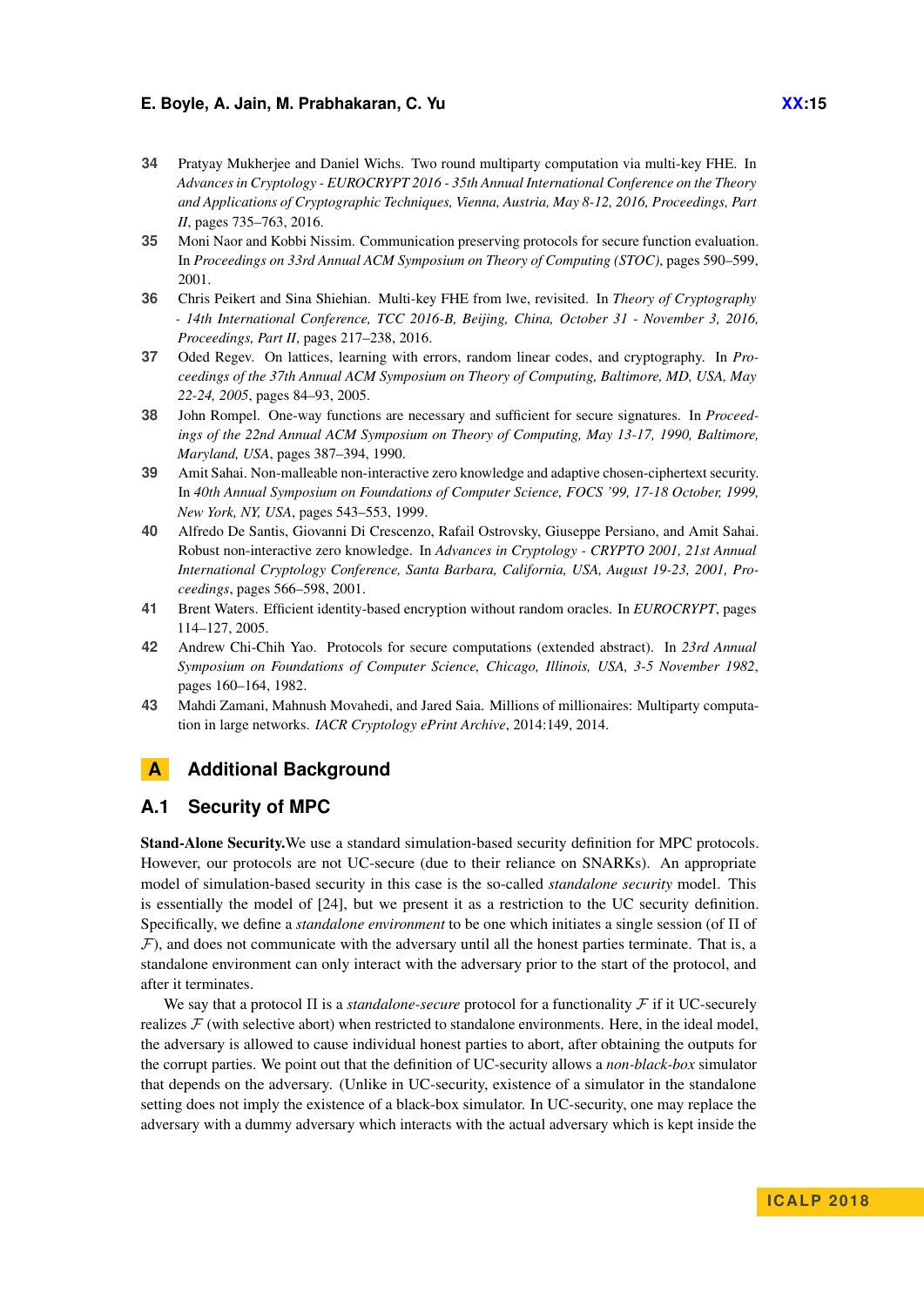34 Pratyay Mukherjee and Daniel Wichs. Two round multiparty computation via multi-key FHE. In *Advances in Cryptology - EUROCRYPT 2016 - 35th Annual International Conference on the Theory and Applications of Cryptographic Techniques, Vienna, Austria, May 8-12, 2016, Proceedings, Part II*, pages 735–763, 2016.

35 Moni Naor and Kobbi Nissim. Communication preserving protocols for secure function evaluation. In *Proceedings on 33rd Annual ACM Symposium on Theory of Computing (STOC)*, pages 590–599, 2001.

36 Chris Peikert and Sina Shiehian. Multi-key FHE from lwe, revisited. In *Theory of Cryptography - 14th International Conference, TCC 2016-B, Beijing, China, October 31 - November 3, 2016, Proceedings, Part II*, pages 217–238, 2016.

37 Oded Regev. On lattices, learning with errors, random linear codes, and cryptography. In *Proceedings of the 37th Annual ACM Symposium on Theory of Computing, Baltimore, MD, USA, May 22-24, 2005*, pages 84–93, 2005.

38 John Rompel. One-way functions are necessary and sufficient for secure signatures. In *Proceedings of the 22nd Annual ACM Symposium on Theory of Computing, May 13-17, 1990, Baltimore, Maryland, USA*, pages 387–394, 1990.

39 Amit Sahai. Non-malleable non-interactive zero knowledge and adaptive chosen-ciphertext security. In *40th Annual Symposium on Foundations of Computer Science, FOCS '99, 17-18 October, 1999, New York, NY, USA*, pages 543–553, 1999.

40 Alfredo De Santis, Giovanni Di Crescenzo, Rafail Ostrovsky, Giuseppe Persiano, and Amit Sahai. Robust non-interactive zero knowledge. In *Advances in Cryptology - CRYPTO 2001, 21st Annual International Cryptology Conference, Santa Barbara, California, USA, August 19-23, 2001, Proceedings*, pages 566–598, 2001.

41 Brent Waters. Efficient identity-based encryption without random oracles. In *EUROCRYPT*, pages 114–127, 2005.

42 Andrew Chi-Chih Yao. Protocols for secure computations (extended abstract). In *23rd Annual Symposium on Foundations of Computer Science, Chicago, Illinois, USA, 3-5 November 1982*, pages 160–164, 1982.

43 Mahdi Zamani, Mahnush Movahedi, and Jared Saia. Millions of millionaires: Multiparty computation in large networks. *IACR Cryptology ePrint Archive*, 2014:149, 2014.

# A Additional Background

## A.1 Security of MPC

**Stand-Alone Security.** We use a standard simulation-based security definition for MPC protocols. However, our protocols are not UC-secure (due to their reliance on SNARKs). An appropriate model of simulation-based security in this case is the so-called *standalone security* model. This is essentially the model of [24], but we present it as a restriction to the UC security definition. Specifically, we define a *standalone environment* to be one which initiates a single session (of $\Pi$ of $\mathcal{F}$), and does not communicate with the adversary until all the honest parties terminate. That is, a standalone environment can only interact with the adversary prior to the start of the protocol, and after it terminates.

We say that a protocol $\Pi$ is a *standalone-secure* protocol for a functionality $\mathcal{F}$ if it UC-securely realizes $\mathcal{F}$ (with selective abort) when restricted to standalone environments. Here, in the ideal model, the adversary is allowed to cause individual honest parties to abort, after obtaining the outputs for the corrupt parties. We point out that the definition of UC-security allows a *non-black-box* simulator that depends on the adversary. (Unlike in UC-security, existence of a simulator in the standalone setting does not imply the existence of a black-box simulator. In UC-security, one may replace the adversary with a dummy adversary which interacts with the actual adversary which is kept inside the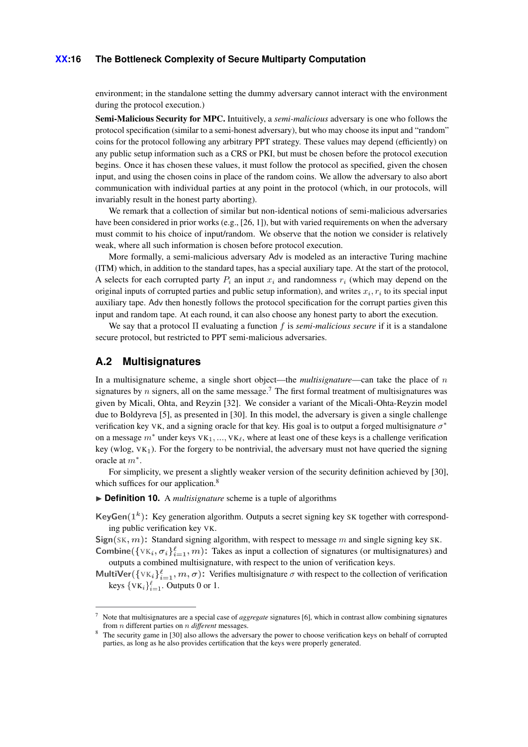environment; in the standalone setting the dummy adversary cannot interact with the environment during the protocol execution.)

**Semi-Malicious Security for MPC.** Intuitively, a *semi-malicious* adversary is one who follows the protocol specification (similar to a semi-honest adversary), but who may choose its input and "random" coins for the protocol following any arbitrary PPT strategy. These values may depend (efficiently) on any public setup information such as a CRS or PKI, but must be chosen before the protocol execution begins. Once it has chosen these values, it must follow the protocol as specified, given the chosen input, and using the chosen coins in place of the random coins. We allow the adversary to also abort communication with individual parties at any point in the protocol (which, in our protocols, will invariably result in the honest party aborting).

We remark that a collection of similar but non-identical notions of semi-malicious adversaries have been considered in prior works (e.g., [26, 1]), but with varied requirements on when the adversary must commit to his choice of input/random. We observe that the notion we consider is relatively weak, where all such information is chosen before protocol execution.

More formally, a semi-malicious adversary Adv is modeled as an interactive Turing machine (ITM) which, in addition to the standard tapes, has a special auxiliary tape. At the start of the protocol, A selects for each corrupted party $P_i$ an input $x_i$ and randomness $r_i$ (which may depend on the original inputs of corrupted parties and public setup information), and writes $x_i, r_i$ to its special input auxiliary tape. Adv then honestly follows the protocol specification for the corrupt parties given this input and random tape. At each round, it can also choose any honest party to abort the execution.

We say that a protocol $\Pi$ evaluating a function $f$ is *semi-malicious secure* if it is a standalone secure protocol, but restricted to PPT semi-malicious adversaries.

## A.2 Multisignatures

In a multisignature scheme, a single short object—the *multisignature*—can take the place of $n$ signatures by $n$ signers, all on the same message.[7] The first formal treatment of multisignatures was given by Micali, Ohta, and Reyzin [32]. We consider a variant of the Micali-Ohta-Reyzin model due to Boldyreva [5], as presented in [30]. In this model, the adversary is given a single challenge verification key VK, and a signing oracle for that key. His goal is to output a forged multisignature $\sigma^*$ on a message $m^*$ under keys $\text{VK}_1, ..., \text{VK}_\ell$, where at least one of these keys is a challenge verification key (wlog, $\text{VK}_1$). For the forgery to be nontrivial, the adversary must not have queried the signing oracle at $m^*$.

For simplicity, we present a slightly weaker version of the security definition achieved by [30], which suffices for our application.[8]

► **Definition 10.** A *multisignature* scheme is a tuple of algorithms

**KeyGen**$(1^k)$**:** Key generation algorithm. Outputs a secret signing key SK together with corresponding public verification key VK.

**Sign**$(\text{SK}, m)$**:** Standard signing algorithm, with respect to message $m$ and single signing key SK.

**Combine**$(\{\text{VK}_i, \sigma_i\}_{i=1}^{\ell}, m)$**:** Takes as input a collection of signatures (or multisignatures) and outputs a combined multisignature, with respect to the union of verification keys.

**MultiVer**$(\{\text{VK}_i\}_{i=1}^{\ell}, m, \sigma)$**:** Verifies multisignature $\sigma$ with respect to the collection of verification keys $\{\text{VK}_i\}_{i=1}^{\ell}$. Outputs 0 or 1.

---

[7] Note that multisignatures are a special case of *aggregate* signatures [6], which in contrast allow combining signatures from $n$ different parties on $n$ *different* messages.

[8] The security game in [30] also allows the adversary the power to choose verification keys on behalf of corrupted parties, as long as he also provides certification that the keys were properly generated.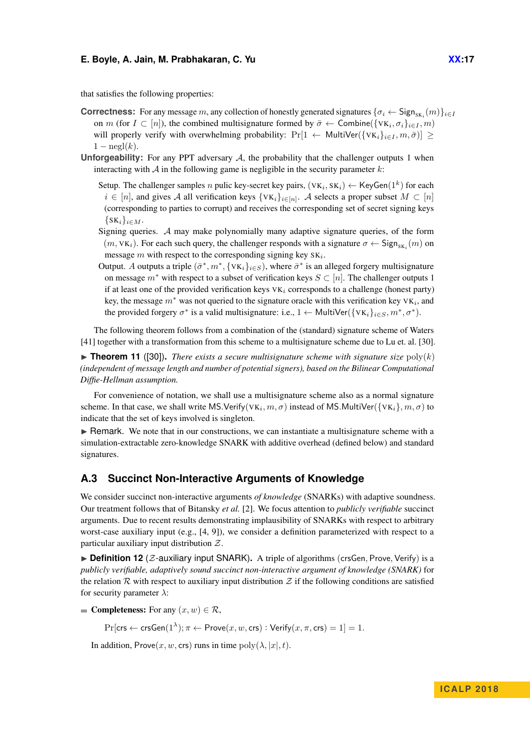that satisfies the following properties:

**Correctness:** For any message $m$, any collection of honestly generated signatures $\{\sigma_i \leftarrow \mathsf{Sign}_{\mathrm{SK}_i}(m)\}_{i\in I}$ on $m$ (for $I \subset [n]$), the combined multisignature formed by $\bar{\sigma} \leftarrow \mathsf{Combine}(\{\mathrm{VK}_i, \sigma_i\}_{i\in I}, m)$ will properly verify with overwhelming probability: $\Pr[1 \leftarrow \mathsf{MultiVer}(\{\mathrm{VK}_i\}_{i\in I}, m, \bar{\sigma})] \geq 1 - \mathrm{negl}(k)$.

**Unforgeability:** For any PPT adversary $\mathcal{A}$, the probability that the challenger outputs 1 when interacting with $\mathcal{A}$ in the following game is negligible in the security parameter $k$:

Setup. The challenger samples $n$ pulic key-secret key pairs, $(\mathrm{VK}_i, \mathrm{SK}_i) \leftarrow \mathsf{KeyGen}(1^k)$ for each $i \in [n]$, and gives $\mathcal{A}$ all verification keys $\{\mathrm{VK}_i\}_{i\in[n]}$. $\mathcal{A}$ selects a proper subset $M \subset [n]$ (corresponding to parties to corrupt) and receives the corresponding set of secret signing keys $\{\mathrm{SK}_i\}_{i\in M}$.

Signing queries. $\mathcal{A}$ may make polynomially many adaptive signature queries, of the form $(m, \mathrm{VK}_i)$. For each such query, the challenger responds with a signature $\sigma \leftarrow \mathsf{Sign}_{\mathrm{SK}_i}(m)$ on message $m$ with respect to the corresponding signing key $\mathrm{SK}_i$.

Output. $A$ outputs a triple $(\bar{\sigma}^*, m^*, \{\mathrm{VK}_i\}_{i\in S})$, where $\bar{\sigma}^*$ is an alleged forgery multisignature on message $m^*$ with respect to a subset of verification keys $S \subset [n]$. The challenger outputs 1 if at least one of the provided verification keys $\mathrm{VK}_i$ corresponds to a challenge (honest party) key, the message $m^*$ was not queried to the signature oracle with this verification key $\mathrm{VK}_i$, and the provided forgery $\sigma^*$ is a valid multisignature: i.e., $1 \leftarrow \mathsf{MultiVer}(\{\mathrm{VK}_i\}_{i\in S}, m^*, \sigma^*)$.

The following theorem follows from a combination of the (standard) signature scheme of Waters [41] together with a transformation from this scheme to a multisignature scheme due to Lu et. al. [30].

▶ **Theorem 11** ([30]). *There exists a secure multisignature scheme with signature size* $\mathrm{poly}(k)$ *(independent of message length and number of potential signers), based on the Bilinear Computational Diffie-Hellman assumption.*

For convenience of notation, we shall use a multisignature scheme also as a normal signature scheme. In that case, we shall write $\mathsf{MS.Verify}(\mathrm{VK}_i, m, \sigma)$ instead of $\mathsf{MS.MultiVer}(\{\mathrm{VK}_i\}, m, \sigma)$ to indicate that the set of keys involved is singleton.

▶ Remark. We note that in our constructions, we can instantiate a multisignature scheme with a simulation-extractable zero-knowledge SNARK with additive overhead (defined below) and standard signatures.

## A.3 Succinct Non-Interactive Arguments of Knowledge

We consider succinct non-interactive arguments *of knowledge* (SNARKs) with adaptive soundness. Our treatment follows that of Bitansky *et al.* [2]. We focus attention to *publicly verifiable* succinct arguments. Due to recent results demonstrating implausibility of SNARKs with respect to arbitrary worst-case auxiliary input (e.g., [4, 9]), we consider a definition parameterized with respect to a particular auxiliary input distribution $\mathcal{Z}$.

▶ **Definition 12** ($\mathcal{Z}$-auxiliary input SNARK). A triple of algorithms $(\mathsf{crsGen}, \mathsf{Prove}, \mathsf{Verify})$ is a *publicly verifiable, adaptively sound succinct non-interactive argument of knowledge (SNARK)* for the relation $\mathcal{R}$ with respect to auxiliary input distribution $\mathcal{Z}$ if the following conditions are satisfied for security parameter $\lambda$:

- **Completeness:** For any $(x, w) \in \mathcal{R}$,

$$\Pr[\mathsf{crs} \leftarrow \mathsf{crsGen}(1^\lambda); \pi \leftarrow \mathsf{Prove}(x, w, \mathsf{crs}) : \mathsf{Verify}(x, \pi, \mathsf{crs}) = 1] = 1.$$

  In addition, $\mathsf{Prove}(x, w, \mathsf{crs})$ runs in time $\mathrm{poly}(\lambda, |x|, t)$.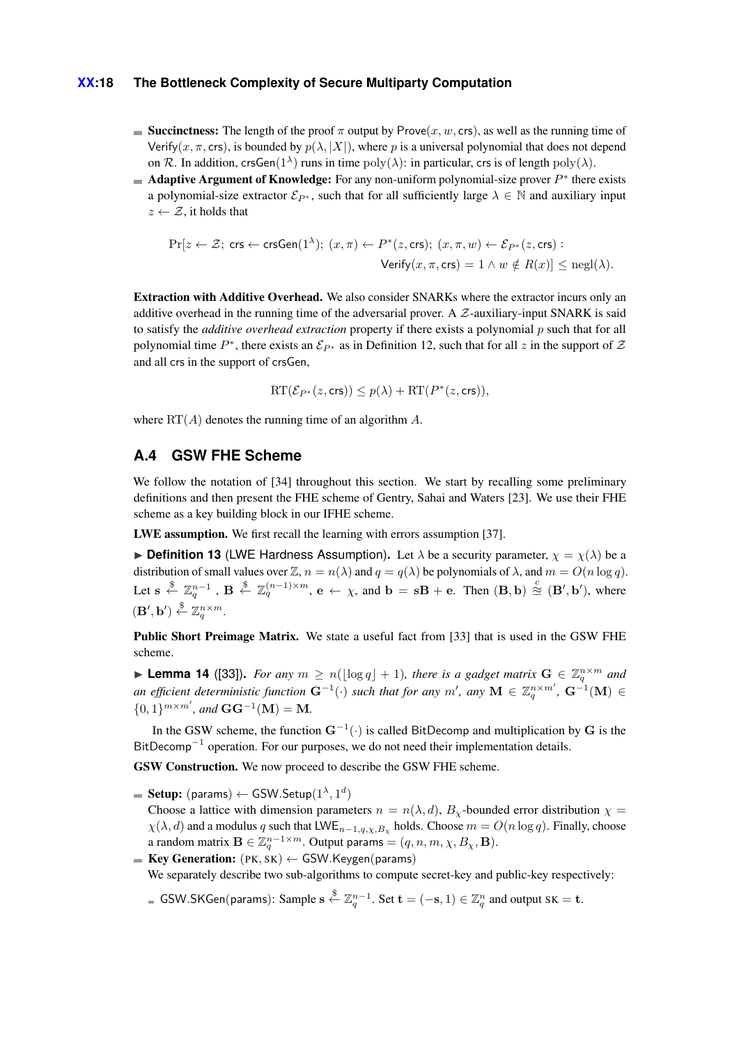- **Succinctness:** The length of the proof $\pi$ output by $\mathsf{Prove}(x, w, \mathsf{crs})$, as well as the running time of $\mathsf{Verify}(x, \pi, \mathsf{crs})$, is bounded by $p(\lambda, |X|)$, where $p$ is a universal polynomial that does not depend on $\mathcal{R}$. In addition, $\mathsf{crsGen}(1^\lambda)$ runs in time $\mathrm{poly}(\lambda)$: in particular, $\mathsf{crs}$ is of length $\mathrm{poly}(\lambda)$.
- **Adaptive Argument of Knowledge:** For any non-uniform polynomial-size prover $P^*$ there exists a polynomial-size extractor $\mathcal{E}_{P^*}$, such that for all sufficiently large $\lambda \in \mathbb{N}$ and auxiliary input $z \leftarrow \mathcal{Z}$, it holds that

$$\Pr[z \leftarrow \mathcal{Z};\ \mathsf{crs} \leftarrow \mathsf{crsGen}(1^\lambda);\ (x, \pi) \leftarrow P^*(z, \mathsf{crs});\ (x, \pi, w) \leftarrow \mathcal{E}_{P^*}(z, \mathsf{crs}) : \mathsf{Verify}(x, \pi, \mathsf{crs}) = 1 \wedge w \notin R(x)] \leq \mathrm{negl}(\lambda).$$

**Extraction with Additive Overhead.** We also consider SNARKs where the extractor incurs only an additive overhead in the running time of the adversarial prover. A $\mathcal{Z}$-auxiliary-input SNARK is said to satisfy the *additive overhead extraction* property if there exists a polynomial $p$ such that for all polynomial time $P^*$, there exists an $\mathcal{E}_{P^*}$ as in Definition 12, such that for all $z$ in the support of $\mathcal{Z}$ and all $\mathsf{crs}$ in the support of $\mathsf{crsGen}$,

$$\mathrm{RT}(\mathcal{E}_{P^*}(z, \mathsf{crs})) \leq p(\lambda) + \mathrm{RT}(P^*(z, \mathsf{crs})),$$

where $\mathrm{RT}(A)$ denotes the running time of an algorithm $A$.

## A.4 GSW FHE Scheme

We follow the notation of [34] throughout this section. We start by recalling some preliminary definitions and then present the FHE scheme of Gentry, Sahai and Waters [23]. We use their FHE scheme as a key building block in our IFHE scheme.

**LWE assumption.** We first recall the learning with errors assumption [37].

► **Definition 13** (LWE Hardness Assumption)**.** Let $\lambda$ be a security parameter, $\chi = \chi(\lambda)$ be a distribution of small values over $\mathbb{Z}$, $n = n(\lambda)$ and $q = q(\lambda)$ be polynomials of $\lambda$, and $m = O(n \log q)$. Let $\mathbf{s} \xleftarrow{\$} \mathbb{Z}_q^{n-1}$, $\mathbf{B} \xleftarrow{\$} \mathbb{Z}_q^{(n-1)\times m}$, $\mathbf{e} \leftarrow \chi$, and $\mathbf{b} = \mathbf{s}\mathbf{B} + \mathbf{e}$. Then $(\mathbf{B}, \mathbf{b}) \overset{c}{\approx} (\mathbf{B}', \mathbf{b}')$, where $(\mathbf{B}', \mathbf{b}') \xleftarrow{\$} \mathbb{Z}_q^{n \times m}$.

**Public Short Preimage Matrix.** We state a useful fact from [33] that is used in the GSW FHE scheme.

► **Lemma 14** ([33])**.** *For any $m \geq n(\lfloor \log q \rfloor + 1)$, there is a gadget matrix $\mathbf{G} \in \mathbb{Z}_q^{n \times m}$ and an efficient deterministic function $\mathbf{G}^{-1}(\cdot)$ such that for any $m'$, any $\mathbf{M} \in \mathbb{Z}_q^{n \times m'}$, $\mathbf{G}^{-1}(\mathbf{M}) \in \{0, 1\}^{m \times m'}$, and $\mathbf{G}\mathbf{G}^{-1}(\mathbf{M}) = \mathbf{M}$.*

In the GSW scheme, the function $\mathbf{G}^{-1}(\cdot)$ is called $\mathsf{BitDecomp}$ and multiplication by $\mathbf{G}$ is the $\mathsf{BitDecomp}^{-1}$ operation. For our purposes, we do not need their implementation details.

**GSW Construction.** We now proceed to describe the GSW FHE scheme.

- **Setup:** $(\mathsf{params}) \leftarrow \mathsf{GSW.Setup}(1^\lambda, 1^d)$
  Choose a lattice with dimension parameters $n = n(\lambda, d)$, $B_\chi$-bounded error distribution $\chi = \chi(\lambda, d)$ and a modulus $q$ such that $\mathsf{LWE}_{n-1,q,\chi,B_\chi}$ holds. Choose $m = O(n \log q)$. Finally, choose a random matrix $\mathbf{B} \in \mathbb{Z}_q^{n-1 \times m}$. Output $\mathsf{params} = (q, n, m, \chi, B_\chi, \mathbf{B})$.
- **Key Generation:** $(\mathrm{PK}, \mathrm{SK}) \leftarrow \mathsf{GSW.Keygen}(\mathsf{params})$
  We separately describe two sub-algorithms to compute secret-key and public-key respectively:
  - $\mathsf{GSW.SKGen}(\mathsf{params})$: Sample $\mathbf{s} \xleftarrow{\$} \mathbb{Z}_q^{n-1}$. Set $\mathbf{t} = (-\mathbf{s}, 1) \in \mathbb{Z}_q^n$ and output $\mathrm{SK} = \mathbf{t}$.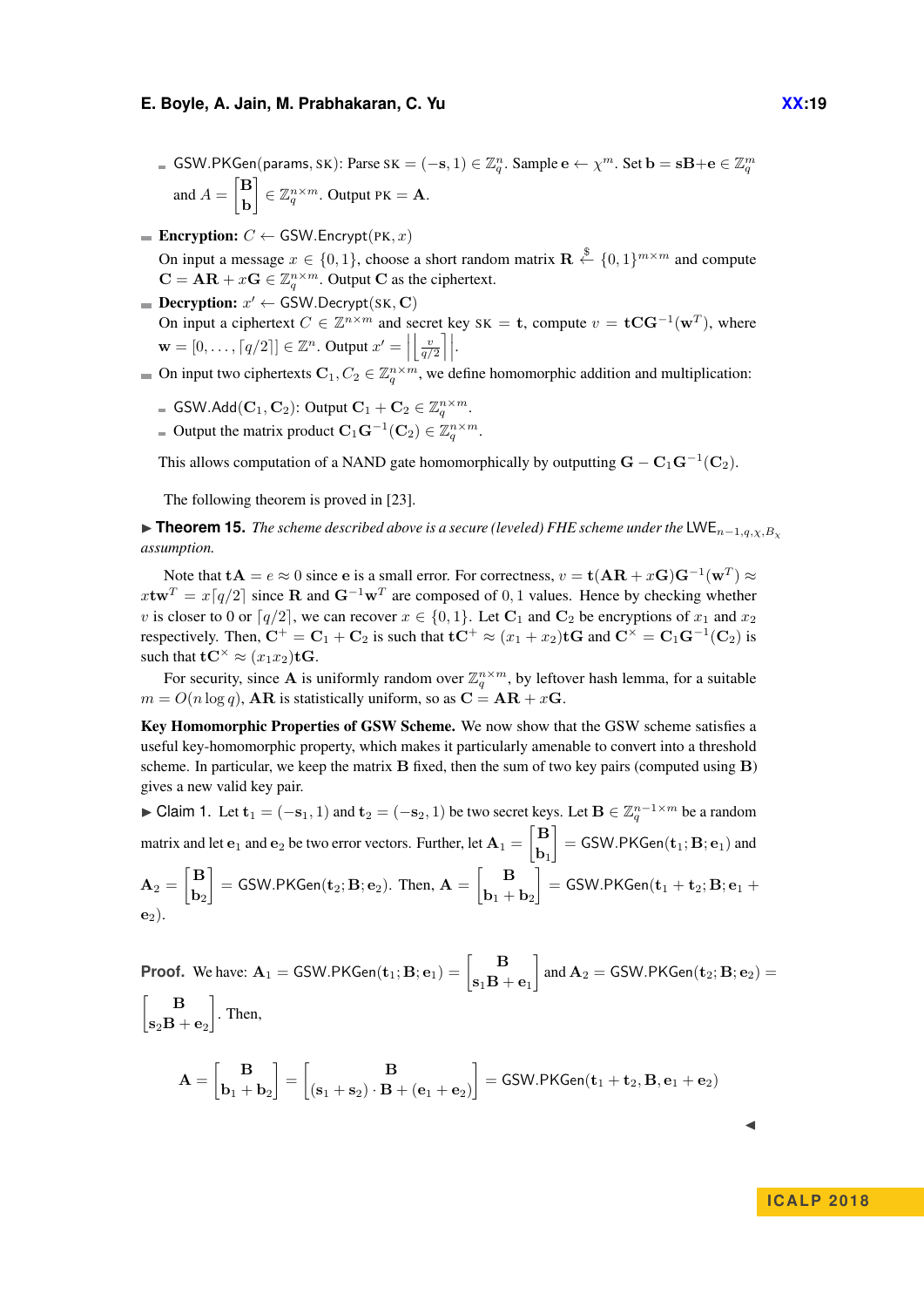- $\mathsf{GSW.PKGen}(\mathsf{params}, \mathsf{SK})$: Parse $\mathsf{SK} = (-\mathbf{s}, 1) \in \mathbb{Z}_q^n$. Sample $\mathbf{e} \leftarrow \chi^m$. Set $\mathbf{b} = \mathbf{s}\mathbf{B} + \mathbf{e} \in \mathbb{Z}_q^m$ and $A = \begin{bmatrix} \mathbf{B} \\ \mathbf{b} \end{bmatrix} \in \mathbb{Z}_q^{n \times m}$. Output $\mathsf{PK} = \mathbf{A}$.

- **Encryption:** $C \leftarrow \mathsf{GSW.Encrypt}(\mathsf{PK}, x)$
  On input a message $x \in \{0, 1\}$, choose a short random matrix $\mathbf{R} \xleftarrow{\$} \{0, 1\}^{m \times m}$ and compute $\mathbf{C} = \mathbf{A}\mathbf{R} + x\mathbf{G} \in \mathbb{Z}_q^{n \times m}$. Output $\mathbf{C}$ as the ciphertext.
- **Decryption:** $x' \leftarrow \mathsf{GSW.Decrypt}(\mathsf{SK}, \mathbf{C})$
  On input a ciphertext $C \in \mathbb{Z}^{n \times m}$ and secret key $\mathsf{SK} = \mathbf{t}$, compute $v = \mathbf{t}\mathbf{C}\mathbf{G}^{-1}(\mathbf{w}^T)$, where $\mathbf{w} = [0, \ldots, \lceil q/2 \rceil] \in \mathbb{Z}^n$. Output $x' = \left| \left\lfloor \frac{v}{q/2} \right\rceil \right|$.
- On input two ciphertexts $\mathbf{C}_1, C_2 \in \mathbb{Z}_q^{n \times m}$, we define homomorphic addition and multiplication:
  - $\mathsf{GSW.Add}(\mathbf{C}_1, \mathbf{C}_2)$: Output $\mathbf{C}_1 + \mathbf{C}_2 \in \mathbb{Z}_q^{n \times m}$.
  - Output the matrix product $\mathbf{C}_1\mathbf{G}^{-1}(\mathbf{C}_2) \in \mathbb{Z}_q^{n \times m}$.

  This allows computation of a NAND gate homomorphically by outputting $\mathbf{G} - \mathbf{C}_1\mathbf{G}^{-1}(\mathbf{C}_2)$.

The following theorem is proved in [23].

▶ **Theorem 15.** *The scheme described above is a secure (leveled) FHE scheme under the* $\mathsf{LWE}_{n-1,q,\chi,B_\chi}$ *assumption.*

Note that $\mathbf{t}\mathbf{A} = e \approx 0$ since $\mathbf{e}$ is a small error. For correctness, $v = \mathbf{t}(\mathbf{A}\mathbf{R} + x\mathbf{G})\mathbf{G}^{-1}(\mathbf{w}^T) \approx x\mathbf{t}\mathbf{w}^T = x\lceil q/2 \rceil$ since $\mathbf{R}$ and $\mathbf{G}^{-1}\mathbf{w}^T$ are composed of $0, 1$ values. Hence by checking whether $v$ is closer to 0 or $\lceil q/2 \rceil$, we can recover $x \in \{0, 1\}$. Let $\mathbf{C}_1$ and $\mathbf{C}_2$ be encryptions of $x_1$ and $x_2$ respectively. Then, $\mathbf{C}^+ = \mathbf{C}_1 + \mathbf{C}_2$ is such that $\mathbf{t}\mathbf{C}^+ \approx (x_1 + x_2)\mathbf{t}\mathbf{G}$ and $\mathbf{C}^\times = \mathbf{C}_1\mathbf{G}^{-1}(\mathbf{C}_2)$ is such that $\mathbf{t}\mathbf{C}^\times \approx (x_1x_2)\mathbf{t}\mathbf{G}$.

For security, since $\mathbf{A}$ is uniformly random over $\mathbb{Z}_q^{n \times m}$, by leftover hash lemma, for a suitable $m = O(n \log q)$, $\mathbf{A}\mathbf{R}$ is statistically uniform, so as $\mathbf{C} = \mathbf{A}\mathbf{R} + x\mathbf{G}$.

**Key Homomorphic Properties of GSW Scheme.** We now show that the GSW scheme satisfies a useful key-homomorphic property, which makes it particularly amenable to convert into a threshold scheme. In particular, we keep the matrix $\mathbf{B}$ fixed, then the sum of two key pairs (computed using $\mathbf{B}$) gives a new valid key pair.

▶ Claim 1. Let $\mathbf{t}_1 = (-\mathbf{s}_1, 1)$ and $\mathbf{t}_2 = (-\mathbf{s}_2, 1)$ be two secret keys. Let $\mathbf{B} \in \mathbb{Z}_q^{n-1 \times m}$ be a random matrix and let $\mathbf{e}_1$ and $\mathbf{e}_2$ be two error vectors. Further, let $\mathbf{A}_1 = \begin{bmatrix} \mathbf{B} \\ \mathbf{b}_1 \end{bmatrix} = \mathsf{GSW.PKGen}(\mathbf{t}_1; \mathbf{B}; \mathbf{e}_1)$ and $\mathbf{A}_2 = \begin{bmatrix} \mathbf{B} \\ \mathbf{b}_2 \end{bmatrix} = \mathsf{GSW.PKGen}(\mathbf{t}_2; \mathbf{B}; \mathbf{e}_2)$. Then, $\mathbf{A} = \begin{bmatrix} \mathbf{B} \\ \mathbf{b}_1 + \mathbf{b}_2 \end{bmatrix} = \mathsf{GSW.PKGen}(\mathbf{t}_1 + \mathbf{t}_2; \mathbf{B}; \mathbf{e}_1 + \mathbf{e}_2)$.

**Proof.** We have: $\mathbf{A}_1 = \mathsf{GSW.PKGen}(\mathbf{t}_1; \mathbf{B}; \mathbf{e}_1) = \begin{bmatrix} \mathbf{B} \\ \mathbf{s}_1\mathbf{B} + \mathbf{e}_1 \end{bmatrix}$ and $\mathbf{A}_2 = \mathsf{GSW.PKGen}(\mathbf{t}_2; \mathbf{B}; \mathbf{e}_2) = \begin{bmatrix} \mathbf{B} \\ \mathbf{s}_2\mathbf{B} + \mathbf{e}_2 \end{bmatrix}$. Then,

$$\mathbf{A} = \begin{bmatrix} \mathbf{B} \\ \mathbf{b}_1 + \mathbf{b}_2 \end{bmatrix} = \begin{bmatrix} \mathbf{B} \\ (\mathbf{s}_1 + \mathbf{s}_2) \cdot \mathbf{B} + (\mathbf{e}_1 + \mathbf{e}_2) \end{bmatrix} = \mathsf{GSW.PKGen}(\mathbf{t}_1 + \mathbf{t}_2, \mathbf{B}, \mathbf{e}_1 + \mathbf{e}_2)$$

◀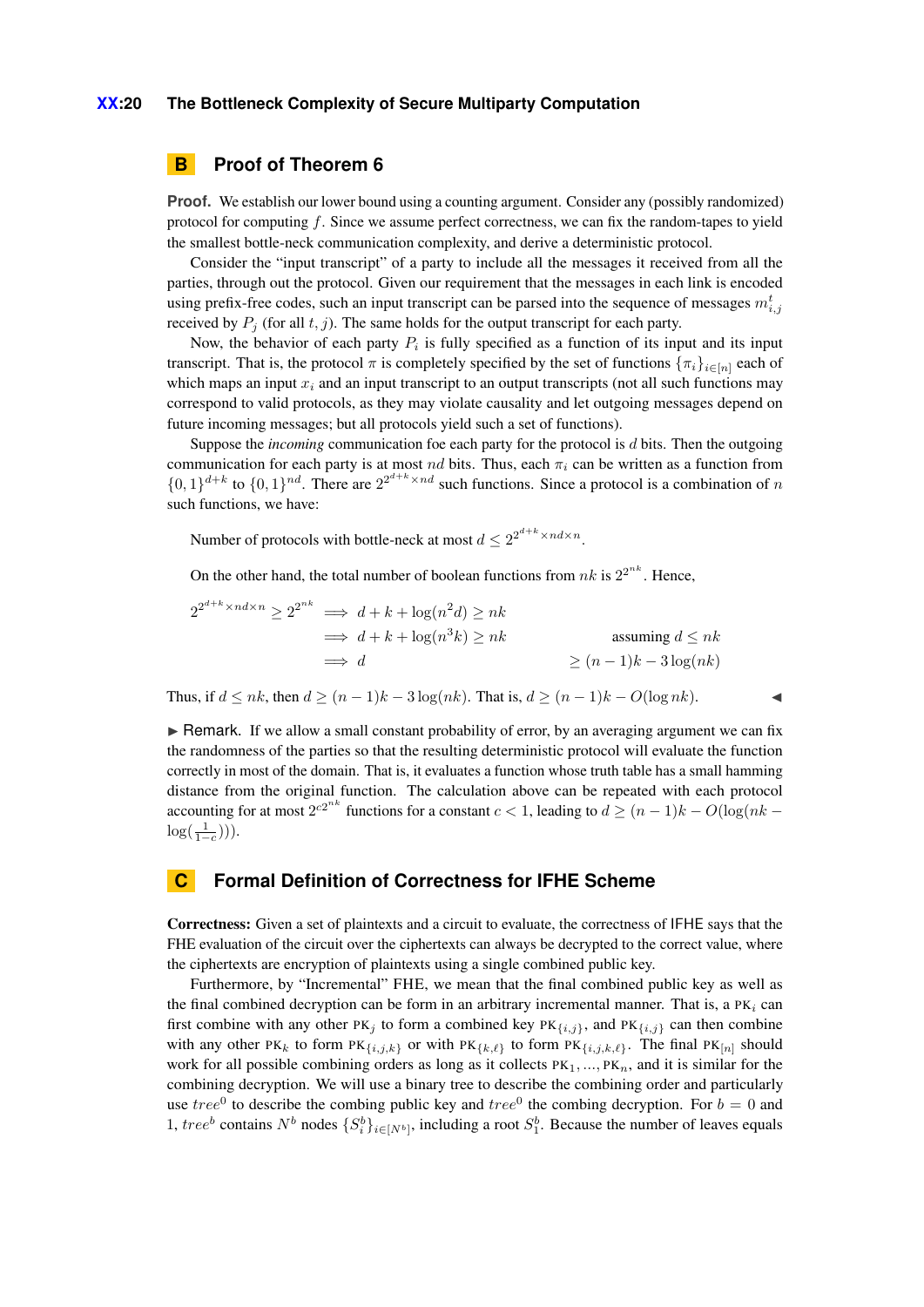## B Proof of Theorem 6

**Proof.** We establish our lower bound using a counting argument. Consider any (possibly randomized) protocol for computing $f$. Since we assume perfect correctness, we can fix the random-tapes to yield the smallest bottle-neck communication complexity, and derive a deterministic protocol.

Consider the "input transcript" of a party to include all the messages it received from all the parties, through out the protocol. Given our requirement that the messages in each link is encoded using prefix-free codes, such an input transcript can be parsed into the sequence of messages $m_{i,j}^t$ received by $P_j$ (for all $t, j$). The same holds for the output transcript for each party.

Now, the behavior of each party $P_i$ is fully specified as a function of its input and its input transcript. That is, the protocol $\pi$ is completely specified by the set of functions $\{\pi_i\}_{i\in[n]}$ each of which maps an input $x_i$ and an input transcript to an output transcripts (not all such functions may correspond to valid protocols, as they may violate causality and let outgoing messages depend on future incoming messages; but all protocols yield such a set of functions).

Suppose the *incoming* communication foe each party for the protocol is $d$ bits. Then the outgoing communication for each party is at most $nd$ bits. Thus, each $\pi_i$ can be written as a function from $\{0,1\}^{d+k}$ to $\{0,1\}^{nd}$. There are $2^{2^{d+k}\times nd}$ such functions. Since a protocol is a combination of $n$ such functions, we have:

$$\text{Number of protocols with bottle-neck at most } d \leq 2^{2^{d+k}\times nd\times n}.$$

On the other hand, the total number of boolean functions from $nk$ is $2^{2^{nk}}$. Hence,

$$\begin{aligned}
2^{2^{d+k}\times nd\times n} \geq 2^{2^{nk}} &\implies d+k+\log(n^2 d) \geq nk \\
&\implies d+k+\log(n^3 k) \geq nk && \text{assuming } d \leq nk \\
&\implies d && \geq (n-1)k - 3\log(nk)
\end{aligned}$$

Thus, if $d \leq nk$, then $d \geq (n-1)k - 3\log(nk)$. That is, $d \geq (n-1)k - O(\log nk)$. ◀

▶ Remark. If we allow a small constant probability of error, by an averaging argument we can fix the randomness of the parties so that the resulting deterministic protocol will evaluate the function correctly in most of the domain. That is, it evaluates a function whose truth table has a small hamming distance from the original function. The calculation above can be repeated with each protocol accounting for at most $2^{c2^{nk}}$ functions for a constant $c < 1$, leading to $d \geq (n-1)k - O(\log(nk - \log(\frac{1}{1-c})))$.

## C Formal Definition of Correctness for IFHE Scheme

**Correctness:** Given a set of plaintexts and a circuit to evaluate, the correctness of IFHE says that the FHE evaluation of the circuit over the ciphertexts can always be decrypted to the correct value, where the ciphertexts are encryption of plaintexts using a single combined public key.

Furthermore, by "Incremental" FHE, we mean that the final combined public key as well as the final combined decryption can be form in an arbitrary incremental manner. That is, a $\mathrm{PK}_i$ can first combine with any other $\mathrm{PK}_j$ to form a combined key $\mathrm{PK}_{\{i,j\}}$, and $\mathrm{PK}_{\{i,j\}}$ can then combine with any other $\mathrm{PK}_k$ to form $\mathrm{PK}_{\{i,j,k\}}$ or with $\mathrm{PK}_{\{k,\ell\}}$ to form $\mathrm{PK}_{\{i,j,k,\ell\}}$. The final $\mathrm{PK}_{[n]}$ should work for all possible combining orders as long as it collects $\mathrm{PK}_1, \ldots, \mathrm{PK}_n$, and it is similar for the combining decryption. We will use a binary tree to describe the combining order and particularly use $tree^0$ to describe the combing public key and $tree^0$ the combing decryption. For $b = 0$ and $1$, $tree^b$ contains $N^b$ nodes $\{S_i^b\}_{i\in[N^b]}$, including a root $S_1^b$. Because the number of leaves equals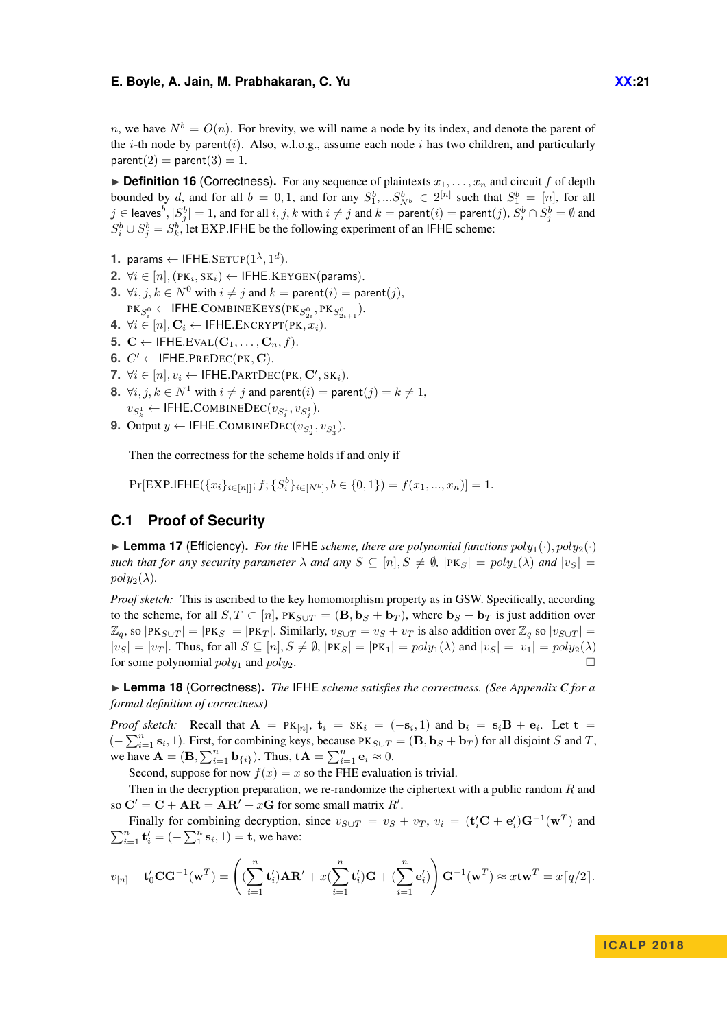$n$, we have $N^b = O(n)$. For brevity, we will name a node by its index, and denote the parent of the $i$-th node by $\mathsf{parent}(i)$. Also, w.l.o.g., assume each node $i$ has two children, and particularly $\mathsf{parent}(2) = \mathsf{parent}(3) = 1$.

▶ **Definition 16** (Correctness). For any sequence of plaintexts $x_1, \ldots, x_n$ and circuit $f$ of depth bounded by $d$, and for all $b = 0, 1$, and for any $S_1^b, \ldots S_{N^b}^b \in 2^{[n]}$ such that $S_1^b = [n]$, for all $j \in \mathsf{leaves}^b$, $|S_j^b| = 1$, and for all $i, j, k$ with $i \neq j$ and $k = \mathsf{parent}(i) = \mathsf{parent}(j)$, $S_i^b \cap S_j^b = \emptyset$ and $S_i^b \cup S_j^b = S_k^b$, let EXP.IFHE be the following experiment of an IFHE scheme:

1. params $\leftarrow$ IFHE.SETUP$(1^\lambda, 1^d)$.
2. $\forall i \in [n]$, $(\mathrm{PK}_i, \mathrm{SK}_i) \leftarrow$ IFHE.KEYGEN(params).
3. $\forall i, j, k \in N^0$ with $i \neq j$ and $k = \mathsf{parent}(i) = \mathsf{parent}(j)$, $\mathrm{PK}_{S_i^0} \leftarrow$ IFHE.COMBINEKEYS$(\mathrm{PK}_{S_{2i}^0}, \mathrm{PK}_{S_{2i+1}^0})$.
4. $\forall i \in [n]$, $\mathbf{C}_i \leftarrow$ IFHE.ENCRYPT$(\mathrm{PK}, x_i)$.
5. $\mathbf{C} \leftarrow$ IFHE.EVAL$(\mathbf{C}_1, \ldots, \mathbf{C}_n, f)$.
6. $C' \leftarrow$ IFHE.PREDEC$(\mathrm{PK}, \mathbf{C})$.
7. $\forall i \in [n]$, $v_i \leftarrow$ IFHE.PARTDEC$(\mathrm{PK}, \mathbf{C}', \mathrm{SK}_i)$.
8. $\forall i, j, k \in N^1$ with $i \neq j$ and $\mathsf{parent}(i) = \mathsf{parent}(j) = k \neq 1$, $v_{S_k^1} \leftarrow$ IFHE.COMBINEDEC$(v_{S_i^1}, v_{S_j^1})$.
9. Output $y \leftarrow$ IFHE.COMBINEDEC$(v_{S_2^1}, v_{S_3^1})$.

Then the correctness for the scheme holds if and only if

$$\Pr[\text{EXP.IFHE}(\{x_i\}_{i \in [n]}; f; \{S_i^b\}_{i \in [N^b]}, b \in \{0, 1\}) = f(x_1, ..., x_n)] = 1.$$

## C.1 Proof of Security

▶ **Lemma 17** (Efficiency). *For the* IFHE *scheme, there are polynomial functions $poly_1(\cdot), poly_2(\cdot)$ such that for any security parameter $\lambda$ and any $S \subseteq [n], S \neq \emptyset$, $|\mathrm{PK}_S| = poly_1(\lambda)$ and $|v_S| = poly_2(\lambda)$.*

*Proof sketch:* This is ascribed to the key homomorphism property as in GSW. Specifically, according to the scheme, for all $S, T \subset [n]$, $\mathrm{PK}_{S \cup T} = (\mathbf{B}, \mathbf{b}_S + \mathbf{b}_T)$, where $\mathbf{b}_S + \mathbf{b}_T$ is just addition over $\mathbb{Z}_q$, so $|\mathrm{PK}_{S \cup T}| = |\mathrm{PK}_S| = |\mathrm{PK}_T|$. Similarly, $v_{S \cup T} = v_S + v_T$ is also addition over $\mathbb{Z}_q$ so $|v_{S \cup T}| = |v_S| = |v_T|$. Thus, for all $S \subseteq [n], S \neq \emptyset$, $|\mathrm{PK}_S| = |\mathrm{PK}_1| = poly_1(\lambda)$ and $|v_S| = |v_1| = poly_2(\lambda)$ for some polynomial $poly_1$ and $poly_2$. □

▶ **Lemma 18** (Correctness). *The* IFHE *scheme satisfies the correctness. (See Appendix C for a formal definition of correctness)*

*Proof sketch:* Recall that $\mathbf{A} = \mathrm{PK}_{[n]}$, $\mathbf{t}_i = \mathrm{SK}_i = (-\mathbf{s}_i, 1)$ and $\mathbf{b}_i = \mathbf{s}_i\mathbf{B} + \mathbf{e}_i$. Let $\mathbf{t} = (-\sum_{i=1}^n \mathbf{s}_i, 1)$. First, for combining keys, because $\mathrm{PK}_{S \cup T} = (\mathbf{B}, \mathbf{b}_S + \mathbf{b}_T)$ for all disjoint $S$ and $T$, we have $\mathbf{A} = (\mathbf{B}, \sum_{i=1}^n \mathbf{b}_{\{i\}})$. Thus, $\mathbf{tA} = \sum_{i=1}^n \mathbf{e}_i \approx 0$.

Second, suppose for now $f(x) = x$ so the FHE evaluation is trivial.

Then in the decryption preparation, we re-randomize the ciphertext with a public random $R$ and so $\mathbf{C}' = \mathbf{C} + \mathbf{A}R = \mathbf{A}R' + x\mathbf{G}$ for some small matrix $R'$.

Finally for combining decryption, since $v_{S \cup T} = v_S + v_T$, $v_i = (\mathbf{t}_i'\mathbf{C} + \mathbf{e}_i')\mathbf{G}^{-1}(\mathbf{w}^T)$ and $\sum_{i=1}^n \mathbf{t}_i' = (-\sum_1^n \mathbf{s}_i, 1) = \mathbf{t}$, we have:

$$v_{[n]} + \mathbf{t}_0'\mathbf{C}\mathbf{G}^{-1}(\mathbf{w}^T) = \left((\sum_{i=1}^n \mathbf{t}_i')\mathbf{A}R' + x(\sum_{i=1}^n \mathbf{t}_i')\mathbf{G} + (\sum_{i=1}^n \mathbf{e}_i')\right)\mathbf{G}^{-1}(\mathbf{w}^T) \approx x\mathbf{t}\mathbf{w}^T = x\lceil q/2 \rceil.$$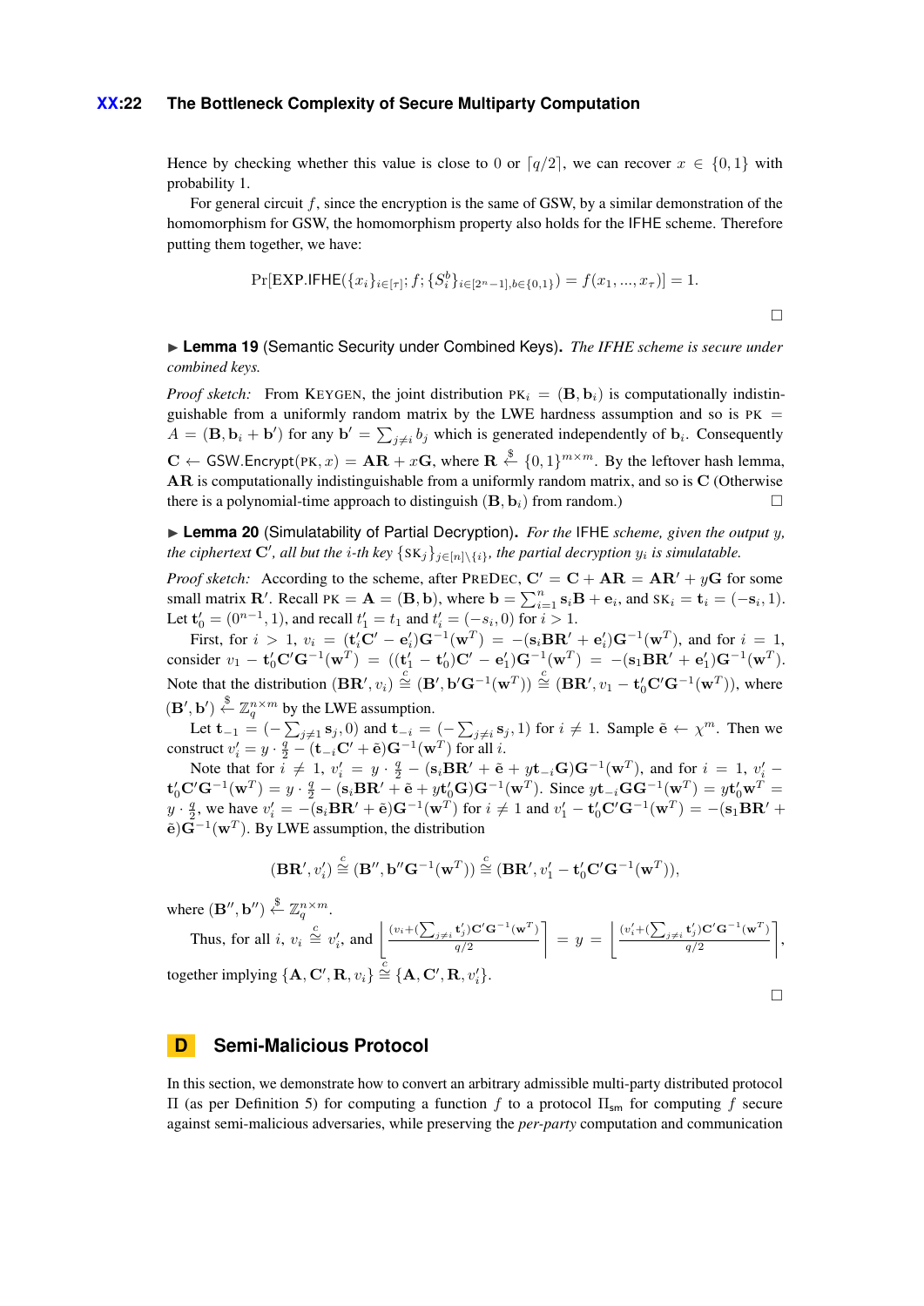Hence by checking whether this value is close to 0 or $\lceil q/2 \rceil$, we can recover $x \in \{0,1\}$ with probability 1.

For general circuit $f$, since the encryption is the same of GSW, by a similar demonstration of the homomorphism for GSW, the homomorphism property also holds for the IFHE scheme. Therefore putting them together, we have:

$$\Pr[\mathsf{EXP.IFHE}(\{x_i\}_{i\in[\tau]}; f; \{S_i^b\}_{i\in[2^n-1], b\in\{0,1\}}) = f(x_1, ..., x_\tau)] = 1.$$

$\square$

▶ **Lemma 19** (Semantic Security under Combined Keys). *The IFHE scheme is secure under combined keys.*

*Proof sketch:* From KEYGEN, the joint distribution $\text{PK}_i = (\mathbf{B}, \mathbf{b}_i)$ is computationally indistinguishable from a uniformly random matrix by the LWE hardness assumption and so is $\text{PK} = A = (\mathbf{B}, \mathbf{b}_i + \mathbf{b}')$ for any $\mathbf{b}' = \sum_{j\neq i} b_j$ which is generated independently of $\mathbf{b}_i$. Consequently $\mathbf{C} \leftarrow \mathsf{GSW.Encrypt}(\text{PK}, x) = \mathbf{AR} + x\mathbf{G}$, where $\mathbf{R} \xleftarrow{\$} \{0,1\}^{m\times m}$. By the leftover hash lemma, $\mathbf{AR}$ is computationally indistinguishable from a uniformly random matrix, and so is $\mathbf{C}$ (Otherwise there is a polynomial-time approach to distinguish $(\mathbf{B}, \mathbf{b}_i)$ from random.) $\square$

▶ **Lemma 20** (Simulatability of Partial Decryption). *For the* IFHE *scheme, given the output $y$, the ciphertext $\mathbf{C}'$, all but the $i$-th key $\{\text{SK}_j\}_{j\in[n]\setminus\{i\}}$, the partial decryption $y_i$ is simulatable.*

*Proof sketch:* According to the scheme, after PREDEC, $\mathbf{C}' = \mathbf{C} + \mathbf{AR} = \mathbf{AR}' + y\mathbf{G}$ for some small matrix $\mathbf{R}'$. Recall $\text{PK} = \mathbf{A} = (\mathbf{B}, \mathbf{b})$, where $\mathbf{b} = \sum_{i=1}^n \mathbf{s}_i\mathbf{B} + \mathbf{e}_i$, and $\text{SK}_i = \mathbf{t}_i = (-\mathbf{s}_i, 1)$. Let $\mathbf{t}'_0 = (0^{n-1}, 1)$, and recall $t'_1 = t_1$ and $t'_i = (-s_i, 0)$ for $i > 1$.

First, for $i > 1$, $v_i = (\mathbf{t}'_i\mathbf{C}' - \mathbf{e}'_i)\mathbf{G}^{-1}(\mathbf{w}^T) = -(\mathbf{s}_i\mathbf{BR}' + \mathbf{e}'_i)\mathbf{G}^{-1}(\mathbf{w}^T)$, and for $i = 1$, consider $v_1 - \mathbf{t}'_0\mathbf{C}'\mathbf{G}^{-1}(\mathbf{w}^T) = ((\mathbf{t}'_1 - \mathbf{t}'_0)\mathbf{C}' - \mathbf{e}'_1)\mathbf{G}^{-1}(\mathbf{w}^T) = -(\mathbf{s}_1\mathbf{BR}' + \mathbf{e}'_1)\mathbf{G}^{-1}(\mathbf{w}^T)$. Note that the distribution $(\mathbf{BR}', v_i) \overset{c}{\cong} (\mathbf{B}', \mathbf{b}'\mathbf{G}^{-1}(\mathbf{w}^T)) \overset{c}{\cong} (\mathbf{BR}', v_1 - \mathbf{t}'_0\mathbf{C}'\mathbf{G}^{-1}(\mathbf{w}^T))$, where $(\mathbf{B}', \mathbf{b}') \xleftarrow{\$} \mathbb{Z}_q^{n\times m}$ by the LWE assumption.

Let $\mathbf{t}_{-1} = (-\sum_{j\neq 1}\mathbf{s}_j, 0)$ and $\mathbf{t}_{-i} = (-\sum_{j\neq i}\mathbf{s}_j, 1)$ for $i \neq 1$. Sample $\tilde{\mathbf{e}} \leftarrow \chi^m$. Then we construct $v'_i = y \cdot \frac{q}{2} - (\mathbf{t}_{-i}\mathbf{C}' + \tilde{\mathbf{e}})\mathbf{G}^{-1}(\mathbf{w}^T)$ for all $i$.

Note that for $i \neq 1$, $v'_i = y \cdot \frac{q}{2} - (\mathbf{s}_i\mathbf{BR}' + \tilde{\mathbf{e}} + y\mathbf{t}_{-i}\mathbf{G})\mathbf{G}^{-1}(\mathbf{w}^T)$, and for $i = 1$, $v'_i - \mathbf{t}'_0\mathbf{C}'\mathbf{G}^{-1}(\mathbf{w}^T) = y \cdot \frac{q}{2} - (\mathbf{s}_i\mathbf{BR}' + \tilde{\mathbf{e}} + y\mathbf{t}'_0\mathbf{G})\mathbf{G}^{-1}(\mathbf{w}^T)$. Since $y\mathbf{t}_{-i}\mathbf{G}\mathbf{G}^{-1}(\mathbf{w}^T) = y\mathbf{t}'_0\mathbf{w}^T = y \cdot \frac{q}{2}$, we have $v'_i = -(\mathbf{s}_i\mathbf{BR}' + \tilde{\mathbf{e}})\mathbf{G}^{-1}(\mathbf{w}^T)$ for $i \neq 1$ and $v'_1 - \mathbf{t}'_0\mathbf{C}'\mathbf{G}^{-1}(\mathbf{w}^T) = -(\mathbf{s}_1\mathbf{BR}' + \tilde{\mathbf{e}})\mathbf{G}^{-1}(\mathbf{w}^T)$. By LWE assumption, the distribution

$$(\mathbf{BR}', v'_i) \overset{c}{\cong} (\mathbf{B}'', \mathbf{b}''\mathbf{G}^{-1}(\mathbf{w}^T)) \overset{c}{\cong} (\mathbf{BR}', v'_1 - \mathbf{t}'_0\mathbf{C}'\mathbf{G}^{-1}(\mathbf{w}^T)),$$

where $(\mathbf{B}'', \mathbf{b}'') \xleftarrow{\$} \mathbb{Z}_q^{n\times m}$.

Thus, for all $i$, $v_i \overset{c}{\cong} v'_i$, and $\left\lfloor \frac{(v_i + (\sum_{j\neq i}\mathbf{t}'_j)\mathbf{C}'\mathbf{G}^{-1}(\mathbf{w}^T)}{q/2} \right\rceil = y = \left\lfloor \frac{(v'_i + (\sum_{j\neq i}\mathbf{t}'_j)\mathbf{C}'\mathbf{G}^{-1}(\mathbf{w}^T)}{q/2} \right\rceil$, together implying $\{\mathbf{A}, \mathbf{C}', \mathbf{R}, v_i\} \overset{c}{\cong} \{\mathbf{A}, \mathbf{C}', \mathbf{R}, v'_i\}$.

$\square$

# D Semi-Malicious Protocol

In this section, we demonstrate how to convert an arbitrary admissible multi-party distributed protocol $\Pi$ (as per Definition 5) for computing a function $f$ to a protocol $\Pi_{\mathsf{sm}}$ for computing $f$ secure against semi-malicious adversaries, while preserving the *per-party* computation and communication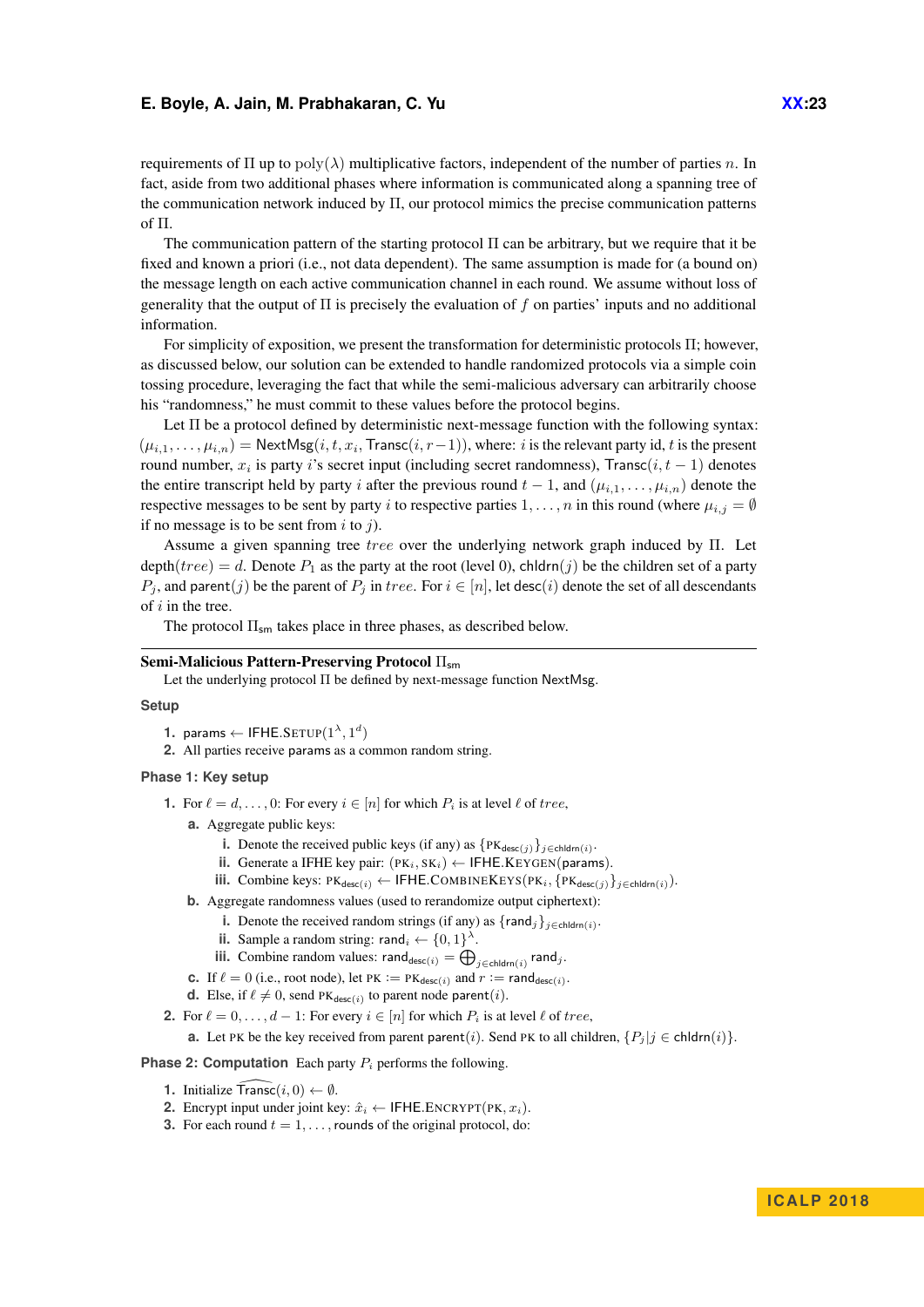requirements of $\Pi$ up to $\text{poly}(\lambda)$ multiplicative factors, independent of the number of parties $n$. In fact, aside from two additional phases where information is communicated along a spanning tree of the communication network induced by $\Pi$, our protocol mimics the precise communication patterns of $\Pi$.

The communication pattern of the starting protocol $\Pi$ can be arbitrary, but we require that it be fixed and known a priori (i.e., not data dependent). The same assumption is made for (a bound on) the message length on each active communication channel in each round. We assume without loss of generality that the output of $\Pi$ is precisely the evaluation of $f$ on parties' inputs and no additional information.

For simplicity of exposition, we present the transformation for deterministic protocols $\Pi$; however, as discussed below, our solution can be extended to handle randomized protocols via a simple coin tossing procedure, leveraging the fact that while the semi-malicious adversary can arbitrarily choose his "randomness," he must commit to these values before the protocol begins.

Let $\Pi$ be a protocol defined by deterministic next-message function with the following syntax: $(\mu_{i,1}, \ldots, \mu_{i,n}) = \mathsf{NextMsg}(i, t, x_i, \mathsf{Transc}(i, r-1))$, where: $i$ is the relevant party id, $t$ is the present round number, $x_i$ is party $i$'s secret input (including secret randomness), $\mathsf{Transc}(i, t-1)$ denotes the entire transcript held by party $i$ after the previous round $t-1$, and $(\mu_{i,1}, \ldots, \mu_{i,n})$ denote the respective messages to be sent by party $i$ to respective parties $1, \ldots, n$ in this round (where $\mu_{i,j} = \emptyset$ if no message is to be sent from $i$ to $j$).

Assume a given spanning tree $tree$ over the underlying network graph induced by $\Pi$. Let $\mathsf{depth}(tree) = d$. Denote $P_1$ as the party at the root (level 0), $\mathsf{chldrn}(j)$ be the children set of a party $P_j$, and $\mathsf{parent}(j)$ be the parent of $P_j$ in $tree$. For $i \in [n]$, let $\mathsf{desc}(i)$ denote the set of all descendants of $i$ in the tree.

The protocol $\Pi_{\mathsf{sm}}$ takes place in three phases, as described below.

---

**Semi-Malicious Pattern-Preserving Protocol $\Pi_{\mathsf{sm}}$**

Let the underlying protocol $\Pi$ be defined by next-message function $\mathsf{NextMsg}$.

**Setup**

1. $\mathsf{params} \leftarrow \mathsf{IFHE.Setup}(1^\lambda, 1^d)$
2. All parties receive params as a common random string.

**Phase 1: Key setup**

1. For $\ell = d, \ldots, 0$: For every $i \in [n]$ for which $P_i$ is at level $\ell$ of $tree$,
   a. Aggregate public keys:
      i. Denote the received public keys (if any) as $\{\mathrm{PK}_{\mathsf{desc}(j)}\}_{j \in \mathsf{chldrn}(i)}$.
      ii. Generate a IFHE key pair: $(\mathrm{PK}_i, \mathrm{SK}_i) \leftarrow \mathsf{IFHE.KeyGen}(\mathsf{params})$.
      iii. Combine keys: $\mathrm{PK}_{\mathsf{desc}(i)} \leftarrow \mathsf{IFHE.CombineKeys}(\mathrm{PK}_i, \{\mathrm{PK}_{\mathsf{desc}(j)}\}_{j \in \mathsf{chldrn}(i)})$.
   b. Aggregate randomness values (used to rerandomize output ciphertext):
      i. Denote the received random strings (if any) as $\{\mathsf{rand}_j\}_{j \in \mathsf{chldrn}(i)}$.
      ii. Sample a random string: $\mathsf{rand}_i \leftarrow \{0,1\}^\lambda$.
      iii. Combine random values: $\mathsf{rand}_{\mathsf{desc}(i)} = \bigoplus_{j \in \mathsf{chldrn}(i)} \mathsf{rand}_j$.
   c. If $\ell = 0$ (i.e., root node), let $\mathrm{PK} := \mathrm{PK}_{\mathsf{desc}(i)}$ and $r := \mathsf{rand}_{\mathsf{desc}(i)}$.
   d. Else, if $\ell \neq 0$, send $\mathrm{PK}_{\mathsf{desc}(i)}$ to parent node $\mathsf{parent}(i)$.
2. For $\ell = 0, \ldots, d-1$: For every $i \in [n]$ for which $P_i$ is at level $\ell$ of $tree$,
   a. Let $\mathrm{PK}$ be the key received from parent $\mathsf{parent}(i)$. Send $\mathrm{PK}$ to all children, $\{P_j | j \in \mathsf{chldrn}(i)\}$.

**Phase 2: Computation** Each party $P_i$ performs the following.

1. Initialize $\widehat{\mathsf{Transc}}(i, 0) \leftarrow \emptyset$.
2. Encrypt input under joint key: $\hat{x}_i \leftarrow \mathsf{IFHE.Encrypt}(\mathrm{PK}, x_i)$.
3. For each round $t = 1, \ldots, \mathsf{rounds}$ of the original protocol, do: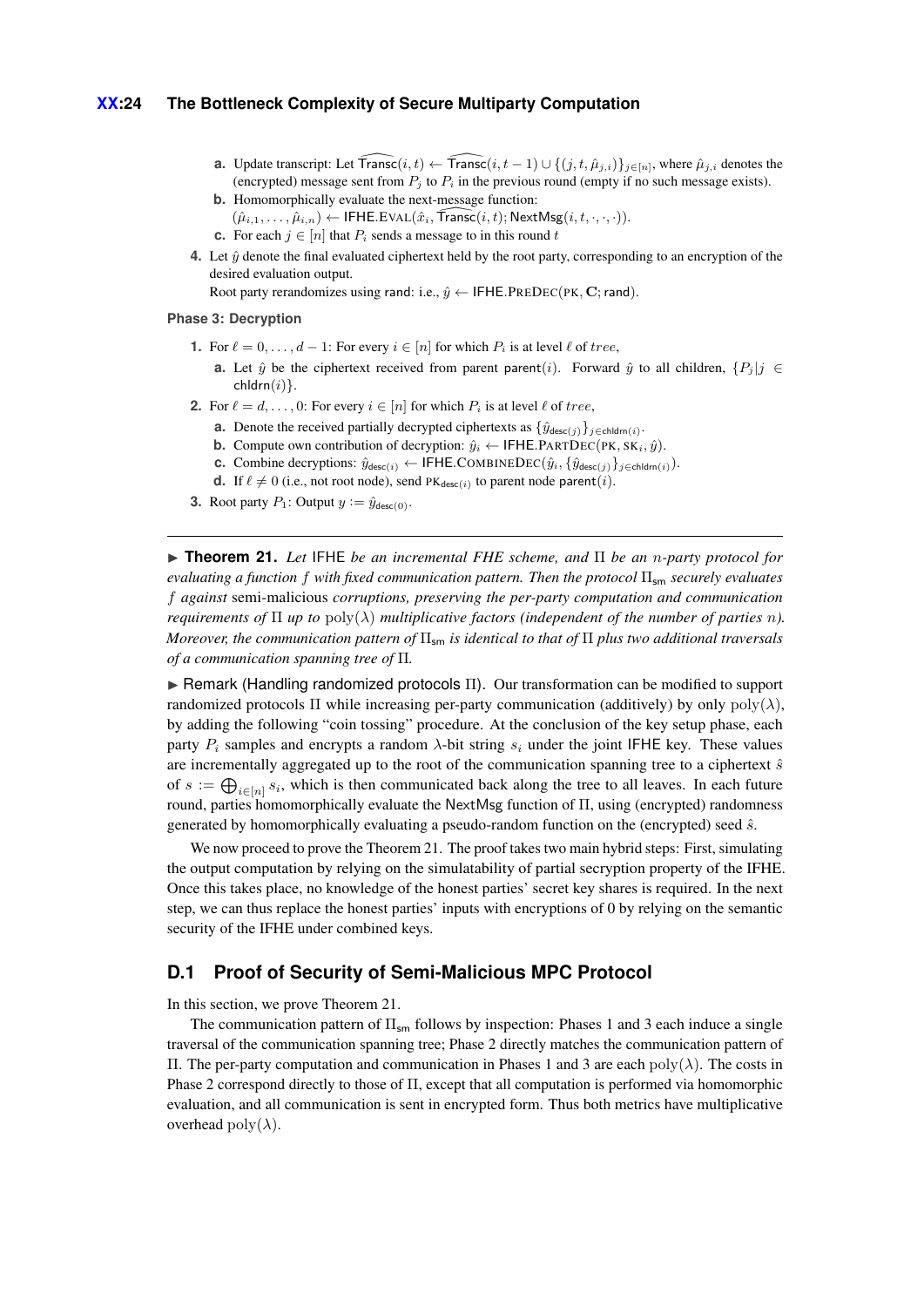**a.** Update transcript: Let $\widehat{\mathsf{Transc}}(i,t) \leftarrow \widehat{\mathsf{Transc}}(i,t-1) \cup \{(j,t,\hat{\mu}_{j,i})\}_{j\in[n]}$, where $\hat{\mu}_{j,i}$ denotes the (encrypted) message sent from $P_j$ to $P_i$ in the previous round (empty if no such message exists).

   **b.** Homomorphically evaluate the next-message function:
   $(\hat{\mu}_{i,1},\ldots,\hat{\mu}_{i,n}) \leftarrow \mathsf{IFHE}.\textsc{Eval}(\hat{x}_i, \widehat{\mathsf{Transc}}(i,t); \mathsf{NextMsg}(i,t,\cdot,\cdot,\cdot))$.

   **c.** For each $j \in [n]$ that $P_i$ sends a message to in this round $t$

4. Let $\hat{y}$ denote the final evaluated ciphertext held by the root party, corresponding to an encryption of the desired evaluation output.
   Root party rerandomizes using rand: i.e., $\hat{y} \leftarrow \mathsf{IFHE}.\textsc{PreDec}(\textsc{pk}, \mathbf{C}; \mathsf{rand})$.

**Phase 3: Decryption**

1. For $\ell = 0,\ldots,d-1$: For every $i \in [n]$ for which $P_i$ is at level $\ell$ of $tree$,

   **a.** Let $\hat{y}$ be the ciphertext received from parent $\mathsf{parent}(i)$. Forward $\hat{y}$ to all children, $\{P_j | j \in \mathsf{chldrn}(i)\}$.

2. For $\ell = d,\ldots,0$: For every $i \in [n]$ for which $P_i$ is at level $\ell$ of $tree$,

   **a.** Denote the received partially decrypted ciphertexts as $\{\hat{y}_{\mathsf{desc}(j)}\}_{j\in\mathsf{chldrn}(i)}$.

   **b.** Compute own contribution of decryption: $\hat{y}_i \leftarrow \mathsf{IFHE}.\textsc{PartDec}(\textsc{pk}, \textsc{sk}_i, \hat{y})$.

   **c.** Combine decryptions: $\hat{y}_{\mathsf{desc}(i)} \leftarrow \mathsf{IFHE}.\textsc{CombineDec}(\hat{y}_i, \{\hat{y}_{\mathsf{desc}(j)}\}_{j\in\mathsf{chldrn}(i)})$.

   **d.** If $\ell \neq 0$ (i.e., not root node), send $\textsc{pk}_{\mathsf{desc}(i)}$ to parent node $\mathsf{parent}(i)$.

3. Root party $P_1$: Output $y := \hat{y}_{\mathsf{desc}(0)}$.

---

▶ **Theorem 21.** *Let* IFHE *be an incremental FHE scheme, and* $\Pi$ *be an* $n$*-party protocol for evaluating a function* $f$ *with fixed communication pattern. Then the protocol* $\Pi_{\mathsf{sm}}$ *securely evaluates* $f$ *against* semi-malicious *corruptions, preserving the per-party computation and communication requirements of* $\Pi$ *up to* $\mathrm{poly}(\lambda)$ *multiplicative factors (independent of the number of parties* $n$*). Moreover, the communication pattern of* $\Pi_{\mathsf{sm}}$ *is identical to that of* $\Pi$ *plus two additional traversals of a communication spanning tree of* $\Pi$*.*

▶ Remark (Handling randomized protocols $\Pi$). Our transformation can be modified to support randomized protocols $\Pi$ while increasing per-party communication (additively) by only $\mathrm{poly}(\lambda)$, by adding the following "coin tossing" procedure. At the conclusion of the key setup phase, each party $P_i$ samples and encrypts a random $\lambda$-bit string $s_i$ under the joint IFHE key. These values are incrementally aggregated up to the root of the communication spanning tree to a ciphertext $\hat{s}$ of $s := \bigoplus_{i\in[n]} s_i$, which is then communicated back along the tree to all leaves. In each future round, parties homomorphically evaluate the NextMsg function of $\Pi$, using (encrypted) randomness generated by homomorphically evaluating a pseudo-random function on the (encrypted) seed $\hat{s}$.

We now proceed to prove the Theorem 21. The proof takes two main hybrid steps: First, simulating the output computation by relying on the simulatability of partial secryption property of the IFHE. Once this takes place, no knowledge of the honest parties' secret key shares is required. In the next step, we can thus replace the honest parties' inputs with encryptions of 0 by relying on the semantic security of the IFHE under combined keys.

## D.1 Proof of Security of Semi-Malicious MPC Protocol

In this section, we prove Theorem 21.

The communication pattern of $\Pi_{\mathsf{sm}}$ follows by inspection: Phases 1 and 3 each induce a single traversal of the communication spanning tree; Phase 2 directly matches the communication pattern of $\Pi$. The per-party computation and communication in Phases 1 and 3 are each $\mathrm{poly}(\lambda)$. The costs in Phase 2 correspond directly to those of $\Pi$, except that all computation is performed via homomorphic evaluation, and all communication is sent in encrypted form. Thus both metrics have multiplicative overhead $\mathrm{poly}(\lambda)$.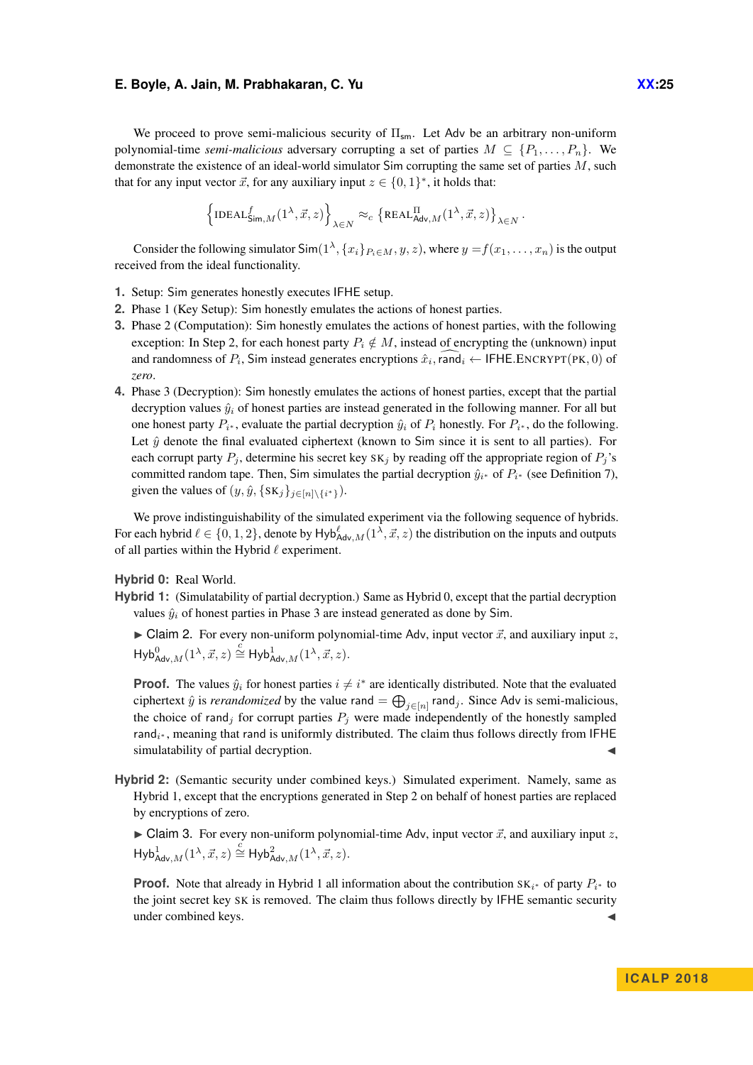We proceed to prove semi-malicious security of $\Pi_{\mathsf{sm}}$. Let Adv be an arbitrary non-uniform polynomial-time *semi-malicious* adversary corrupting a set of parties $M \subseteq \{P_1, \ldots, P_n\}$. We demonstrate the existence of an ideal-world simulator Sim corrupting the same set of parties $M$, such that for any input vector $\vec{x}$, for any auxiliary input $z \in \{0,1\}^*$, it holds that:

$$\left\{ \text{IDEAL}^{f}_{\mathsf{Sim},M}(1^\lambda, \vec{x}, z) \right\}_{\lambda \in N} \approx_c \left\{ \text{REAL}^{\Pi}_{\mathsf{Adv},M}(1^\lambda, \vec{x}, z) \right\}_{\lambda \in N}.$$

Consider the following simulator $\mathsf{Sim}(1^\lambda, \{x_i\}_{P_i \in M}, y, z)$, where $y = f(x_1, \ldots, x_n)$ is the output received from the ideal functionality.

1. Setup: Sim generates honestly executes IFHE setup.
2. Phase 1 (Key Setup): Sim honestly emulates the actions of honest parties.
3. Phase 2 (Computation): Sim honestly emulates the actions of honest parties, with the following exception: In Step 2, for each honest party $P_i \notin M$, instead of encrypting the (unknown) input and randomness of $P_i$, Sim instead generates encryptions $\hat{x}_i, \widehat{\mathsf{rand}}_i \leftarrow \mathsf{IFHE.Encrypt}(\text{PK}, 0)$ of *zero*.
4. Phase 3 (Decryption): Sim honestly emulates the actions of honest parties, except that the partial decryption values $\hat{y}_i$ of honest parties are instead generated in the following manner. For all but one honest party $P_{i^*}$, evaluate the partial decryption $\hat{y}_i$ of $P_i$ honestly. For $P_{i^*}$, do the following. Let $\hat{y}$ denote the final evaluated ciphertext (known to Sim since it is sent to all parties). For each corrupt party $P_j$, determine his secret key $\text{SK}_j$ by reading off the appropriate region of $P_j$'s committed random tape. Then, Sim simulates the partial decryption $\hat{y}_{i^*}$ of $P_{i^*}$ (see Definition 7), given the values of $(y, \hat{y}, \{\text{SK}_j\}_{j \in [n] \setminus \{i^*\}})$.

We prove indistinguishability of the simulated experiment via the following sequence of hybrids. For each hybrid $\ell \in \{0, 1, 2\}$, denote by $\mathsf{Hyb}^{\ell}_{\mathsf{Adv},M}(1^\lambda, \vec{x}, z)$ the distribution on the inputs and outputs of all parties within the Hybrid $\ell$ experiment.

**Hybrid 0:** Real World.

**Hybrid 1:** (Simulatability of partial decryption.) Same as Hybrid 0, except that the partial decryption values $\hat{y}_i$ of honest parties in Phase 3 are instead generated as done by Sim.

▶ Claim 2. For every non-uniform polynomial-time Adv, input vector $\vec{x}$, and auxiliary input $z$, $\mathsf{Hyb}^0_{\mathsf{Adv},M}(1^\lambda, \vec{x}, z) \overset{c}{\cong} \mathsf{Hyb}^1_{\mathsf{Adv},M}(1^\lambda, \vec{x}, z)$.

**Proof.** The values $\hat{y}_i$ for honest parties $i \neq i^*$ are identically distributed. Note that the evaluated ciphertext $\hat{y}$ is *rerandomized* by the value $\mathsf{rand} = \bigoplus_{j \in [n]} \mathsf{rand}_j$. Since Adv is semi-malicious, the choice of $\mathsf{rand}_j$ for corrupt parties $P_j$ were made independently of the honestly sampled $\mathsf{rand}_{i^*}$, meaning that rand is uniformly distributed. The claim thus follows directly from IFHE simulatability of partial decryption. ◀

**Hybrid 2:** (Semantic security under combined keys.) Simulated experiment. Namely, same as Hybrid 1, except that the encryptions generated in Step 2 on behalf of honest parties are replaced by encryptions of zero.

▶ Claim 3. For every non-uniform polynomial-time Adv, input vector $\vec{x}$, and auxiliary input $z$, $\mathsf{Hyb}^1_{\mathsf{Adv},M}(1^\lambda, \vec{x}, z) \overset{c}{\cong} \mathsf{Hyb}^2_{\mathsf{Adv},M}(1^\lambda, \vec{x}, z)$.

**Proof.** Note that already in Hybrid 1 all information about the contribution $\text{SK}_{i^*}$ of party $P_{i^*}$ to the joint secret key SK is removed. The claim thus follows directly by IFHE semantic security under combined keys. ◀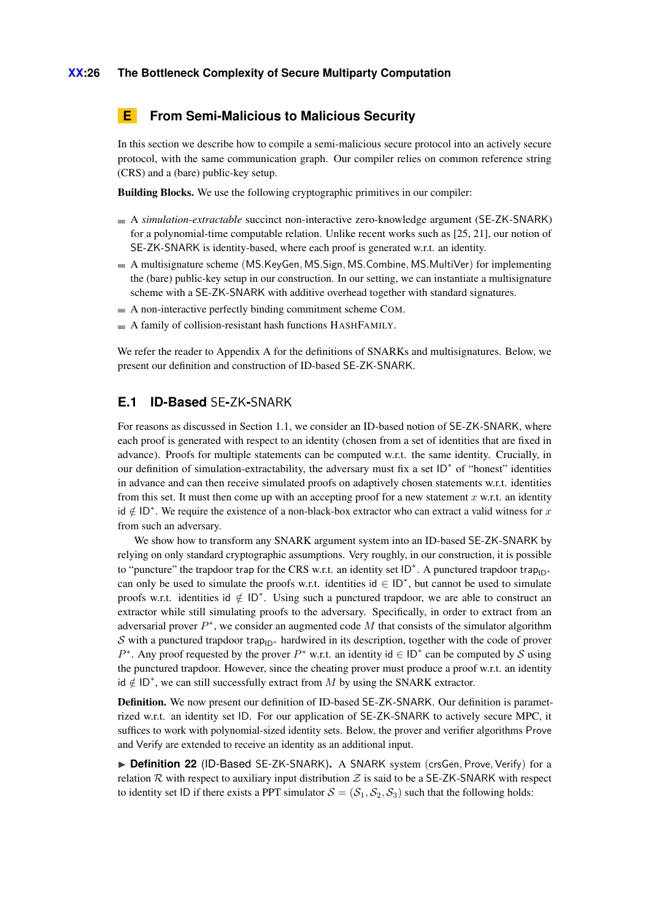## E From Semi-Malicious to Malicious Security

In this section we describe how to compile a semi-malicious secure protocol into an actively secure protocol, with the same communication graph. Our compiler relies on common reference string (CRS) and a (bare) public-key setup.

**Building Blocks.** We use the following cryptographic primitives in our compiler:

- A *simulation-extractable* succinct non-interactive zero-knowledge argument (SE-ZK-SNARK) for a polynomial-time computable relation. Unlike recent works such as [25, 21], our notion of SE-ZK-SNARK is identity-based, where each proof is generated w.r.t. an identity.
- A multisignature scheme (MS.KeyGen, MS.Sign, MS.Combine, MS.MultiVer) for implementing the (bare) public-key setup in our construction. In our setting, we can instantiate a multisignature scheme with a SE-ZK-SNARK with additive overhead together with standard signatures.
- A non-interactive perfectly binding commitment scheme COM.
- A family of collision-resistant hash functions HASHFAMILY.

We refer the reader to Appendix A for the definitions of SNARKs and multisignatures. Below, we present our definition and construction of ID-based SE-ZK-SNARK.

### E.1 ID-Based SE-ZK-SNARK

For reasons as discussed in Section 1.1, we consider an ID-based notion of SE-ZK-SNARK, where each proof is generated with respect to an identity (chosen from a set of identities that are fixed in advance). Proofs for multiple statements can be computed w.r.t. the same identity. Crucially, in our definition of simulation-extractability, the adversary must fix a set $\mathsf{ID}^*$ of "honest" identities in advance and can then receive simulated proofs on adaptively chosen statements w.r.t. identities from this set. It must then come up with an accepting proof for a new statement $x$ w.r.t. an identity $\mathsf{id} \notin \mathsf{ID}^*$. We require the existence of a non-black-box extractor who can extract a valid witness for $x$ from such an adversary.

We show how to transform any SNARK argument system into an ID-based SE-ZK-SNARK by relying on only standard cryptographic assumptions. Very roughly, in our construction, it is possible to "puncture" the trapdoor $\mathsf{trap}$ for the CRS w.r.t. an identity set $\mathsf{ID}^*$. A punctured trapdoor $\mathsf{trap}_{\mathsf{ID}^*}$ can only be used to simulate the proofs w.r.t. identities $\mathsf{id} \in \mathsf{ID}^*$, but cannot be used to simulate proofs w.r.t. identities $\mathsf{id} \notin \mathsf{ID}^*$. Using such a punctured trapdoor, we are able to construct an extractor while still simulating proofs to the adversary. Specifically, in order to extract from an adversarial prover $P^*$, we consider an augmented code $M$ that consists of the simulator algorithm $\mathcal{S}$ with a punctured trapdoor $\mathsf{trap}_{\mathsf{ID}^*}$ hardwired in its description, together with the code of prover $P^*$. Any proof requested by the prover $P^*$ w.r.t. an identity $\mathsf{id} \in \mathsf{ID}^*$ can be computed by $\mathcal{S}$ using the punctured trapdoor. However, since the cheating prover must produce a proof w.r.t. an identity $\mathsf{id} \notin \mathsf{ID}^*$, we can still successfully extract from $M$ by using the SNARK extractor.

**Definition.** We now present our definition of ID-based SE-ZK-SNARK. Our definition is parametrized w.r.t. an identity set ID. For our application of SE-ZK-SNARK to actively secure MPC, it suffices to work with polynomial-sized identity sets. Below, the prover and verifier algorithms Prove and Verify are extended to receive an identity as an additional input.

► **Definition 22** (ID-Based SE-ZK-SNARK)**.** A SNARK system (crsGen, Prove, Verify) for a relation $\mathcal{R}$ with respect to auxiliary input distribution $\mathcal{Z}$ is said to be a SE-ZK-SNARK with respect to identity set ID if there exists a PPT simulator $\mathcal{S} = (\mathcal{S}_1, \mathcal{S}_2, \mathcal{S}_3)$ such that the following holds: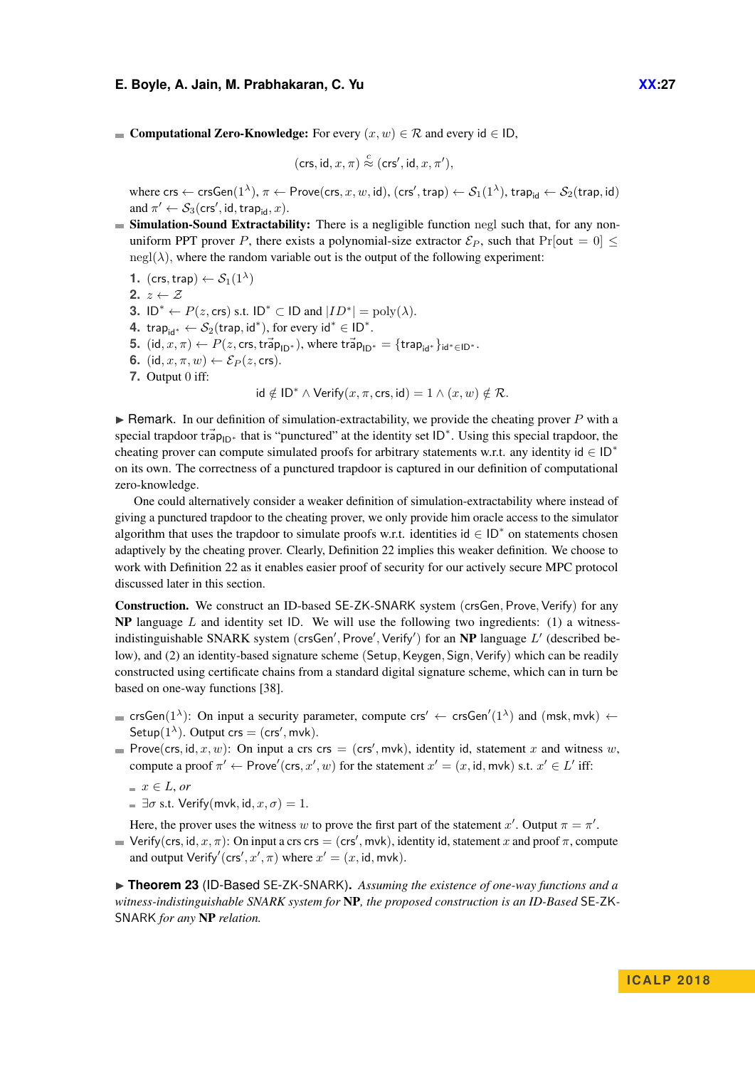- **Computational Zero-Knowledge:** For every $(x, w) \in \mathcal{R}$ and every $\mathsf{id} \in \mathsf{ID}$,

$$(\mathsf{crs}, \mathsf{id}, x, \pi) \overset{c}{\approx} (\mathsf{crs}', \mathsf{id}, x, \pi'),$$

  where $\mathsf{crs} \leftarrow \mathsf{crsGen}(1^\lambda)$, $\pi \leftarrow \mathsf{Prove}(\mathsf{crs}, x, w, \mathsf{id})$, $(\mathsf{crs}', \mathsf{trap}) \leftarrow \mathcal{S}_1(1^\lambda)$, $\mathsf{trap}_{\mathsf{id}} \leftarrow \mathcal{S}_2(\mathsf{trap}, \mathsf{id})$ and $\pi' \leftarrow \mathcal{S}_3(\mathsf{crs}', \mathsf{id}, \mathsf{trap}_{\mathsf{id}}, x)$.
- **Simulation-Sound Extractability:** There is a negligible function negl such that, for any non-uniform PPT prover $P$, there exists a polynomial-size extractor $\mathcal{E}_P$, such that $\Pr[\mathsf{out} = 0] \leq \mathrm{negl}(\lambda)$, where the random variable out is the output of the following experiment:
  1. $(\mathsf{crs}, \mathsf{trap}) \leftarrow \mathcal{S}_1(1^\lambda)$
  2. $z \leftarrow \mathcal{Z}$
  3. $\mathsf{ID}^* \leftarrow P(z, \mathsf{crs})$ s.t. $\mathsf{ID}^* \subset \mathsf{ID}$ and $|ID^*| = \mathrm{poly}(\lambda)$.
  4. $\mathsf{trap}_{\mathsf{id}^*} \leftarrow \mathcal{S}_2(\mathsf{trap}, \mathsf{id}^*)$, for every $\mathsf{id}^* \in \mathsf{ID}^*$.
  5. $(\mathsf{id}, x, \pi) \leftarrow P(z, \mathsf{crs}, \widetilde{\mathsf{trap}}_{\mathsf{ID}^*})$, where $\widetilde{\mathsf{trap}}_{\mathsf{ID}^*} = \{\mathsf{trap}_{\mathsf{id}^*}\}_{\mathsf{id}^* \in \mathsf{ID}^*}$.
  6. $(\mathsf{id}, x, \pi, w) \leftarrow \mathcal{E}_P(z, \mathsf{crs})$.
  7. Output $0$ iff:

$$\mathsf{id} \notin \mathsf{ID}^* \wedge \mathsf{Verify}(x, \pi, \mathsf{crs}, \mathsf{id}) = 1 \wedge (x, w) \notin \mathcal{R}.$$

▶ Remark. In our definition of simulation-extractability, we provide the cheating prover $P$ with a special trapdoor $\widetilde{\mathsf{trap}}_{\mathsf{ID}^*}$ that is "punctured" at the identity set $\mathsf{ID}^*$. Using this special trapdoor, the cheating prover can compute simulated proofs for arbitrary statements w.r.t. any identity $\mathsf{id} \in \mathsf{ID}^*$ on its own. The correctness of a punctured trapdoor is captured in our definition of computational zero-knowledge.

One could alternatively consider a weaker definition of simulation-extractability where instead of giving a punctured trapdoor to the cheating prover, we only provide him oracle access to the simulator algorithm that uses the trapdoor to simulate proofs w.r.t. identities $\mathsf{id} \in \mathsf{ID}^*$ on statements chosen adaptively by the cheating prover. Clearly, Definition 22 implies this weaker definition. We choose to work with Definition 22 as it enables easier proof of security for our actively secure MPC protocol discussed later in this section.

**Construction.** We construct an ID-based SE-ZK-SNARK system $(\mathsf{crsGen}, \mathsf{Prove}, \mathsf{Verify})$ for any **NP** language $L$ and identity set ID. We will use the following two ingredients: (1) a witness-indistinguishable SNARK system $(\mathsf{crsGen}', \mathsf{Prove}', \mathsf{Verify}')$ for an **NP** language $L'$ (described below), and (2) an identity-based signature scheme $(\mathsf{Setup}, \mathsf{Keygen}, \mathsf{Sign}, \mathsf{Verify})$ which can be readily constructed using certificate chains from a standard digital signature scheme, which can in turn be based on one-way functions [38].

- $\mathsf{crsGen}(1^\lambda)$: On input a security parameter, compute $\mathsf{crs}' \leftarrow \mathsf{crsGen}'(1^\lambda)$ and $(\mathsf{msk}, \mathsf{mvk}) \leftarrow \mathsf{Setup}(1^\lambda)$. Output $\mathsf{crs} = (\mathsf{crs}', \mathsf{mvk})$.
- $\mathsf{Prove}(\mathsf{crs}, \mathsf{id}, x, w)$: On input a crs $\mathsf{crs} = (\mathsf{crs}', \mathsf{mvk})$, identity id, statement $x$ and witness $w$, compute a proof $\pi' \leftarrow \mathsf{Prove}'(\mathsf{crs}, x', w)$ for the statement $x' = (x, \mathsf{id}, \mathsf{mvk})$ s.t. $x' \in L'$ iff:
  - $x \in L$, *or*
  - $\exists \sigma$ s.t. $\mathsf{Verify}(\mathsf{mvk}, \mathsf{id}, x, \sigma) = 1$.

  Here, the prover uses the witness $w$ to prove the first part of the statement $x'$. Output $\pi = \pi'$.
- $\mathsf{Verify}(\mathsf{crs}, \mathsf{id}, x, \pi)$: On input a crs $\mathsf{crs} = (\mathsf{crs}', \mathsf{mvk})$, identity id, statement $x$ and proof $\pi$, compute and output $\mathsf{Verify}'(\mathsf{crs}', x', \pi)$ where $x' = (x, \mathsf{id}, \mathsf{mvk})$.

▶ **Theorem 23** (ID-Based SE-ZK-SNARK). *Assuming the existence of one-way functions and a witness-indistinguishable SNARK system for* **NP**, *the proposed construction is an ID-Based* SE-ZK-SNARK *for any* **NP** *relation.*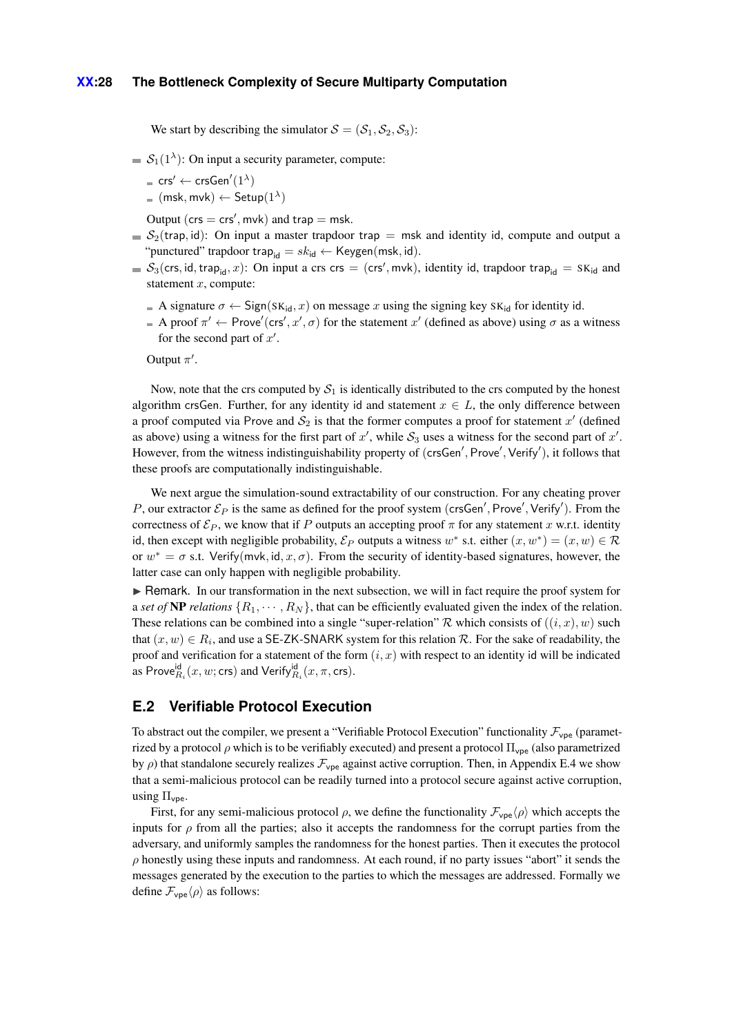We start by describing the simulator $\mathcal{S} = (\mathcal{S}_1, \mathcal{S}_2, \mathcal{S}_3)$:

- $\mathcal{S}_1(1^\lambda)$: On input a security parameter, compute:
  - $\mathsf{crs}' \leftarrow \mathsf{crsGen}'(1^\lambda)$
  - $(\mathsf{msk}, \mathsf{mvk}) \leftarrow \mathsf{Setup}(1^\lambda)$

  Output $(\mathsf{crs} = \mathsf{crs}', \mathsf{mvk})$ and $\mathsf{trap} = \mathsf{msk}$.
- $\mathcal{S}_2(\mathsf{trap}, \mathsf{id})$: On input a master trapdoor $\mathsf{trap} = \mathsf{msk}$ and identity id, compute and output a "punctured" trapdoor $\mathsf{trap}_{\mathsf{id}} = sk_{\mathsf{id}} \leftarrow \mathsf{Keygen}(\mathsf{msk}, \mathsf{id})$.
- $\mathcal{S}_3(\mathsf{crs}, \mathsf{id}, \mathsf{trap}_{\mathsf{id}}, x)$: On input a crs $\mathsf{crs} = (\mathsf{crs}', \mathsf{mvk})$, identity id, trapdoor $\mathsf{trap}_{\mathsf{id}} = \mathsf{SK}_{\mathsf{id}}$ and statement $x$, compute:
  - A signature $\sigma \leftarrow \mathsf{Sign}(\mathsf{SK}_{\mathsf{id}}, x)$ on message $x$ using the signing key $\mathsf{SK}_{\mathsf{id}}$ for identity id.
  - A proof $\pi' \leftarrow \mathsf{Prove}'(\mathsf{crs}', x', \sigma)$ for the statement $x'$ (defined as above) using $\sigma$ as a witness for the second part of $x'$.

  Output $\pi'$.

Now, note that the crs computed by $\mathcal{S}_1$ is identically distributed to the crs computed by the honest algorithm $\mathsf{crsGen}$. Further, for any identity id and statement $x \in L$, the only difference between a proof computed via Prove and $\mathcal{S}_2$ is that the former computes a proof for statement $x'$ (defined as above) using a witness for the first part of $x'$, while $\mathcal{S}_3$ uses a witness for the second part of $x'$. However, from the witness indistinguishability property of $(\mathsf{crsGen}', \mathsf{Prove}', \mathsf{Verify}')$, it follows that these proofs are computationally indistinguishable.

We next argue the simulation-sound extractability of our construction. For any cheating prover $P$, our extractor $\mathcal{E}_P$ is the same as defined for the proof system $(\mathsf{crsGen}', \mathsf{Prove}', \mathsf{Verify}')$. From the correctness of $\mathcal{E}_P$, we know that if $P$ outputs an accepting proof $\pi$ for any statement $x$ w.r.t. identity id, then except with negligible probability, $\mathcal{E}_P$ outputs a witness $w^*$ s.t. either $(x, w^*) = (x, w) \in \mathcal{R}$ or $w^* = \sigma$ s.t. $\mathsf{Verify}(\mathsf{mvk}, \mathsf{id}, x, \sigma)$. From the security of identity-based signatures, however, the latter case can only happen with negligible probability.

▶ Remark. In our transformation in the next subsection, we will in fact require the proof system for a *set of* **NP** *relations* $\{R_1, \cdots, R_N\}$, that can be efficiently evaluated given the index of the relation. These relations can be combined into a single "super-relation" $\mathcal{R}$ which consists of $((i, x), w)$ such that $(x, w) \in R_i$, and use a SE-ZK-SNARK system for this relation $\mathcal{R}$. For the sake of readability, the proof and verification for a statement of the form $(i, x)$ with respect to an identity id will be indicated as $\mathsf{Prove}^{\mathsf{id}}_{R_i}(x, w; \mathsf{crs})$ and $\mathsf{Verify}^{\mathsf{id}}_{R_i}(x, \pi, \mathsf{crs})$.

## E.2 Verifiable Protocol Execution

To abstract out the compiler, we present a "Verifiable Protocol Execution" functionality $\mathcal{F}_{\mathsf{vpe}}$ (parametrized by a protocol $\rho$ which is to be verifiably executed) and present a protocol $\Pi_{\mathsf{vpe}}$ (also parametrized by $\rho$) that standalone securely realizes $\mathcal{F}_{\mathsf{vpe}}$ against active corruption. Then, in Appendix E.4 we show that a semi-malicious protocol can be readily turned into a protocol secure against active corruption, using $\Pi_{\mathsf{vpe}}$.

First, for any semi-malicious protocol $\rho$, we define the functionality $\mathcal{F}_{\mathsf{vpe}}\langle\rho\rangle$ which accepts the inputs for $\rho$ from all the parties; also it accepts the randomness for the corrupt parties from the adversary, and uniformly samples the randomness for the honest parties. Then it executes the protocol $\rho$ honestly using these inputs and randomness. At each round, if no party issues "abort" it sends the messages generated by the execution to the parties to which the messages are addressed. Formally we define $\mathcal{F}_{\mathsf{vpe}}\langle\rho\rangle$ as follows: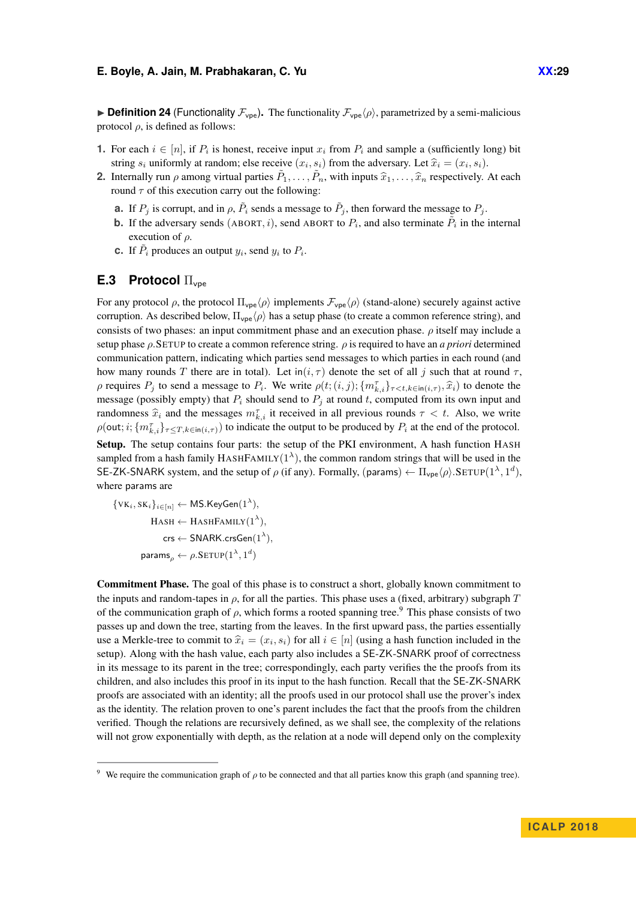▶ **Definition 24** (Functionality $\mathcal{F}_{\mathsf{vpe}}$)**.** The functionality $\mathcal{F}_{\mathsf{vpe}}\langle\rho\rangle$, parametrized by a semi-malicious protocol $\rho$, is defined as follows:

1. For each $i \in [n]$, if $P_i$ is honest, receive input $x_i$ from $P_i$ and sample a (sufficiently long) bit string $s_i$ uniformly at random; else receive $(x_i, s_i)$ from the adversary. Let $\widehat{x}_i = (x_i, s_i)$.
2. Internally run $\rho$ among virtual parties $\tilde{P}_1, \ldots, \tilde{P}_n$, with inputs $\widehat{x}_1, \ldots, \widehat{x}_n$ respectively. At each round $\tau$ of this execution carry out the following:
   a. If $P_j$ is corrupt, and in $\rho$, $\tilde{P}_i$ sends a message to $\tilde{P}_j$, then forward the message to $P_j$.
   b. If the adversary sends $(\text{ABORT}, i)$, send ABORT to $P_i$, and also terminate $\tilde{P}_i$ in the internal execution of $\rho$.
   c. If $\tilde{P}_i$ produces an output $y_i$, send $y_i$ to $P_i$.

## E.3 Protocol $\Pi_{\mathsf{vpe}}$

For any protocol $\rho$, the protocol $\Pi_{\mathsf{vpe}}\langle\rho\rangle$ implements $\mathcal{F}_{\mathsf{vpe}}\langle\rho\rangle$ (stand-alone) securely against active corruption. As described below, $\Pi_{\mathsf{vpe}}\langle\rho\rangle$ has a setup phase (to create a common reference string), and consists of two phases: an input commitment phase and an execution phase. $\rho$ itself may include a setup phase $\rho.\text{SETUP}$ to create a common reference string. $\rho$ is required to have an *a priori* determined communication pattern, indicating which parties send messages to which parties in each round (and how many rounds $T$ there are in total). Let $\mathsf{in}(i, \tau)$ denote the set of all $j$ such that at round $\tau$, $\rho$ requires $P_j$ to send a message to $P_i$. We write $\rho(t; (i, j); \{m^{\tau}_{k,i}\}_{\tau<t,k\in\mathsf{in}(i,\tau)}, \widehat{x}_i)$ to denote the message (possibly empty) that $P_i$ should send to $P_j$ at round $t$, computed from its own input and randomness $\widehat{x}_i$ and the messages $m^{\tau}_{k,i}$ it received in all previous rounds $\tau < t$. Also, we write $\rho(\mathsf{out}; i; \{m^{\tau}_{k,i}\}_{\tau\leq T,k\in\mathsf{in}(i,\tau)})$ to indicate the output to be produced by $P_i$ at the end of the protocol.

**Setup.** The setup contains four parts: the setup of the PKI environment, A hash function HASH sampled from a hash family $\text{HASHFAMILY}(1^{\lambda})$, the common random strings that will be used in the SE-ZK-SNARK system, and the setup of $\rho$ (if any). Formally, $(\mathsf{params}) \leftarrow \Pi_{\mathsf{vpe}}\langle\rho\rangle.\text{SETUP}(1^{\lambda}, 1^{d})$, where params are

$$\{\text{VK}_i, \text{SK}_i\}_{i\in[n]} \leftarrow \mathsf{MS.KeyGen}(1^{\lambda}),$$
$$\text{HASH} \leftarrow \text{HASHFAMILY}(1^{\lambda}),$$
$$\mathsf{crs} \leftarrow \mathsf{SNARK.crsGen}(1^{\lambda}),$$
$$\mathsf{params}_{\rho} \leftarrow \rho.\text{SETUP}(1^{\lambda}, 1^{d})$$

**Commitment Phase.** The goal of this phase is to construct a short, globally known commitment to the inputs and random-tapes in $\rho$, for all the parties. This phase uses a (fixed, arbitrary) subgraph $T$ of the communication graph of $\rho$, which forms a rooted spanning tree.[9] This phase consists of two passes up and down the tree, starting from the leaves. In the first upward pass, the parties essentially use a Merkle-tree to commit to $\widehat{x}_i = (x_i, s_i)$ for all $i \in [n]$ (using a hash function included in the setup). Along with the hash value, each party also includes a SE-ZK-SNARK proof of correctness in its message to its parent in the tree; correspondingly, each party verifies the the proofs from its children, and also includes this proof in its input to the hash function. Recall that the SE-ZK-SNARK proofs are associated with an identity; all the proofs used in our protocol shall use the prover's index as the identity. The relation proven to one's parent includes the fact that the proofs from the children verified. Though the relations are recursively defined, as we shall see, the complexity of the relations will not grow exponentially with depth, as the relation at a node will depend only on the complexity

[9] We require the communication graph of $\rho$ to be connected and that all parties know this graph (and spanning tree).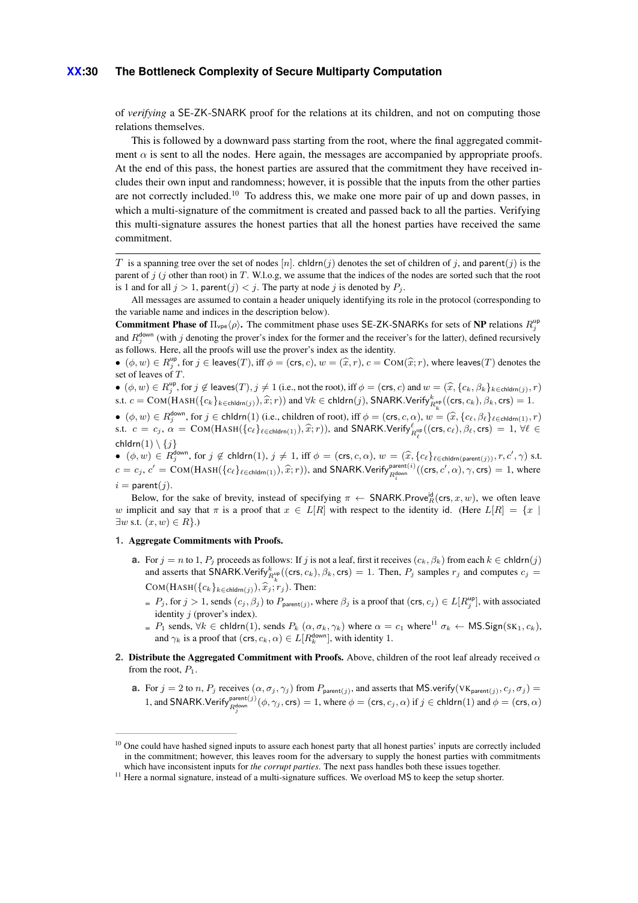of *verifying* a SE-ZK-SNARK proof for the relations at its children, and not on computing those relations themselves.

This is followed by a downward pass starting from the root, where the final aggregated commitment $\alpha$ is sent to all the nodes. Here again, the messages are accompanied by appropriate proofs. At the end of this pass, the honest parties are assured that the commitment they have received includes their own input and randomness; however, it is possible that the inputs from the other parties are not correctly included.[10] To address this, we make one more pair of up and down passes, in which a multi-signature of the commitment is created and passed back to all the parties. Verifying this multi-signature assures the honest parties that all the honest parties have received the same commitment.

---

$T$ is a spanning tree over the set of nodes $[n]$. $\mathsf{chldrn}(j)$ denotes the set of children of $j$, and $\mathsf{parent}(j)$ is the parent of $j$ ($j$ other than root) in $T$. W.l.o.g, we assume that the indices of the nodes are sorted such that the root is 1 and for all $j > 1$, $\mathsf{parent}(j) < j$. The party at node $j$ is denoted by $P_j$.

All messages are assumed to contain a header uniquely identifying its role in the protocol (corresponding to the variable name and indices in the description below).

**Commitment Phase of $\Pi_{\mathsf{vpe}}\langle\rho\rangle$.** The commitment phase uses SE-ZK-SNARKs for sets of **NP** relations $R_j^{\mathsf{up}}$ and $R_j^{\mathsf{down}}$ (with $j$ denoting the prover's index for the former and the receiver's for the latter), defined recursively as follows. Here, all the proofs will use the prover's index as the identity.

- $(\phi, w) \in R_j^{\mathsf{up}}$, for $j \in \mathsf{leaves}(T)$, iff $\phi = (\mathsf{crs}, c)$, $w = (\widehat{x}, r)$, $c = \mathrm{COM}(\widehat{x}; r)$, where $\mathsf{leaves}(T)$ denotes the set of leaves of $T$.
- $(\phi, w) \in R_j^{\mathsf{up}}$, for $j \notin \mathsf{leaves}(T)$, $j \neq 1$ (i.e., not the root), iff $\phi = (\mathsf{crs}, c)$ and $w = (\widehat{x}, \{c_k, \beta_k\}_{k\in\mathsf{chldrn}(j)}, r)$ s.t. $c = \mathrm{COM}(\mathrm{HASH}(\{c_k\}_{k\in\mathsf{chldrn}(j)}), \widehat{x}; r))$ and $\forall k \in \mathsf{chldrn}(j)$, $\mathsf{SNARK.Verify}^{k}_{R_k^{\mathsf{up}}}((\mathsf{crs}, c_k), \beta_k, \mathsf{crs}) = 1$.
- $(\phi, w) \in R_j^{\mathsf{down}}$, for $j \in \mathsf{chldrn}(1)$ (i.e., children of root), iff $\phi = (\mathsf{crs}, c, \alpha)$, $w = (\widehat{x}, \{c_\ell, \beta_\ell\}_{\ell\in\mathsf{chldrn}(1)}, r)$ s.t. $c = c_j$, $\alpha = \mathrm{COM}(\mathrm{HASH}(\{c_\ell\}_{\ell\in\mathsf{chldrn}(1)}), \widehat{x}; r))$, and $\mathsf{SNARK.Verify}^{\ell}_{R_\ell^{\mathsf{up}}}((\mathsf{crs}, c_\ell), \beta_\ell, \mathsf{crs}) = 1$, $\forall \ell \in \mathsf{chldrn}(1) \setminus \{j\}$
- $(\phi, w) \in R_j^{\mathsf{down}}$, for $j \notin \mathsf{chldrn}(1)$, $j \neq 1$, iff $\phi = (\mathsf{crs}, c, \alpha)$, $w = (\widehat{x}, \{c_\ell\}_{\ell\in\mathsf{chldrn}(\mathsf{parent}(j))}, r, c', \gamma)$ s.t. $c = c_j$, $c' = \mathrm{COM}(\mathrm{HASH}(\{c_\ell\}_{\ell\in\mathsf{chldrn}(1)}), \widehat{x}; r))$, and $\mathsf{SNARK.Verify}^{\mathsf{parent}(i)}_{R_i^{\mathsf{down}}}((\mathsf{crs}, c', \alpha), \gamma, \mathsf{crs}) = 1$, where $i = \mathsf{parent}(j)$.

Below, for the sake of brevity, instead of specifying $\pi \leftarrow \mathsf{SNARK.Prove}^{\mathsf{id}}_R(\mathsf{crs}, x, w)$, we often leave $w$ implicit and say that $\pi$ is a proof that $x \in L[R]$ with respect to the identity id. (Here $L[R] = \{x \mid \exists w \text{ s.t. } (x, w) \in R\}$.)

**1. Aggregate Commitments with Proofs.**

  **a.** For $j = n$ to 1, $P_j$ proceeds as follows: If $j$ is not a leaf, first it receives $(c_k, \beta_k)$ from each $k \in \mathsf{chldrn}(j)$ and asserts that $\mathsf{SNARK.Verify}^{k}_{R_k^{\mathsf{up}}}((\mathsf{crs}, c_k), \beta_k, \mathsf{crs}) = 1$. Then, $P_j$ samples $r_j$ and computes $c_j = \mathrm{COM}(\mathrm{HASH}(\{c_k\}_{k\in\mathsf{chldrn}(j)}), \widehat{x}_j; r_j)$. Then:
  - $P_j$, for $j > 1$, sends $(c_j, \beta_j)$ to $P_{\mathsf{parent}(j)}$, where $\beta_j$ is a proof that $(\mathsf{crs}, c_j) \in L[R_j^{\mathsf{up}}]$, with associated identity $j$ (prover's index).
  - $P_1$ sends, $\forall k \in \mathsf{chldrn}(1)$, sends $P_k$ $(\alpha, \sigma_k, \gamma_k)$ where $\alpha = c_1$ where[11] $\sigma_k \leftarrow \mathsf{MS.Sign}(\mathrm{SK}_1, c_k)$, and $\gamma_k$ is a proof that $(\mathsf{crs}, c_k, \alpha) \in L[R_k^{\mathsf{down}}]$, with identity 1.

**2. Distribute the Aggregated Commitment with Proofs.** Above, children of the root leaf already received $\alpha$ from the root, $P_1$.

  **a.** For $j = 2$ to $n$, $P_j$ receives $(\alpha, \sigma_j, \gamma_j)$ from $P_{\mathsf{parent}(j)}$, and asserts that $\mathsf{MS.verify}(\mathrm{VK}_{\mathsf{parent}(j)}, c_j, \sigma_j) = 1$, and $\mathsf{SNARK.Verify}^{\mathsf{parent}(j)}_{R_j^{\mathsf{down}}}(\phi, \gamma_j, \mathsf{crs}) = 1$, where $\phi = (\mathsf{crs}, c_j, \alpha)$ if $j \in \mathsf{chldrn}(1)$ and $\phi = (\mathsf{crs}, \alpha)$

---

[10] One could have hashed signed inputs to assure each honest party that all honest parties' inputs are correctly included in the commitment; however, this leaves room for the adversary to supply the honest parties with commitments which have inconsistent inputs for *the corrupt parties*. The next pass handles both these issues together.

[11] Here a normal signature, instead of a multi-signature suffices. We overload MS to keep the setup shorter.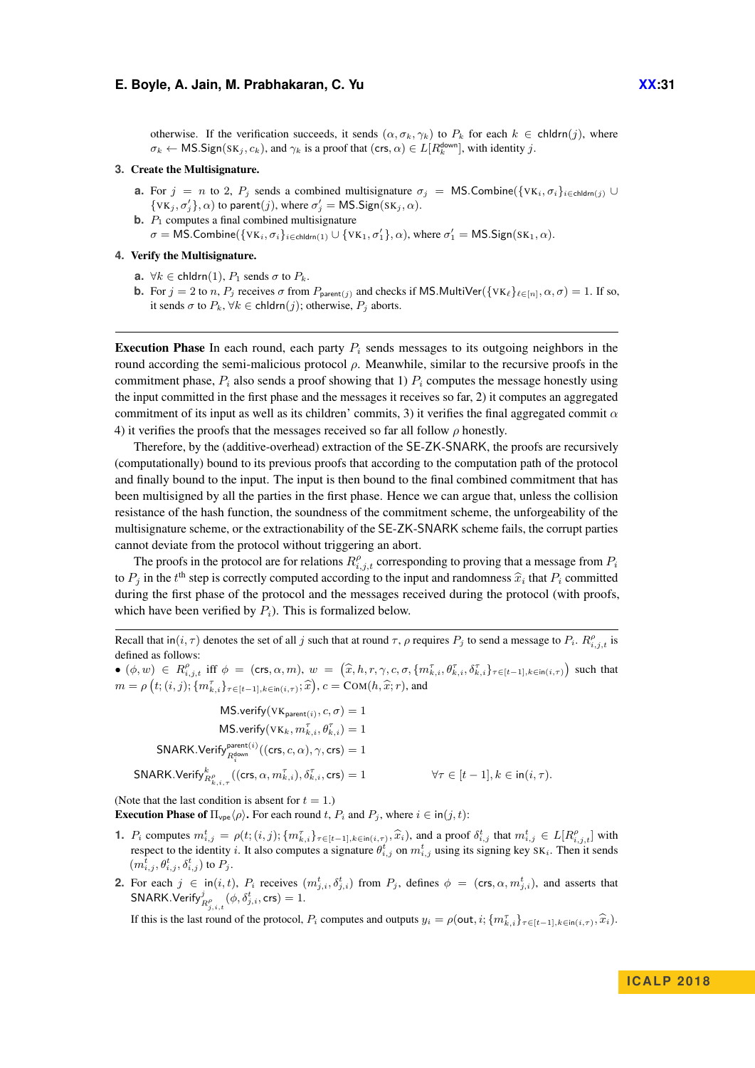otherwise. If the verification succeeds, it sends $(\alpha, \sigma_k, \gamma_k)$ to $P_k$ for each $k \in \mathsf{chldrn}(j)$, where $\sigma_k \leftarrow \mathsf{MS.Sign}(\text{SK}_j, c_k)$, and $\gamma_k$ is a proof that $(\mathsf{crs}, \alpha) \in L[R_k^{\mathsf{down}}]$, with identity $j$.

3. **Create the Multisignature.**
   a. For $j = n$ to 2, $P_j$ sends a combined multisignature $\sigma_j = \mathsf{MS.Combine}(\{\text{VK}_i, \sigma_i\}_{i \in \mathsf{chldrn}(j)} \cup \{\text{VK}_j, \sigma'_j\}, \alpha)$ to $\mathsf{parent}(j)$, where $\sigma'_j = \mathsf{MS.Sign}(\text{SK}_j, \alpha)$.
   b. $P_1$ computes a final combined multisignature $\sigma = \mathsf{MS.Combine}(\{\text{VK}_i, \sigma_i\}_{i \in \mathsf{chldrn}(1)} \cup \{\text{VK}_1, \sigma'_1\}, \alpha)$, where $\sigma'_1 = \mathsf{MS.Sign}(\text{SK}_1, \alpha)$.

4. **Verify the Multisignature.**
   a. $\forall k \in \mathsf{chldrn}(1)$, $P_1$ sends $\sigma$ to $P_k$.
   b. For $j = 2$ to $n$, $P_j$ receives $\sigma$ from $P_{\mathsf{parent}(j)}$ and checks if $\mathsf{MS.MultiVer}(\{\text{VK}_\ell\}_{\ell \in [n]}, \alpha, \sigma) = 1$. If so, it sends $\sigma$ to $P_k, \forall k \in \mathsf{chldrn}(j)$; otherwise, $P_j$ aborts.

---

**Execution Phase** In each round, each party $P_i$ sends messages to its outgoing neighbors in the round according the semi-malicious protocol $\rho$. Meanwhile, similar to the recursive proofs in the commitment phase, $P_i$ also sends a proof showing that 1) $P_i$ computes the message honestly using the input committed in the first phase and the messages it receives so far, 2) it computes an aggregated commitment of its input as well as its children' commits, 3) it verifies the final aggregated commit $\alpha$ 4) it verifies the proofs that the messages received so far all follow $\rho$ honestly.

Therefore, by the (additive-overhead) extraction of the SE-ZK-SNARK, the proofs are recursively (computationally) bound to its previous proofs that according to the computation path of the protocol and finally bound to the input. The input is then bound to the final combined commitment that has been multisigned by all the parties in the first phase. Hence we can argue that, unless the collision resistance of the hash function, the soundness of the commitment scheme, the unforgeability of the multisignature scheme, or the extractability of the SE-ZK-SNARK scheme fails, the corrupt parties cannot deviate from the protocol without triggering an abort.

The proofs in the protocol are for relations $R^\rho_{i,j,t}$ corresponding to proving that a message from $P_i$ to $P_j$ in the $t^{\text{th}}$ step is correctly computed according to the input and randomness $\widehat{x}_i$ that $P_i$ committed during the first phase of the protocol and the messages received during the protocol (with proofs, which have been verified by $P_i$). This is formalized below.

---

Recall that $\mathsf{in}(i, \tau)$ denotes the set of all $j$ such that at round $\tau$, $\rho$ requires $P_j$ to send a message to $P_i$. $R^\rho_{i,j,t}$ is defined as follows:

- $(\phi, w) \in R^\rho_{i,j,t}$ iff $\phi = (\mathsf{crs}, \alpha, m)$, $w = \left(\widehat{x}, h, r, \gamma, c, \sigma, \{m^\tau_{k,i}, \theta^\tau_{k,i}, \delta^\tau_{k,i}\}_{\tau \in [t-1], k \in \mathsf{in}(i,\tau)}\right)$ such that $m = \rho\left(t; (i,j); \{m^\tau_{k,i}\}_{\tau \in [t-1], k \in \mathsf{in}(i,\tau)}; \widehat{x}\right)$, $c = \textsc{Com}(h, \widehat{x}; r)$, and

$$\mathsf{MS.verify}(\text{VK}_{\mathsf{parent}(i)}, c, \sigma) = 1$$
$$\mathsf{MS.verify}(\text{VK}_k, m^\tau_{k,i}, \theta^\tau_{k,i}) = 1$$
$$\mathsf{SNARK.Verify}^{\mathsf{parent}(i)}_{R_i^{\mathsf{down}}}((\mathsf{crs}, c, \alpha), \gamma, \mathsf{crs}) = 1$$
$$\mathsf{SNARK.Verify}^k_{R^\rho_{k,i,\tau}}((\mathsf{crs}, \alpha, m^\tau_{k,i}), \delta^\tau_{k,i}, \mathsf{crs}) = 1 \qquad \forall \tau \in [t-1], k \in \mathsf{in}(i,\tau).$$

(Note that the last condition is absent for $t = 1$.)

**Execution Phase of $\Pi_{\mathsf{vpe}}\langle\rho\rangle$.** For each round $t$, $P_i$ and $P_j$, where $i \in \mathsf{in}(j,t)$:

1. $P_i$ computes $m^t_{i,j} = \rho(t; (i,j); \{m^\tau_{k,i}\}_{\tau \in [t-1], k \in \mathsf{in}(i,\tau)}, \widehat{x}_i)$, and a proof $\delta^t_{i,j}$ that $m^t_{i,j} \in L[R^\rho_{i,j,t}]$ with respect to the identity $i$. It also computes a signature $\theta^t_{i,j}$ on $m^t_{i,j}$ using its signing key $\text{SK}_i$. Then it sends $(m^t_{i,j}, \theta^t_{i,j}, \delta^t_{i,j})$ to $P_j$.
2. For each $j \in \mathsf{in}(i,t)$, $P_i$ receives $(m^t_{j,i}, \delta^t_{j,i})$ from $P_j$, defines $\phi = (\mathsf{crs}, \alpha, m^t_{j,i})$, and asserts that $\mathsf{SNARK.Verify}^j_{R^\rho_{j,i,t}}(\phi, \delta^t_{j,i}, \mathsf{crs}) = 1$.

   If this is the last round of the protocol, $P_i$ computes and outputs $y_i = \rho(\mathsf{out}, i; \{m^\tau_{k,i}\}_{\tau \in [t-1], k \in \mathsf{in}(i,\tau)}, \widehat{x}_i)$.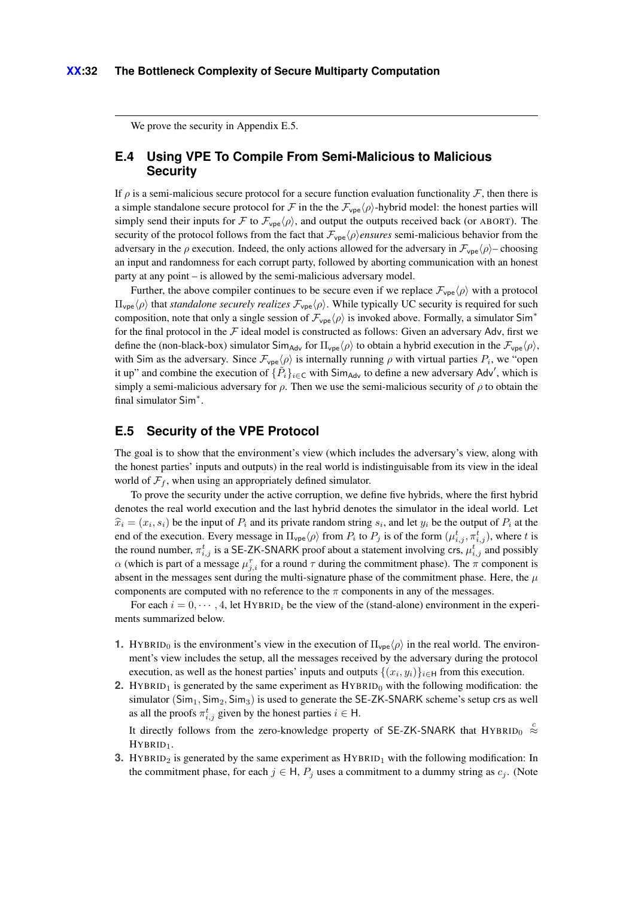We prove the security in Appendix E.5.

## E.4 Using VPE To Compile From Semi-Malicious to Malicious Security

If $\rho$ is a semi-malicious secure protocol for a secure function evaluation functionality $\mathcal{F}$, then there is a simple standalone secure protocol for $\mathcal{F}$ in the the $\mathcal{F}_{\mathsf{vpe}}\langle\rho\rangle$-hybrid model: the honest parties will simply send their inputs for $\mathcal{F}$ to $\mathcal{F}_{\mathsf{vpe}}\langle\rho\rangle$, and output the outputs received back (or ABORT). The security of the protocol follows from the fact that $\mathcal{F}_{\mathsf{vpe}}\langle\rho\rangle$ *ensures* semi-malicious behavior from the adversary in the $\rho$ execution. Indeed, the only actions allowed for the adversary in $\mathcal{F}_{\mathsf{vpe}}\langle\rho\rangle$– choosing an input and randomness for each corrupt party, followed by aborting communication with an honest party at any point – is allowed by the semi-malicious adversary model.

Further, the above compiler continues to be secure even if we replace $\mathcal{F}_{\mathsf{vpe}}\langle\rho\rangle$ with a protocol $\Pi_{\mathsf{vpe}}\langle\rho\rangle$ that *standalone securely realizes* $\mathcal{F}_{\mathsf{vpe}}\langle\rho\rangle$. While typically UC security is required for such composition, note that only a single session of $\mathcal{F}_{\mathsf{vpe}}\langle\rho\rangle$ is invoked above. Formally, a simulator $\mathsf{Sim}^*$ for the final protocol in the $\mathcal{F}$ ideal model is constructed as follows: Given an adversary $\mathsf{Adv}$, first we define the (non-black-box) simulator $\mathsf{Sim}_{\mathsf{Adv}}$ for $\Pi_{\mathsf{vpe}}\langle\rho\rangle$ to obtain a hybrid execution in the $\mathcal{F}_{\mathsf{vpe}}\langle\rho\rangle$, with $\mathsf{Sim}$ as the adversary. Since $\mathcal{F}_{\mathsf{vpe}}\langle\rho\rangle$ is internally running $\rho$ with virtual parties $P_i$, we "open it up" and combine the execution of $\{\tilde{P}_i\}_{i\in\mathsf{C}}$ with $\mathsf{Sim}_{\mathsf{Adv}}$ to define a new adversary $\mathsf{Adv}'$, which is simply a semi-malicious adversary for $\rho$. Then we use the semi-malicious security of $\rho$ to obtain the final simulator $\mathsf{Sim}^*$.

## E.5 Security of the VPE Protocol

The goal is to show that the environment's view (which includes the adversary's view, along with the honest parties' inputs and outputs) in the real world is indistinguishable from its view in the ideal world of $\mathcal{F}_f$, when using an appropriately defined simulator.

To prove the security under the active corruption, we define five hybrids, where the first hybrid denotes the real world execution and the last hybrid denotes the simulator in the ideal world. Let $\widehat{x}_i = (x_i, s_i)$ be the input of $P_i$ and its private random string $s_i$, and let $y_i$ be the output of $P_i$ at the end of the execution. Every message in $\Pi_{\mathsf{vpe}}\langle\rho\rangle$ from $P_i$ to $P_j$ is of the form $(\mu^t_{i,j}, \pi^t_{i,j})$, where $t$ is the round number, $\pi^t_{i,j}$ is a SE-ZK-SNARK proof about a statement involving $\mathsf{crs}$, $\mu^t_{i,j}$ and possibly $\alpha$ (which is part of a message $\mu^\tau_{j,i}$ for a round $\tau$ during the commitment phase). The $\pi$ component is absent in the messages sent during the multi-signature phase of the commitment phase. Here, the $\mu$ components are computed with no reference to the $\pi$ components in any of the messages.

For each $i = 0, \cdots, 4$, let HYBRID$_i$ be the view of the (stand-alone) environment in the experiments summarized below.

1. HYBRID$_0$ is the environment's view in the execution of $\Pi_{\mathsf{vpe}}\langle\rho\rangle$ in the real world. The environment's view includes the setup, all the messages received by the adversary during the protocol execution, as well as the honest parties' inputs and outputs $\{(x_i, y_i)\}_{i\in\mathsf{H}}$ from this execution.
2. HYBRID$_1$ is generated by the same experiment as HYBRID$_0$ with the following modification: the simulator $(\mathsf{Sim}_1, \mathsf{Sim}_2, \mathsf{Sim}_3)$ is used to generate the SE-ZK-SNARK scheme's setup $\mathsf{crs}$ as well as all the proofs $\pi^t_{i,j}$ given by the honest parties $i \in \mathsf{H}$.

   It directly follows from the zero-knowledge property of SE-ZK-SNARK that HYBRID$_0$ $\stackrel{c}{\approx}$ HYBRID$_1$.
3. HYBRID$_2$ is generated by the same experiment as HYBRID$_1$ with the following modification: In the commitment phase, for each $j \in \mathsf{H}$, $P_j$ uses a commitment to a dummy string as $c_j$. (Note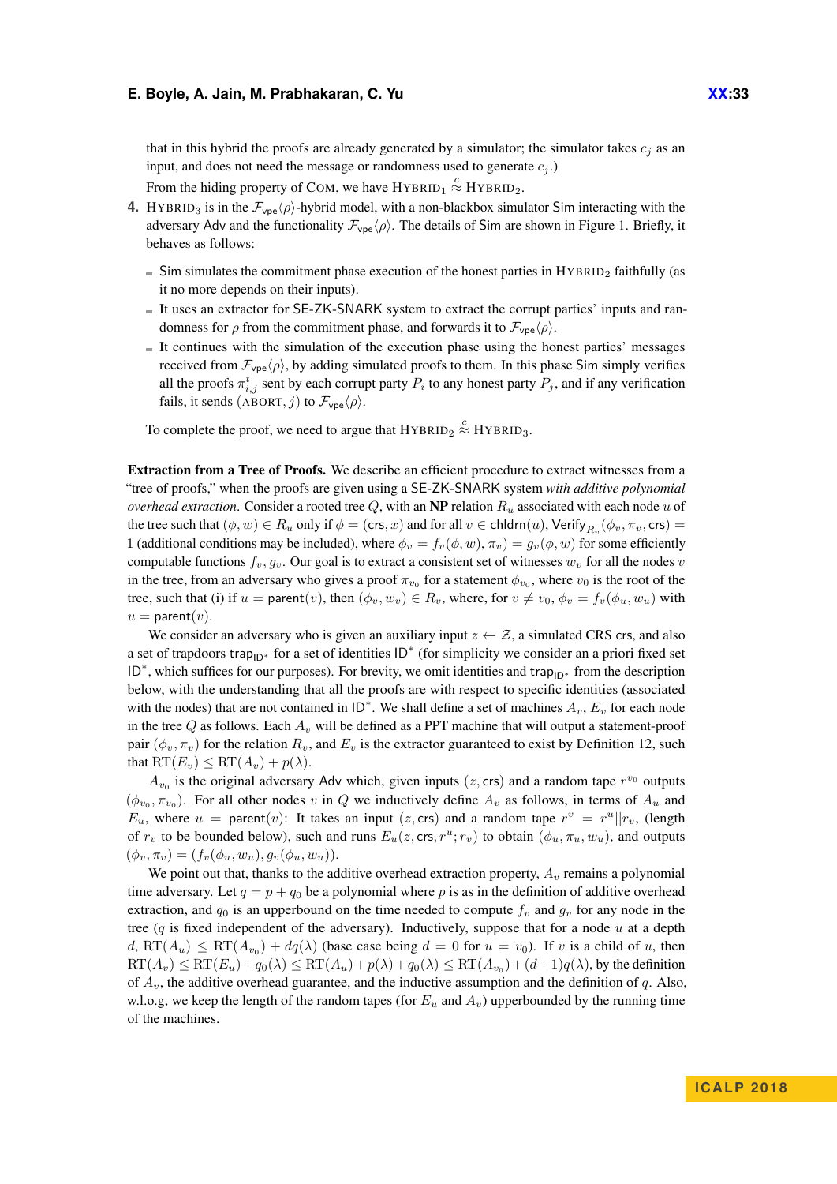that in this hybrid the proofs are already generated by a simulator; the simulator takes $c_j$ as an input, and does not need the message or randomness used to generate $c_j$.)

From the hiding property of COM, we have HYBRID$_1 \overset{c}{\approx}$ HYBRID$_2$.

4. HYBRID$_3$ is in the $\mathcal{F}_{\mathsf{vpe}}\langle\rho\rangle$-hybrid model, with a non-blackbox simulator Sim interacting with the adversary Adv and the functionality $\mathcal{F}_{\mathsf{vpe}}\langle\rho\rangle$. The details of Sim are shown in Figure 1. Briefly, it behaves as follows:
   - Sim simulates the commitment phase execution of the honest parties in HYBRID$_2$ faithfully (as it no more depends on their inputs).
   - It uses an extractor for SE-ZK-SNARK system to extract the corrupt parties' inputs and randomness for $\rho$ from the commitment phase, and forwards it to $\mathcal{F}_{\mathsf{vpe}}\langle\rho\rangle$.
   - It continues with the simulation of the execution phase using the honest parties' messages received from $\mathcal{F}_{\mathsf{vpe}}\langle\rho\rangle$, by adding simulated proofs to them. In this phase Sim simply verifies all the proofs $\pi^t_{i,j}$ sent by each corrupt party $P_i$ to any honest party $P_j$, and if any verification fails, it sends (ABORT, $j$) to $\mathcal{F}_{\mathsf{vpe}}\langle\rho\rangle$.

   To complete the proof, we need to argue that HYBRID$_2 \overset{c}{\approx}$ HYBRID$_3$.

**Extraction from a Tree of Proofs.** We describe an efficient procedure to extract witnesses from a "tree of proofs," when the proofs are given using a SE-ZK-SNARK system *with additive polynomial overhead extraction*. Consider a rooted tree $Q$, with an **NP** relation $R_u$ associated with each node $u$ of the tree such that $(\phi, w) \in R_u$ only if $\phi = (\mathsf{crs}, x)$ and for all $v \in \mathsf{chldrn}(u)$, $\mathsf{Verify}_{R_v}(\phi_v, \pi_v, \mathsf{crs}) = 1$ (additional conditions may be included), where $\phi_v = f_v(\phi, w)$, $\pi_v) = g_v(\phi, w)$ for some efficiently computable functions $f_v, g_v$. Our goal is to extract a consistent set of witnesses $w_v$ for all the nodes $v$ in the tree, from an adversary who gives a proof $\pi_{v_0}$ for a statement $\phi_{v_0}$, where $v_0$ is the root of the tree, such that (i) if $u = \mathsf{parent}(v)$, then $(\phi_v, w_v) \in R_v$, where, for $v \neq v_0$, $\phi_v = f_v(\phi_u, w_u)$ with $u = \mathsf{parent}(v)$.

We consider an adversary who is given an auxiliary input $z \leftarrow \mathcal{Z}$, a simulated CRS crs, and also a set of trapdoors $\mathsf{trap}_{\mathsf{ID}^*}$ for a set of identities $\mathsf{ID}^*$ (for simplicity we consider an a priori fixed set $\mathsf{ID}^*$, which suffices for our purposes). For brevity, we omit identities and $\mathsf{trap}_{\mathsf{ID}^*}$ from the description below, with the understanding that all the proofs are with respect to specific identities (associated with the nodes) that are not contained in $\mathsf{ID}^*$. We shall define a set of machines $A_v$, $E_v$ for each node in the tree $Q$ as follows. Each $A_v$ will be defined as a PPT machine that will output a statement-proof pair $(\phi_v, \pi_v)$ for the relation $R_v$, and $E_v$ is the extractor guaranteed to exist by Definition 12, such that $\mathrm{RT}(E_v) \leq \mathrm{RT}(A_v) + p(\lambda)$.

$A_{v_0}$ is the original adversary Adv which, given inputs $(z, \mathsf{crs})$ and a random tape $r^{v_0}$ outputs $(\phi_{v_0}, \pi_{v_0})$. For all other nodes $v$ in $Q$ we inductively define $A_v$ as follows, in terms of $A_u$ and $E_u$, where $u = \mathsf{parent}(v)$: It takes an input $(z, \mathsf{crs})$ and a random tape $r^v = r^u || r_v$, (length of $r_v$ to be bounded below), such and runs $E_u(z, \mathsf{crs}, r^u; r_v)$ to obtain $(\phi_u, \pi_u, w_u)$, and outputs $(\phi_v, \pi_v) = (f_v(\phi_u, w_u), g_v(\phi_u, w_u))$.

We point out that, thanks to the additive overhead extraction property, $A_v$ remains a polynomial time adversary. Let $q = p + q_0$ be a polynomial where $p$ is as in the definition of additive overhead extraction, and $q_0$ is an upperbound on the time needed to compute $f_v$ and $g_v$ for any node in the tree ($q$ is fixed independent of the adversary). Inductively, suppose that for a node $u$ at a depth $d$, $\mathrm{RT}(A_u) \leq \mathrm{RT}(A_{v_0}) + dq(\lambda)$ (base case being $d = 0$ for $u = v_0$). If $v$ is a child of $u$, then $\mathrm{RT}(A_v) \leq \mathrm{RT}(E_u) + q_0(\lambda) \leq \mathrm{RT}(A_u) + p(\lambda) + q_0(\lambda) \leq \mathrm{RT}(A_{v_0}) + (d+1)q(\lambda)$, by the definition of $A_v$, the additive overhead guarantee, and the inductive assumption and the definition of $q$. Also, w.l.o.g, we keep the length of the random tapes (for $E_u$ and $A_v$) upperbounded by the running time of the machines.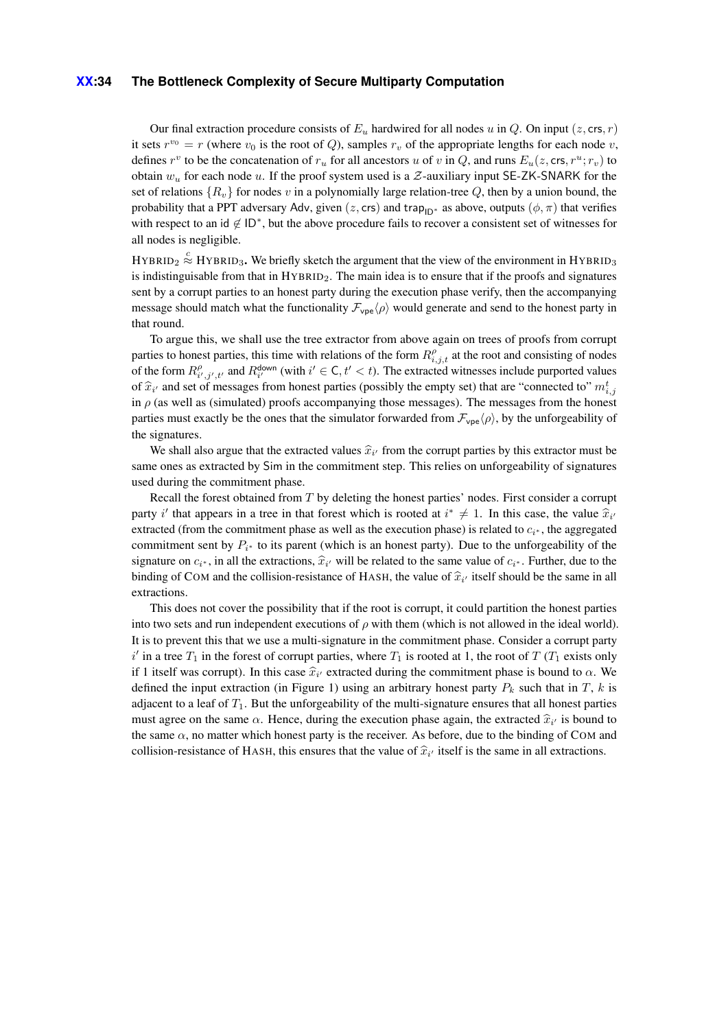Our final extraction procedure consists of $E_u$ hardwired for all nodes $u$ in $Q$. On input $(z, \mathsf{crs}, r)$ it sets $r^{v_0} = r$ (where $v_0$ is the root of $Q$), samples $r_v$ of the appropriate lengths for each node $v$, defines $r^v$ to be the concatenation of $r_u$ for all ancestors $u$ of $v$ in $Q$, and runs $E_u(z, \mathsf{crs}, r^u; r_v)$ to obtain $w_u$ for each node $u$. If the proof system used is a $\mathcal{Z}$-auxiliary input SE-ZK-SNARK for the set of relations $\{R_v\}$ for nodes $v$ in a polynomially large relation-tree $Q$, then by a union bound, the probability that a PPT adversary Adv, given $(z, \mathsf{crs})$ and $\mathsf{trap}_{\mathsf{ID}^*}$ as above, outputs $(\phi, \pi)$ that verifies with respect to an id $\notin \mathsf{ID}^*$, but the above procedure fails to recover a consistent set of witnesses for all nodes is negligible.

$\text{HYBRID}_2 \overset{c}{\approx} \text{HYBRID}_3$. We briefly sketch the argument that the view of the environment in $\text{HYBRID}_3$ is indistinguishable from that in $\text{HYBRID}_2$. The main idea is to ensure that if the proofs and signatures sent by a corrupt parties to an honest party during the execution phase verify, then the accompanying message should match what the functionality $\mathcal{F}_{\mathsf{vpe}}\langle\rho\rangle$ would generate and send to the honest party in that round.

To argue this, we shall use the tree extractor from above again on trees of proofs from corrupt parties to honest parties, this time with relations of the form $R^{\rho}_{i,j,t}$ at the root and consisting of nodes of the form $R^{\rho}_{i',j',t'}$ and $R^{\mathsf{down}}_{i'}$ (with $i' \in \mathsf{C}, t' < t$). The extracted witnesses include purported values of $\widehat{x}_{i'}$ and set of messages from honest parties (possibly the empty set) that are "connected to" $m^t_{i,j}$ in $\rho$ (as well as (simulated) proofs accompanying those messages). The messages from the honest parties must exactly be the ones that the simulator forwarded from $\mathcal{F}_{\mathsf{vpe}}\langle\rho\rangle$, by the unforgeability of the signatures.

We shall also argue that the extracted values $\widehat{x}_{i'}$ from the corrupt parties by this extractor must be same ones as extracted by Sim in the commitment step. This relies on unforgeability of signatures used during the commitment phase.

Recall the forest obtained from $T$ by deleting the honest parties' nodes. First consider a corrupt party $i'$ that appears in a tree in that forest which is rooted at $i^* \neq 1$. In this case, the value $\widehat{x}_{i'}$ extracted (from the commitment phase as well as the execution phase) is related to $c_{i^*}$, the aggregated commitment sent by $P_{i^*}$ to its parent (which is an honest party). Due to the unforgeability of the signature on $c_{i^*}$, in all the extractions, $\widehat{x}_{i'}$ will be related to the same value of $c_{i^*}$. Further, due to the binding of COM and the collision-resistance of HASH, the value of $\widehat{x}_{i'}$ itself should be the same in all extractions.

This does not cover the possibility that if the root is corrupt, it could partition the honest parties into two sets and run independent executions of $\rho$ with them (which is not allowed in the ideal world). It is to prevent this that we use a multi-signature in the commitment phase. Consider a corrupt party $i'$ in a tree $T_1$ in the forest of corrupt parties, where $T_1$ is rooted at 1, the root of $T$ ($T_1$ exists only if 1 itself was corrupt). In this case $\widehat{x}_{i'}$ extracted during the commitment phase is bound to $\alpha$. We defined the input extraction (in Figure 1) using an arbitrary honest party $P_k$ such that in $T$, $k$ is adjacent to a leaf of $T_1$. But the unforgeability of the multi-signature ensures that all honest parties must agree on the same $\alpha$. Hence, during the execution phase again, the extracted $\widehat{x}_{i'}$ is bound to the same $\alpha$, no matter which honest party is the receiver. As before, due to the binding of COM and collision-resistance of HASH, this ensures that the value of $\widehat{x}_{i'}$ itself is the same in all extractions.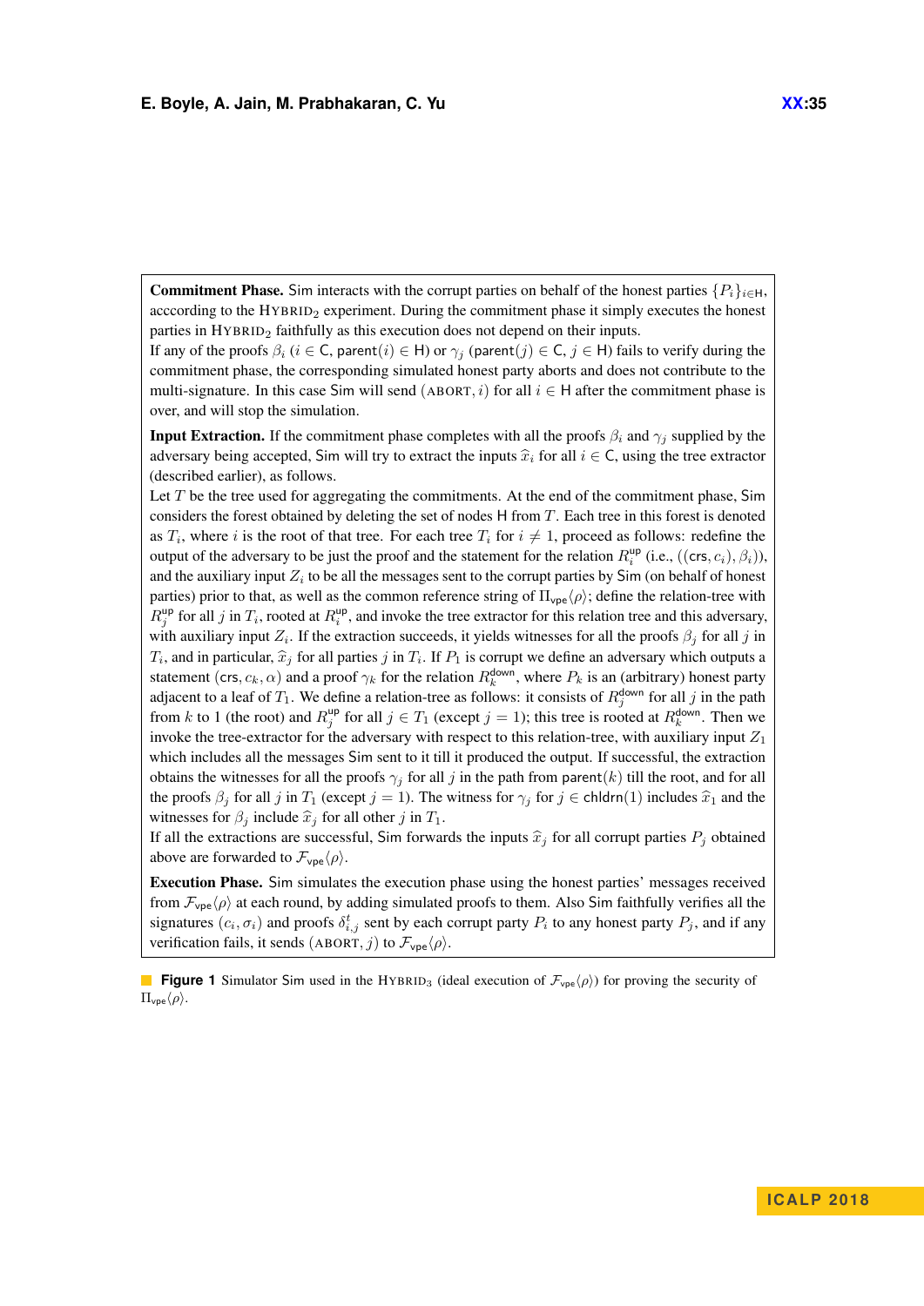**Commitment Phase.** Sim interacts with the corrupt parties on behalf of the honest parties $\{P_i\}_{i \in \mathsf{H}}$, acccording to the $\text{HYBRID}_2$ experiment. During the commitment phase it simply executes the honest parties in $\text{HYBRID}_2$ faithfully as this execution does not depend on their inputs.

If any of the proofs $\beta_i$ ($i \in \mathsf{C}$, $\mathsf{parent}(i) \in \mathsf{H}$) or $\gamma_j$ ($\mathsf{parent}(j) \in \mathsf{C}$, $j \in \mathsf{H}$) fails to verify during the commitment phase, the corresponding simulated honest party aborts and does not contribute to the multi-signature. In this case Sim will send $(\text{ABORT}, i)$ for all $i \in \mathsf{H}$ after the commitment phase is over, and will stop the simulation.

**Input Extraction.** If the commitment phase completes with all the proofs $\beta_i$ and $\gamma_j$ supplied by the adversary being accepted, Sim will try to extract the inputs $\widehat{x}_i$ for all $i \in \mathsf{C}$, using the tree extractor (described earlier), as follows.

Let $T$ be the tree used for aggregating the commitments. At the end of the commitment phase, Sim considers the forest obtained by deleting the set of nodes H from $T$. Each tree in this forest is denoted as $T_i$, where $i$ is the root of that tree. For each tree $T_i$ for $i \neq 1$, proceed as follows: redefine the output of the adversary to be just the proof and the statement for the relation $R_i^{\mathsf{up}}$ (i.e., $((\mathsf{crs}, c_i), \beta_i)$), and the auxiliary input $Z_i$ to be all the messages sent to the corrupt parties by Sim (on behalf of honest parties) prior to that, as well as the common reference string of $\Pi_{\mathsf{vpe}}\langle\rho\rangle$; define the relation-tree with $R_j^{\mathsf{up}}$ for all $j$ in $T_i$, rooted at $R_i^{\mathsf{up}}$, and invoke the tree extractor for this relation tree and this adversary, with auxiliary input $Z_i$. If the extraction succeeds, it yields witnesses for all the proofs $\beta_j$ for all $j$ in $T_i$, and in particular, $\widehat{x}_j$ for all parties $j$ in $T_i$. If $P_1$ is corrupt we define an adversary which outputs a statement $(\mathsf{crs}, c_k, \alpha)$ and a proof $\gamma_k$ for the relation $R_k^{\mathsf{down}}$, where $P_k$ is an (arbitrary) honest party adjacent to a leaf of $T_1$. We define a relation-tree as follows: it consists of $R_j^{\mathsf{down}}$ for all $j$ in the path from $k$ to 1 (the root) and $R_j^{\mathsf{up}}$ for all $j \in T_1$ (except $j = 1$); this tree is rooted at $R_k^{\mathsf{down}}$. Then we invoke the tree-extractor for the adversary with respect to this relation-tree, with auxiliary input $Z_1$ which includes all the messages Sim sent to it till it produced the output. If successful, the extraction obtains the witnesses for all the proofs $\gamma_j$ for all $j$ in the path from $\mathsf{parent}(k)$ till the root, and for all the proofs $\beta_j$ for all $j$ in $T_1$ (except $j = 1$). The witness for $\gamma_j$ for $j \in \mathsf{chldrn}(1)$ includes $\widehat{x}_1$ and the witnesses for $\beta_j$ include $\widehat{x}_j$ for all other $j$ in $T_1$.

If all the extractions are successful, Sim forwards the inputs $\widehat{x}_j$ for all corrupt parties $P_j$ obtained above are forwarded to $\mathcal{F}_{\mathsf{vpe}}\langle\rho\rangle$.

**Execution Phase.** Sim simulates the execution phase using the honest parties' messages received from $\mathcal{F}_{\mathsf{vpe}}\langle\rho\rangle$ at each round, by adding simulated proofs to them. Also Sim faithfully verifies all the signatures $(c_i, \sigma_i)$ and proofs $\delta_{i,j}^t$ sent by each corrupt party $P_i$ to any honest party $P_j$, and if any verification fails, it sends $(\text{ABORT}, j)$ to $\mathcal{F}_{\mathsf{vpe}}\langle\rho\rangle$.

**Figure 1** Simulator Sim used in the $\text{HYBRID}_3$ (ideal execution of $\mathcal{F}_{\mathsf{vpe}}\langle\rho\rangle$) for proving the security of $\Pi_{\mathsf{vpe}}\langle\rho\rangle$.